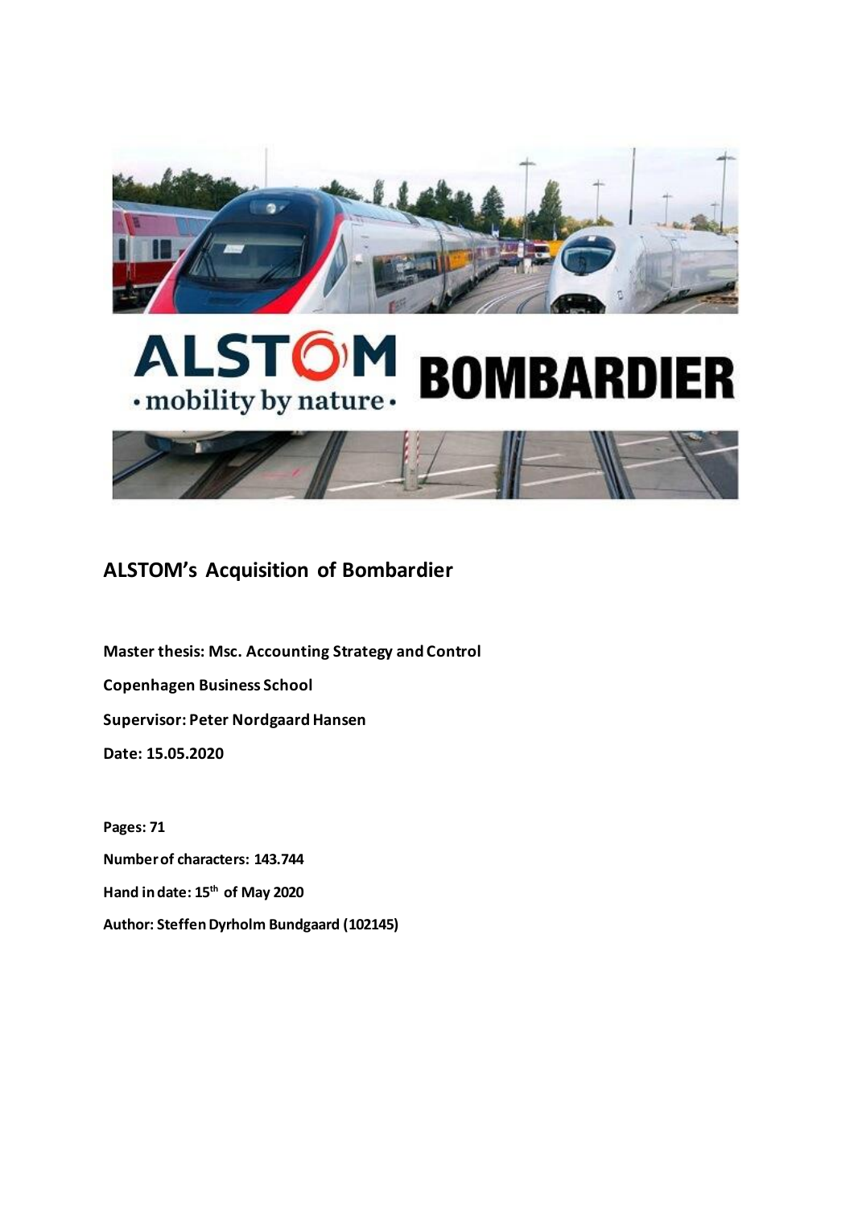## ALSTOM's Acquisition of Bombardier

**Master thesis: Msc. Accounting Strategy and Control**

**Copenhagen Business School**

**Supervisor: Peter Nordgaard Hansen**

**Date: 15.05.2020**

**Pages: 71**

**Number of characters: 143.744**

**Hand in date: 15th of May 2020**

**Author: Steffen Dyrholm Bundgaard (102145)**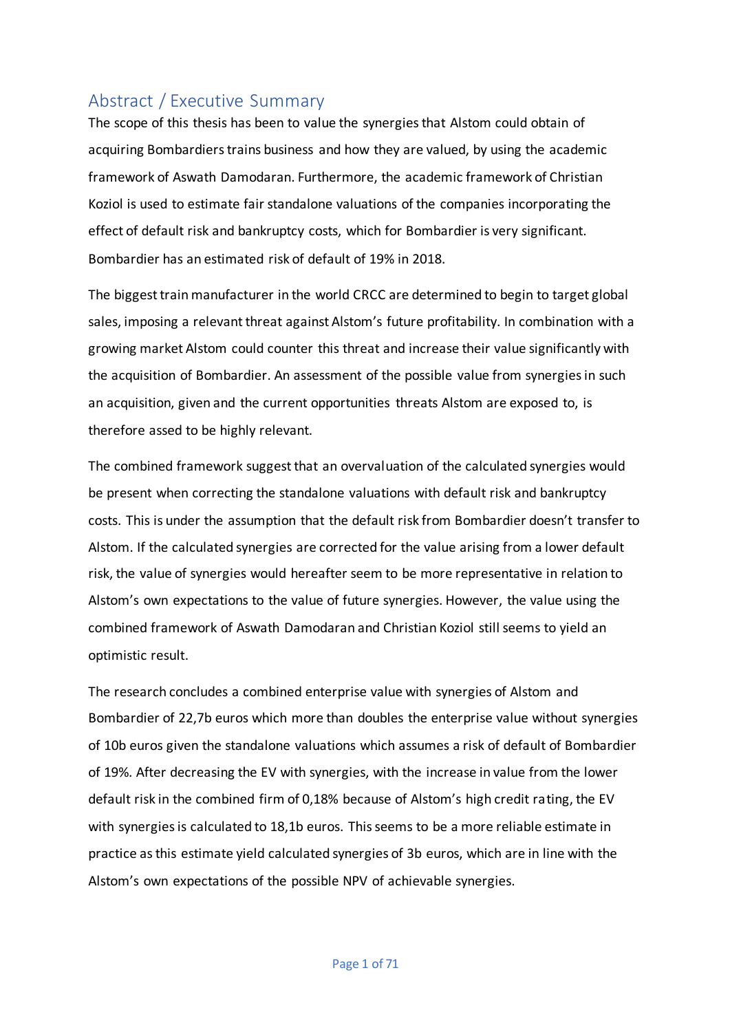## Abstract / Executive Summary

The scope of this thesis has been to value the synergies that Alstom could obtain of acquiring Bombardiers trains business and how they are valued, by using the academic framework of Aswath Damodaran. Furthermore, the academic framework of Christian Koziol is used to estimate fair standalone valuations of the companies incorporating the effect of default risk and bankruptcy costs, which for Bombardier is very significant. Bombardier has an estimated risk of default of 19% in 2018.

The biggest train manufacturer in the world CRCC are determined to begin to target global sales, imposing a relevant threat against Alstom's future profitability. In combination with a growing market Alstom could counter this threat and increase their value significantly with the acquisition of Bombardier. An assessment of the possible value from synergies in such an acquisition, given and the current opportunities threats Alstom are exposed to, is therefore assed to be highly relevant.

The combined framework suggest that an overvaluation of the calculated synergies would be present when correcting the standalone valuations with default risk and bankruptcy costs. This is under the assumption that the default risk from Bombardier doesn't transfer to Alstom. If the calculated synergies are corrected for the value arising from a lower default risk, the value of synergies would hereafter seem to be more representative in relation to Alstom's own expectations to the value of future synergies. However, the value using the combined framework of Aswath Damodaran and Christian Koziol still seems to yield an optimistic result.

The research concludes a combined enterprise value with synergies of Alstom and Bombardier of 22,7b euros which more than doubles the enterprise value without synergies of 10b euros given the standalone valuations which assumes a risk of default of Bombardier of 19%. After decreasing the EV with synergies, with the increase in value from the lower default risk in the combined firm of 0,18% because of Alstom's high credit rating, the EV with synergies is calculated to 18,1b euros. This seems to be a more reliable estimate in practice as this estimate yield calculated synergies of 3b euros, which are in line with the Alstom's own expectations of the possible NPV of achievable synergies.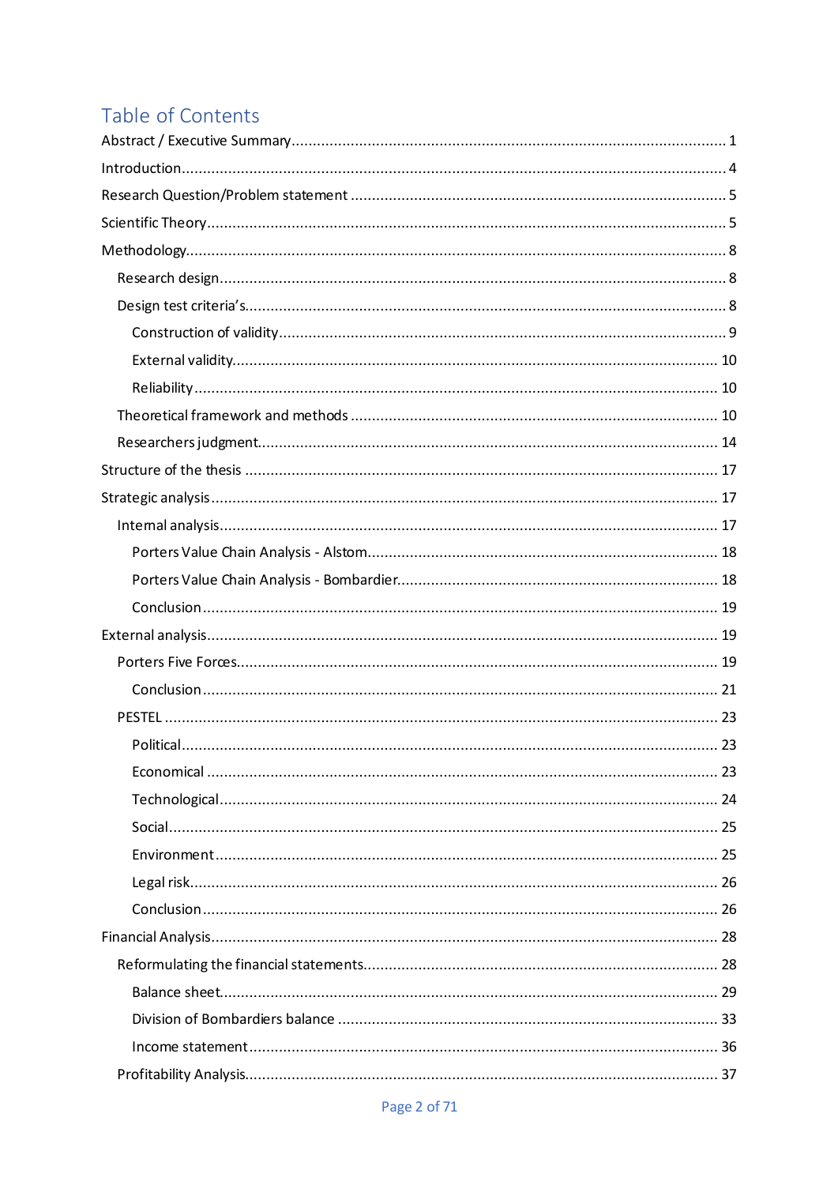# Table of Contents

- Abstract / Executive Summary ..... 1
- Introduction ..... 4
- Research Question/Problem statement ..... 5
- Scientific Theory ..... 5
- Methodology ..... 8
  - Research design ..... 8
  - Design test criteria's ..... 8
    - Construction of validity ..... 9
    - External validity ..... 10
    - Reliability ..... 10
  - Theoretical framework and methods ..... 10
  - Researchers judgment ..... 14
- Structure of the thesis ..... 17
- Strategic analysis ..... 17
  - Internal analysis ..... 17
    - Porters Value Chain Analysis - Alstom ..... 18
    - Porters Value Chain Analysis - Bombardier ..... 18
    - Conclusion ..... 19
- External analysis ..... 19
  - Porters Five Forces ..... 19
    - Conclusion ..... 21
  - PESTEL ..... 23
    - Political ..... 23
    - Economical ..... 23
    - Technological ..... 24
    - Social ..... 25
    - Environment ..... 25
    - Legal risk ..... 26
    - Conclusion ..... 26
- Financial Analysis ..... 28
  - Reformulating the financial statements ..... 28
    - Balance sheet ..... 29
    - Division of Bombardiers balance ..... 33
    - Income statement ..... 36
  - Profitability Analysis ..... 37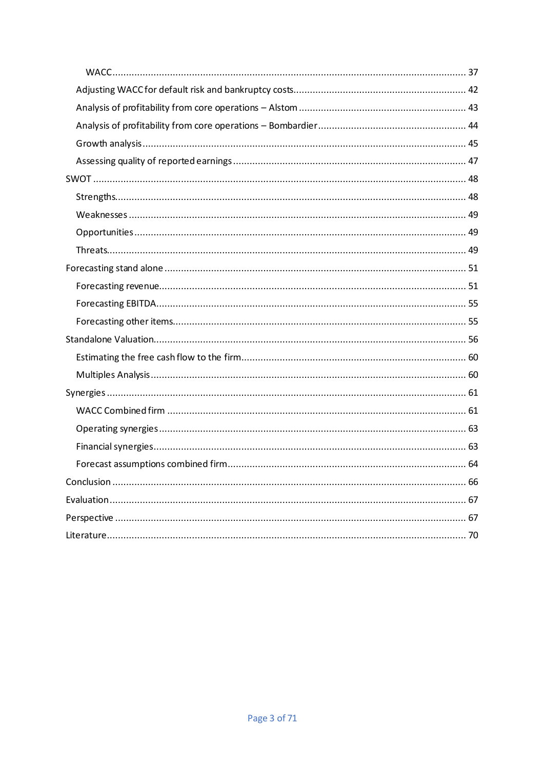WACC ........................................................................................................................ 37

Adjusting WACC for default risk and bankruptcy costs .............................................................. 42

Analysis of profitability from core operations – Alstom ............................................................. 43

Analysis of profitability from core operations – Bombardier ...................................................... 44

Growth analysis ....................................................................................................................... 45

Assessing quality of reported earnings ..................................................................................... 47

SWOT ........................................................................................................................................ 48

Strengths ................................................................................................................................. 48

Weaknesses ............................................................................................................................ 49

Opportunities .......................................................................................................................... 49

Threats .................................................................................................................................... 49

Forecasting stand alone ............................................................................................................. 51

Forecasting revenue ................................................................................................................ 51

Forecasting EBITDA ................................................................................................................. 55

Forecasting other items ........................................................................................................... 55

Standalone Valuation ................................................................................................................. 56

Estimating the free cash flow to the firm ................................................................................. 60

Multiples Analysis .................................................................................................................... 60

Synergies .................................................................................................................................. 61

WACC Combined firm ............................................................................................................. 61

Operating synergies ................................................................................................................ 63

Financial synergies .................................................................................................................. 63

Forecast assumptions combined firm ....................................................................................... 64

Conclusion ................................................................................................................................ 66

Evaluation ................................................................................................................................. 67

Perspective ............................................................................................................................... 67

Literature .................................................................................................................................. 70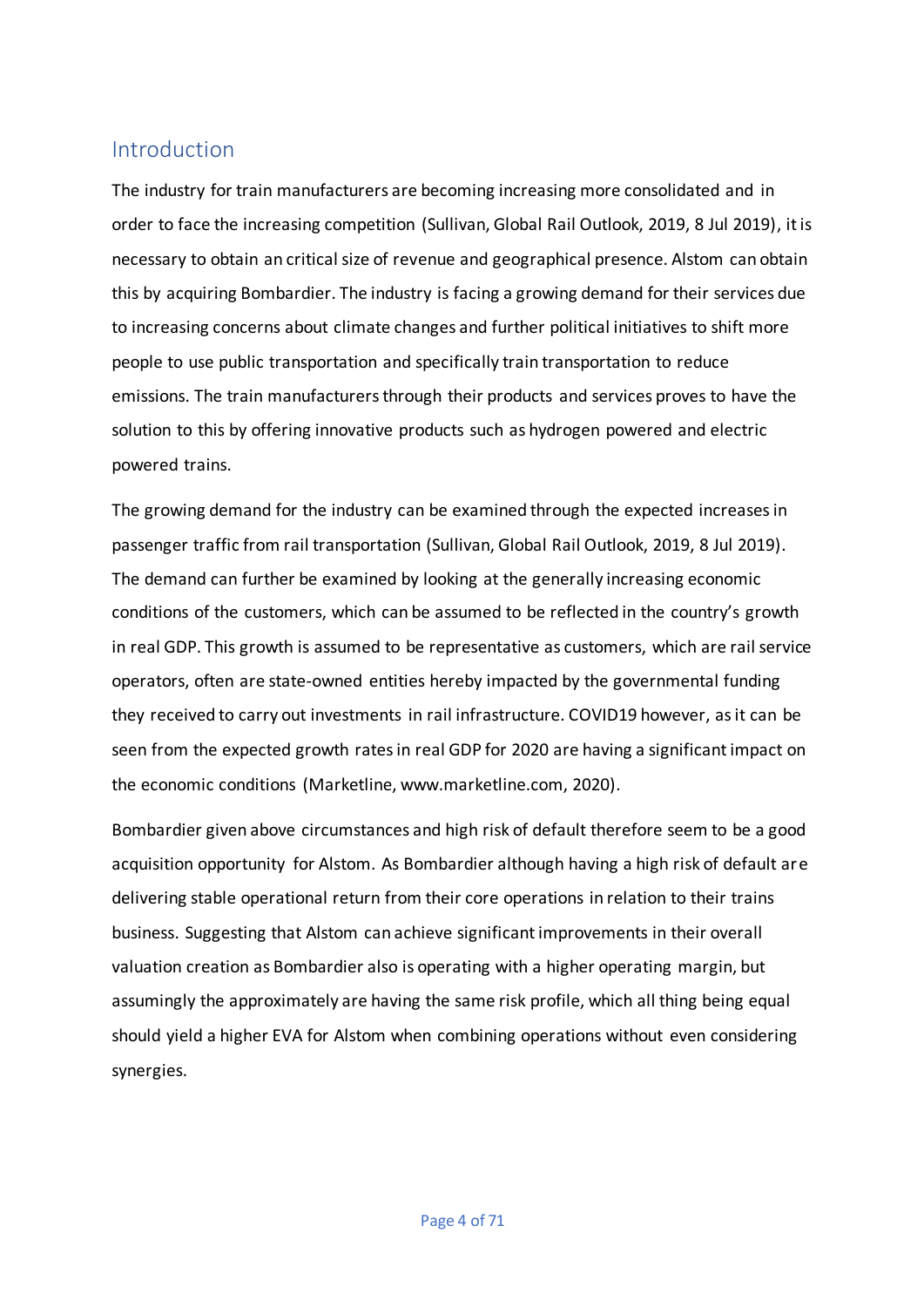## Introduction

The industry for train manufacturers are becoming increasing more consolidated and in order to face the increasing competition (Sullivan, Global Rail Outlook, 2019, 8 Jul 2019), it is necessary to obtain an critical size of revenue and geographical presence. Alstom can obtain this by acquiring Bombardier. The industry is facing a growing demand for their services due to increasing concerns about climate changes and further political initiatives to shift more people to use public transportation and specifically train transportation to reduce emissions. The train manufacturers through their products and services proves to have the solution to this by offering innovative products such as hydrogen powered and electric powered trains.

The growing demand for the industry can be examined through the expected increases in passenger traffic from rail transportation (Sullivan, Global Rail Outlook, 2019, 8 Jul 2019). The demand can further be examined by looking at the generally increasing economic conditions of the customers, which can be assumed to be reflected in the country's growth in real GDP. This growth is assumed to be representative as customers, which are rail service operators, often are state-owned entities hereby impacted by the governmental funding they received to carry out investments in rail infrastructure. COVID19 however, as it can be seen from the expected growth rates in real GDP for 2020 are having a significant impact on the economic conditions (Marketline, www.marketline.com, 2020).

Bombardier given above circumstances and high risk of default therefore seem to be a good acquisition opportunity for Alstom. As Bombardier although having a high risk of default are delivering stable operational return from their core operations in relation to their trains business. Suggesting that Alstom can achieve significant improvements in their overall valuation creation as Bombardier also is operating with a higher operating margin, but assumingly the approximately are having the same risk profile, which all thing being equal should yield a higher EVA for Alstom when combining operations without even considering synergies.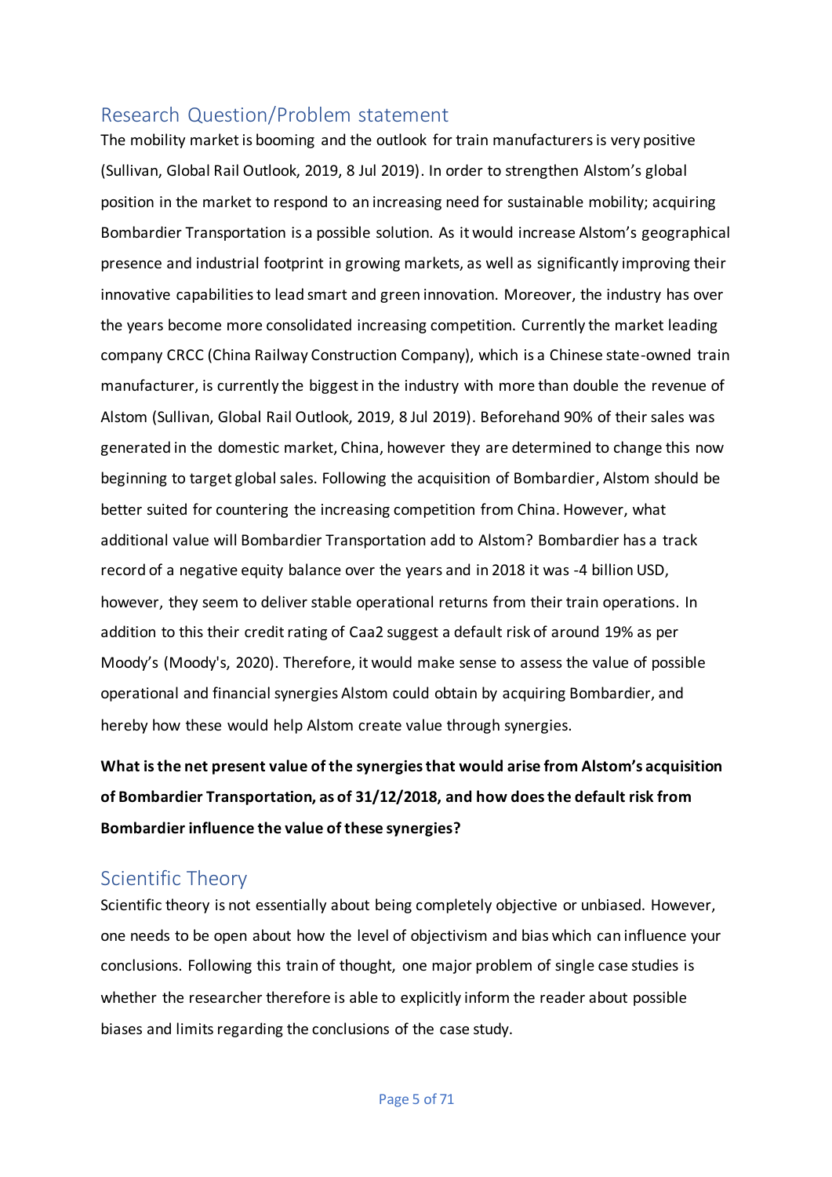## Research Question/Problem statement

The mobility market is booming and the outlook for train manufacturers is very positive (Sullivan, Global Rail Outlook, 2019, 8 Jul 2019). In order to strengthen Alstom's global position in the market to respond to an increasing need for sustainable mobility; acquiring Bombardier Transportation is a possible solution. As it would increase Alstom's geographical presence and industrial footprint in growing markets, as well as significantly improving their innovative capabilities to lead smart and green innovation. Moreover, the industry has over the years become more consolidated increasing competition. Currently the market leading company CRCC (China Railway Construction Company), which is a Chinese state-owned train manufacturer, is currently the biggest in the industry with more than double the revenue of Alstom (Sullivan, Global Rail Outlook, 2019, 8 Jul 2019). Beforehand 90% of their sales was generated in the domestic market, China, however they are determined to change this now beginning to target global sales. Following the acquisition of Bombardier, Alstom should be better suited for countering the increasing competition from China. However, what additional value will Bombardier Transportation add to Alstom? Bombardier has a track record of a negative equity balance over the years and in 2018 it was -4 billion USD, however, they seem to deliver stable operational returns from their train operations. In addition to this their credit rating of Caa2 suggest a default risk of around 19% as per Moody's (Moody's, 2020). Therefore, it would make sense to assess the value of possible operational and financial synergies Alstom could obtain by acquiring Bombardier, and hereby how these would help Alstom create value through synergies.

**What is the net present value of the synergies that would arise from Alstom's acquisition of Bombardier Transportation, as of 31/12/2018, and how does the default risk from Bombardier influence the value of these synergies?**

## Scientific Theory

Scientific theory is not essentially about being completely objective or unbiased. However, one needs to be open about how the level of objectivism and bias which can influence your conclusions. Following this train of thought, one major problem of single case studies is whether the researcher therefore is able to explicitly inform the reader about possible biases and limits regarding the conclusions of the case study.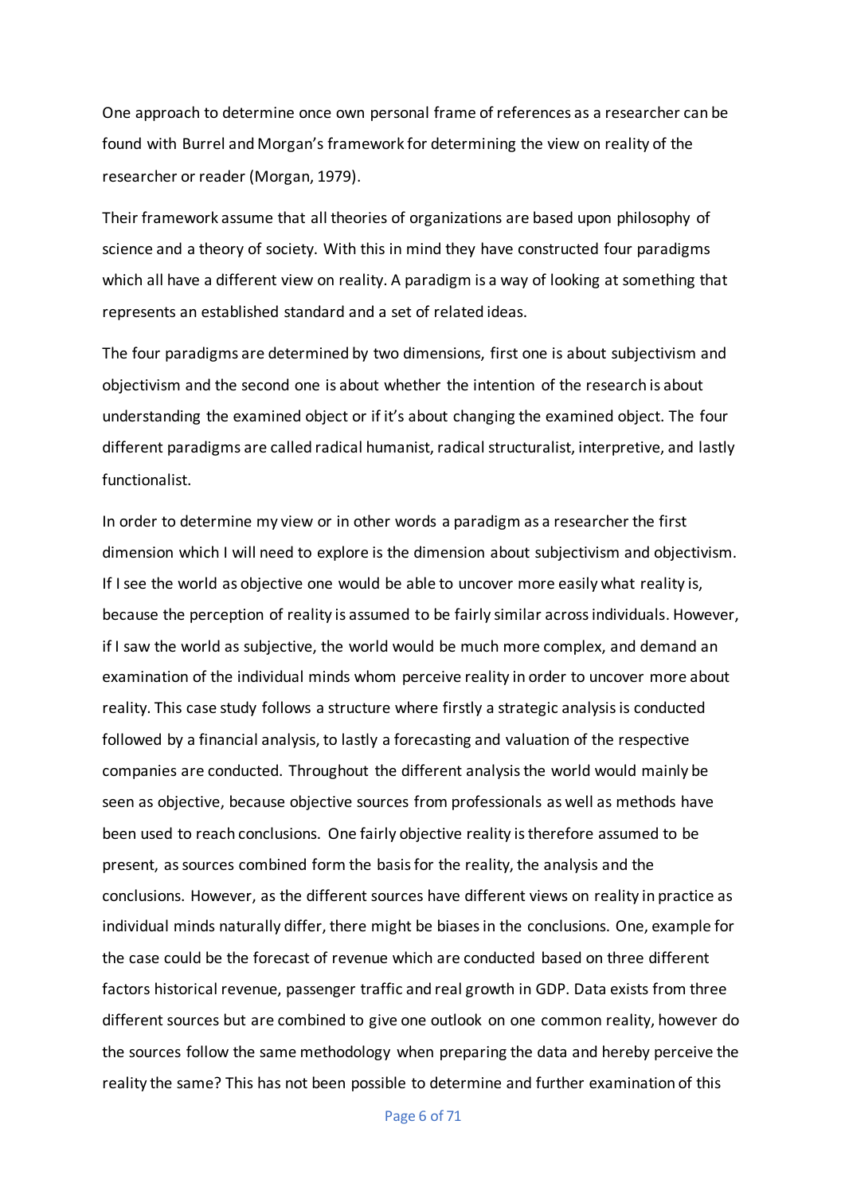One approach to determine once own personal frame of references as a researcher can be found with Burrel and Morgan's framework for determining the view on reality of the researcher or reader (Morgan, 1979).

Their framework assume that all theories of organizations are based upon philosophy of science and a theory of society. With this in mind they have constructed four paradigms which all have a different view on reality. A paradigm is a way of looking at something that represents an established standard and a set of related ideas.

The four paradigms are determined by two dimensions, first one is about subjectivism and objectivism and the second one is about whether the intention of the research is about understanding the examined object or if it's about changing the examined object. The four different paradigms are called radical humanist, radical structuralist, interpretive, and lastly functionalist.

In order to determine my view or in other words a paradigm as a researcher the first dimension which I will need to explore is the dimension about subjectivism and objectivism. If I see the world as objective one would be able to uncover more easily what reality is, because the perception of reality is assumed to be fairly similar across individuals. However, if I saw the world as subjective, the world would be much more complex, and demand an examination of the individual minds whom perceive reality in order to uncover more about reality. This case study follows a structure where firstly a strategic analysis is conducted followed by a financial analysis, to lastly a forecasting and valuation of the respective companies are conducted. Throughout the different analysis the world would mainly be seen as objective, because objective sources from professionals as well as methods have been used to reach conclusions. One fairly objective reality is therefore assumed to be present, as sources combined form the basis for the reality, the analysis and the conclusions. However, as the different sources have different views on reality in practice as individual minds naturally differ, there might be biases in the conclusions. One, example for the case could be the forecast of revenue which are conducted based on three different factors historical revenue, passenger traffic and real growth in GDP. Data exists from three different sources but are combined to give one outlook on one common reality, however do the sources follow the same methodology when preparing the data and hereby perceive the reality the same? This has not been possible to determine and further examination of this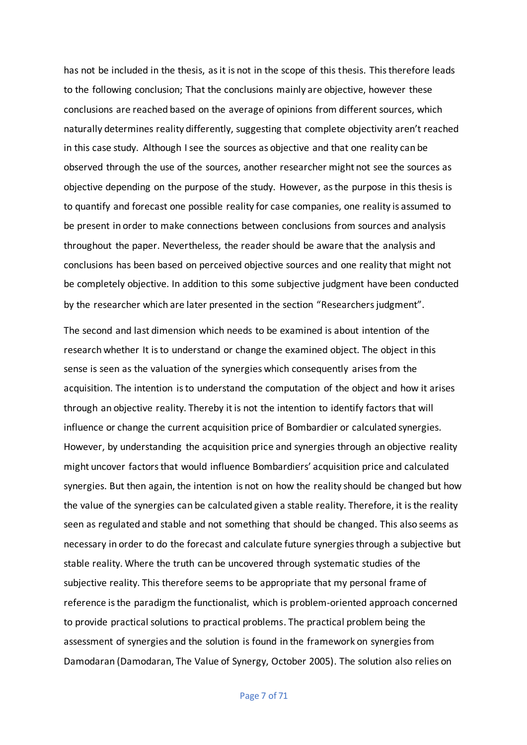has not be included in the thesis, as it is not in the scope of this thesis. This therefore leads to the following conclusion; That the conclusions mainly are objective, however these conclusions are reached based on the average of opinions from different sources, which naturally determines reality differently, suggesting that complete objectivity aren't reached in this case study. Although I see the sources as objective and that one reality can be observed through the use of the sources, another researcher might not see the sources as objective depending on the purpose of the study. However, as the purpose in this thesis is to quantify and forecast one possible reality for case companies, one reality is assumed to be present in order to make connections between conclusions from sources and analysis throughout the paper. Nevertheless, the reader should be aware that the analysis and conclusions has been based on perceived objective sources and one reality that might not be completely objective. In addition to this some subjective judgment have been conducted by the researcher which are later presented in the section "Researchers judgment".

The second and last dimension which needs to be examined is about intention of the research whether It is to understand or change the examined object. The object in this sense is seen as the valuation of the synergies which consequently arises from the acquisition. The intention is to understand the computation of the object and how it arises through an objective reality. Thereby it is not the intention to identify factors that will influence or change the current acquisition price of Bombardier or calculated synergies. However, by understanding the acquisition price and synergies through an objective reality might uncover factors that would influence Bombardiers' acquisition price and calculated synergies. But then again, the intention is not on how the reality should be changed but how the value of the synergies can be calculated given a stable reality. Therefore, it is the reality seen as regulated and stable and not something that should be changed. This also seems as necessary in order to do the forecast and calculate future synergies through a subjective but stable reality. Where the truth can be uncovered through systematic studies of the subjective reality. This therefore seems to be appropriate that my personal frame of reference is the paradigm the functionalist, which is problem-oriented approach concerned to provide practical solutions to practical problems. The practical problem being the assessment of synergies and the solution is found in the framework on synergies from Damodaran (Damodaran, The Value of Synergy, October 2005). The solution also relies on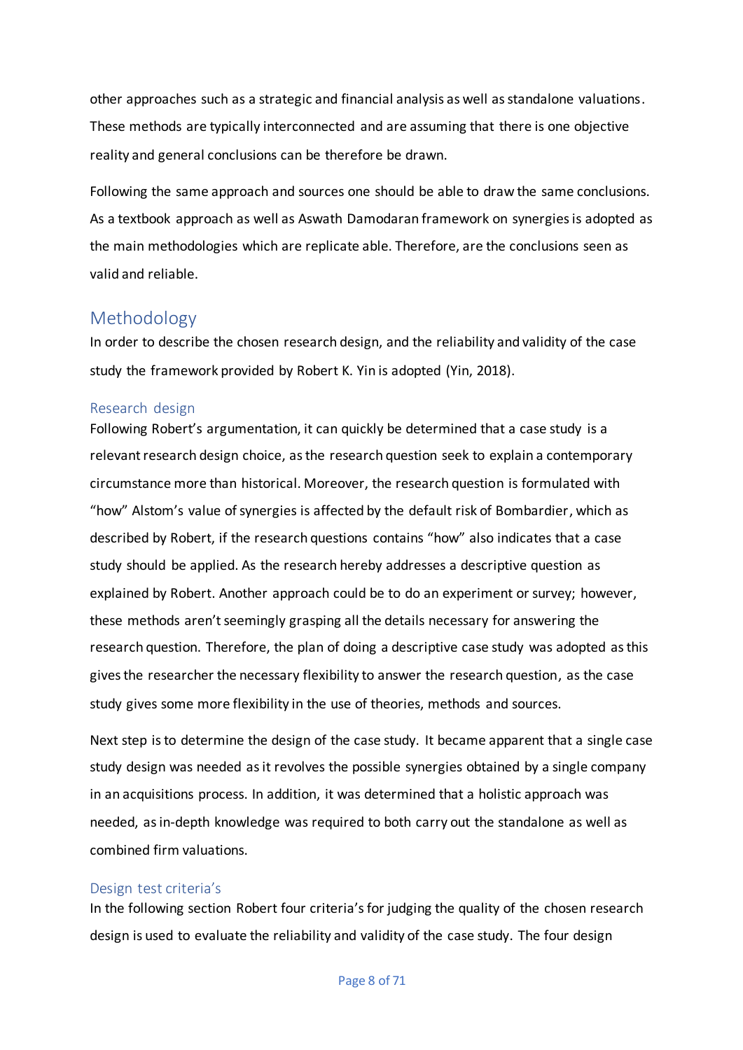other approaches such as a strategic and financial analysis as well as standalone valuations. These methods are typically interconnected and are assuming that there is one objective reality and general conclusions can be therefore be drawn.

Following the same approach and sources one should be able to draw the same conclusions. As a textbook approach as well as Aswath Damodaran framework on synergies is adopted as the main methodologies which are replicate able. Therefore, are the conclusions seen as valid and reliable.

## Methodology

In order to describe the chosen research design, and the reliability and validity of the case study the framework provided by Robert K. Yin is adopted (Yin, 2018).

### Research design

Following Robert's argumentation, it can quickly be determined that a case study is a relevant research design choice, as the research question seek to explain a contemporary circumstance more than historical. Moreover, the research question is formulated with "how" Alstom's value of synergies is affected by the default risk of Bombardier, which as described by Robert, if the research questions contains "how" also indicates that a case study should be applied. As the research hereby addresses a descriptive question as explained by Robert. Another approach could be to do an experiment or survey; however, these methods aren't seemingly grasping all the details necessary for answering the research question. Therefore, the plan of doing a descriptive case study was adopted as this gives the researcher the necessary flexibility to answer the research question, as the case study gives some more flexibility in the use of theories, methods and sources.

Next step is to determine the design of the case study. It became apparent that a single case study design was needed as it revolves the possible synergies obtained by a single company in an acquisitions process. In addition, it was determined that a holistic approach was needed, as in-depth knowledge was required to both carry out the standalone as well as combined firm valuations.

### Design test criteria's

In the following section Robert four criteria's for judging the quality of the chosen research design is used to evaluate the reliability and validity of the case study. The four design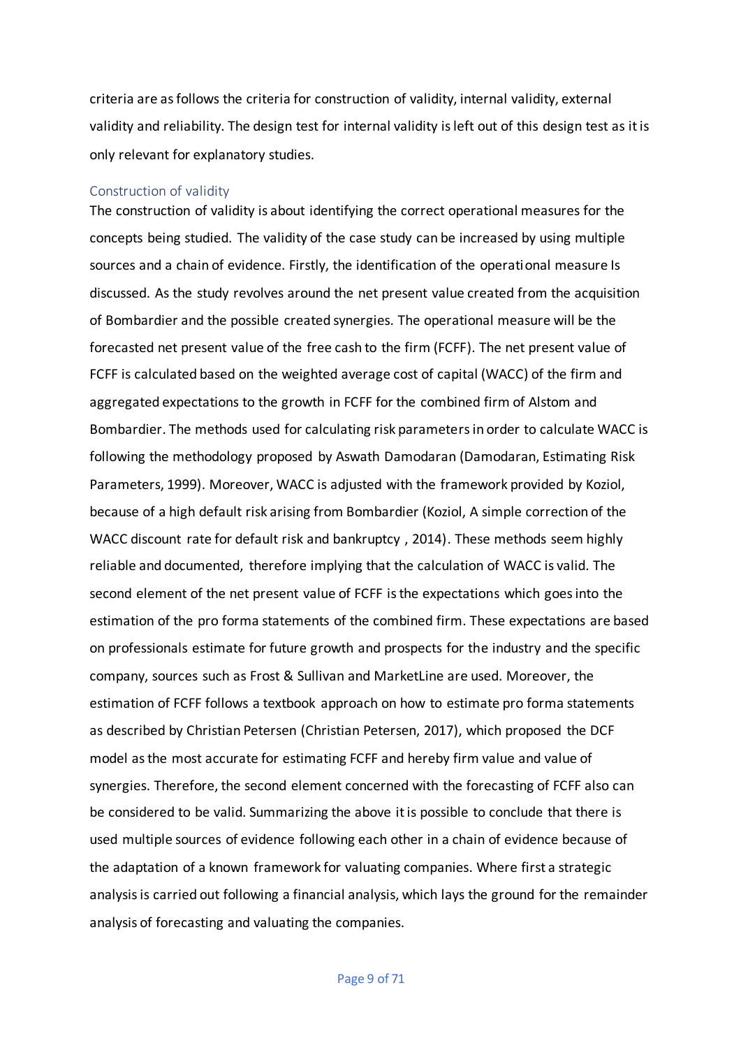criteria are as follows the criteria for construction of validity, internal validity, external validity and reliability. The design test for internal validity is left out of this design test as it is only relevant for explanatory studies.

### Construction of validity

The construction of validity is about identifying the correct operational measures for the concepts being studied. The validity of the case study can be increased by using multiple sources and a chain of evidence. Firstly, the identification of the operational measure Is discussed. As the study revolves around the net present value created from the acquisition of Bombardier and the possible created synergies. The operational measure will be the forecasted net present value of the free cash to the firm (FCFF). The net present value of FCFF is calculated based on the weighted average cost of capital (WACC) of the firm and aggregated expectations to the growth in FCFF for the combined firm of Alstom and Bombardier. The methods used for calculating risk parameters in order to calculate WACC is following the methodology proposed by Aswath Damodaran (Damodaran, Estimating Risk Parameters, 1999). Moreover, WACC is adjusted with the framework provided by Koziol, because of a high default risk arising from Bombardier (Koziol, A simple correction of the WACC discount rate for default risk and bankruptcy , 2014). These methods seem highly reliable and documented, therefore implying that the calculation of WACC is valid. The second element of the net present value of FCFF is the expectations which goes into the estimation of the pro forma statements of the combined firm. These expectations are based on professionals estimate for future growth and prospects for the industry and the specific company, sources such as Frost & Sullivan and MarketLine are used. Moreover, the estimation of FCFF follows a textbook approach on how to estimate pro forma statements as described by Christian Petersen (Christian Petersen, 2017), which proposed the DCF model as the most accurate for estimating FCFF and hereby firm value and value of synergies. Therefore, the second element concerned with the forecasting of FCFF also can be considered to be valid. Summarizing the above it is possible to conclude that there is used multiple sources of evidence following each other in a chain of evidence because of the adaptation of a known framework for valuating companies. Where first a strategic analysis is carried out following a financial analysis, which lays the ground for the remainder analysis of forecasting and valuating the companies.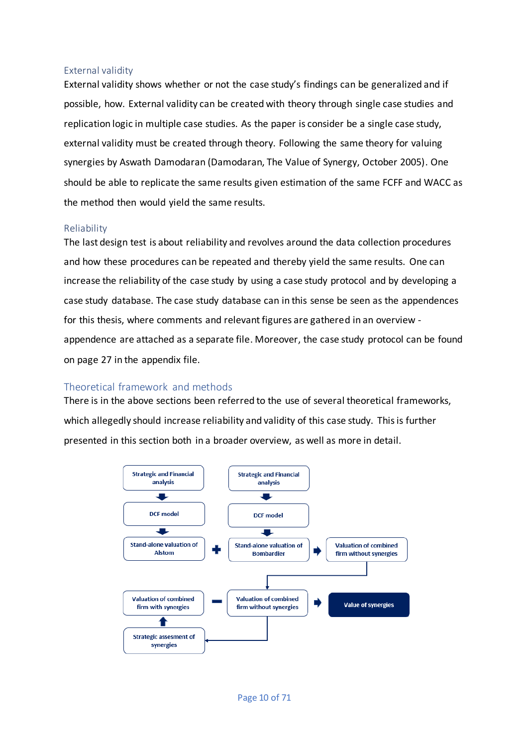### External validity

External validity shows whether or not the case study's findings can be generalized and if possible, how. External validity can be created with theory through single case studies and replication logic in multiple case studies. As the paper is consider be a single case study, external validity must be created through theory. Following the same theory for valuing synergies by Aswath Damodaran (Damodaran, The Value of Synergy, October 2005). One should be able to replicate the same results given estimation of the same FCFF and WACC as the method then would yield the same results.

### Reliability

The last design test is about reliability and revolves around the data collection procedures and how these procedures can be repeated and thereby yield the same results. One can increase the reliability of the case study by using a case study protocol and by developing a case study database. The case study database can in this sense be seen as the appendences for this thesis, where comments and relevant figures are gathered in an overview - appendence are attached as a separate file. Moreover, the case study protocol can be found on page 27 in the appendix file.

## Theoretical framework and methods

There is in the above sections been referred to the use of several theoretical frameworks, which allegedly should increase reliability and validity of this case study. This is further presented in this section both in a broader overview, as well as more in detail.

Strategic and Financial analysis → DCF model → Stand-alone valuation of Alstom

Strategic and Financial analysis → DCF model → Stand-alone valuation of Bombardier

Stand-alone valuation of Alstom + Stand-alone valuation of Bombardier → Valuation of combined firm without synergies

Strategic assesment of synergies → Valuation of combined firm with synergies

Valuation of combined firm with synergies − Valuation of combined firm without synergies → Value of synergies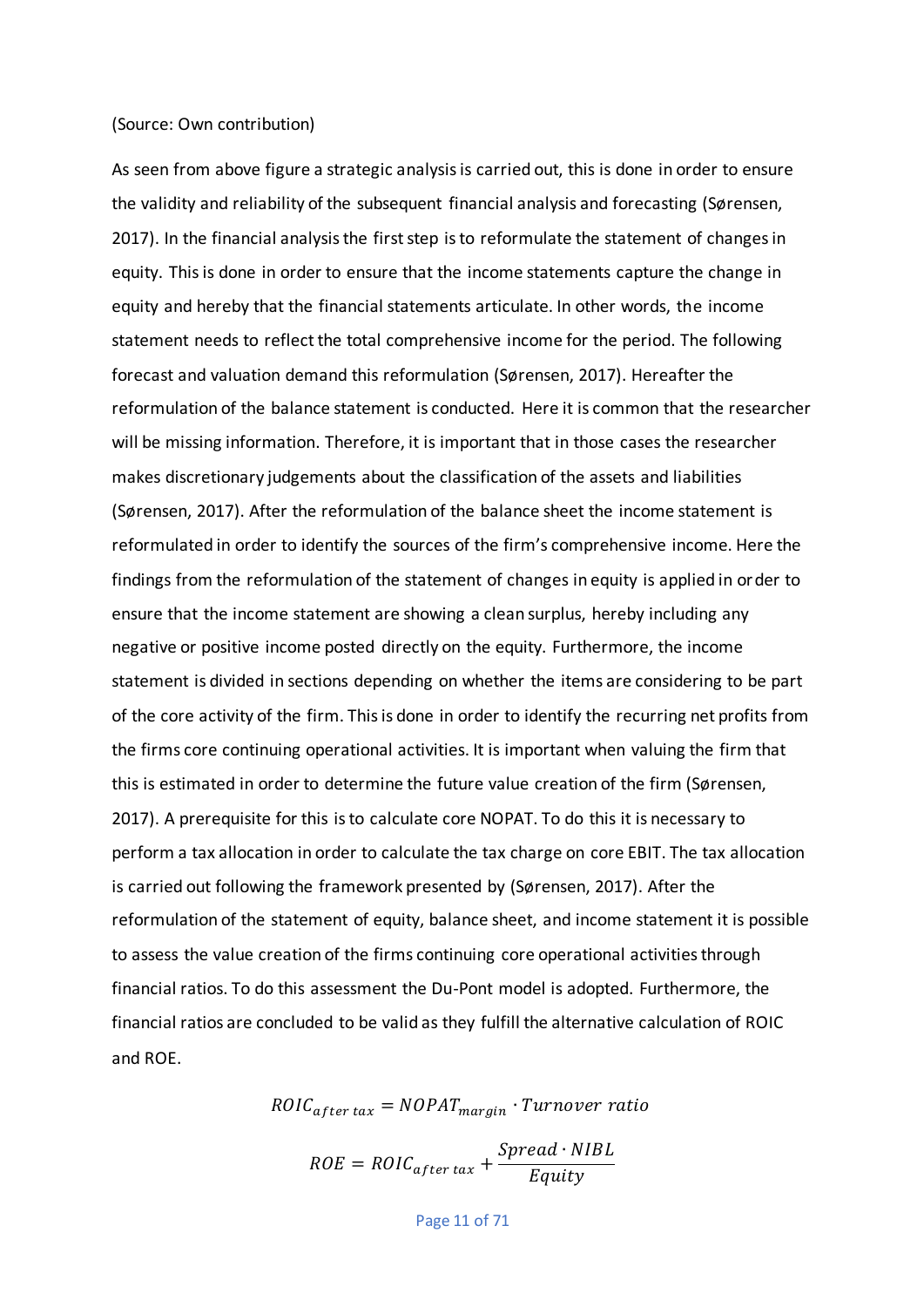(Source: Own contribution)

As seen from above figure a strategic analysis is carried out, this is done in order to ensure the validity and reliability of the subsequent financial analysis and forecasting (Sørensen, 2017). In the financial analysis the first step is to reformulate the statement of changes in equity. This is done in order to ensure that the income statements capture the change in equity and hereby that the financial statements articulate. In other words, the income statement needs to reflect the total comprehensive income for the period. The following forecast and valuation demand this reformulation (Sørensen, 2017). Hereafter the reformulation of the balance statement is conducted. Here it is common that the researcher will be missing information. Therefore, it is important that in those cases the researcher makes discretionary judgements about the classification of the assets and liabilities (Sørensen, 2017). After the reformulation of the balance sheet the income statement is reformulated in order to identify the sources of the firm's comprehensive income. Here the findings from the reformulation of the statement of changes in equity is applied in order to ensure that the income statement are showing a clean surplus, hereby including any negative or positive income posted directly on the equity. Furthermore, the income statement is divided in sections depending on whether the items are considering to be part of the core activity of the firm. This is done in order to identify the recurring net profits from the firms core continuing operational activities. It is important when valuing the firm that this is estimated in order to determine the future value creation of the firm (Sørensen, 2017). A prerequisite for this is to calculate core NOPAT. To do this it is necessary to perform a tax allocation in order to calculate the tax charge on core EBIT. The tax allocation is carried out following the framework presented by (Sørensen, 2017). After the reformulation of the statement of equity, balance sheet, and income statement it is possible to assess the value creation of the firms continuing core operational activities through financial ratios. To do this assessment the Du-Pont model is adopted. Furthermore, the financial ratios are concluded to be valid as they fulfill the alternative calculation of ROIC and ROE.

$$ROIC_{after\ tax} = NOPAT_{margin} \cdot Turnover\ ratio$$

$$ROE = ROIC_{after\ tax} + \frac{Spread \cdot NIBL}{Equity}$$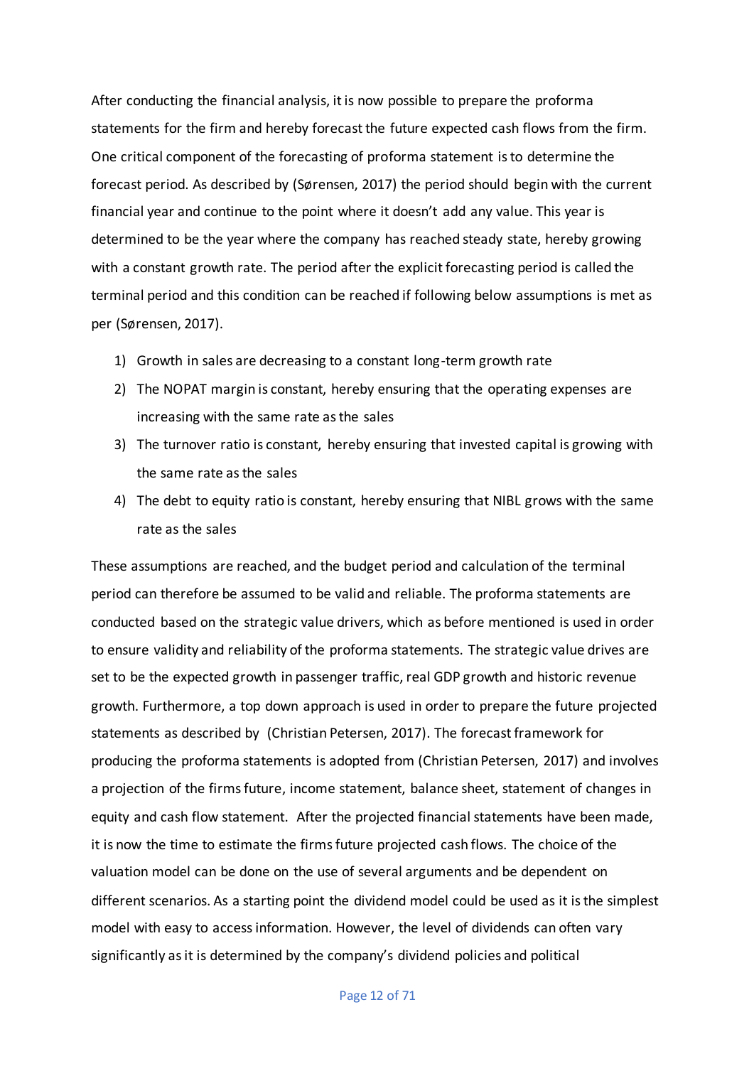After conducting the financial analysis, it is now possible to prepare the proforma statements for the firm and hereby forecast the future expected cash flows from the firm. One critical component of the forecasting of proforma statement is to determine the forecast period. As described by (Sørensen, 2017) the period should begin with the current financial year and continue to the point where it doesn't add any value. This year is determined to be the year where the company has reached steady state, hereby growing with a constant growth rate. The period after the explicit forecasting period is called the terminal period and this condition can be reached if following below assumptions is met as per (Sørensen, 2017).

1) Growth in sales are decreasing to a constant long-term growth rate
2) The NOPAT margin is constant, hereby ensuring that the operating expenses are increasing with the same rate as the sales
3) The turnover ratio is constant, hereby ensuring that invested capital is growing with the same rate as the sales
4) The debt to equity ratio is constant, hereby ensuring that NIBL grows with the same rate as the sales

These assumptions are reached, and the budget period and calculation of the terminal period can therefore be assumed to be valid and reliable. The proforma statements are conducted based on the strategic value drivers, which as before mentioned is used in order to ensure validity and reliability of the proforma statements. The strategic value drives are set to be the expected growth in passenger traffic, real GDP growth and historic revenue growth. Furthermore, a top down approach is used in order to prepare the future projected statements as described by (Christian Petersen, 2017). The forecast framework for producing the proforma statements is adopted from (Christian Petersen, 2017) and involves a projection of the firms future, income statement, balance sheet, statement of changes in equity and cash flow statement. After the projected financial statements have been made, it is now the time to estimate the firms future projected cash flows. The choice of the valuation model can be done on the use of several arguments and be dependent on different scenarios. As a starting point the dividend model could be used as it is the simplest model with easy to access information. However, the level of dividends can often vary significantly as it is determined by the company's dividend policies and political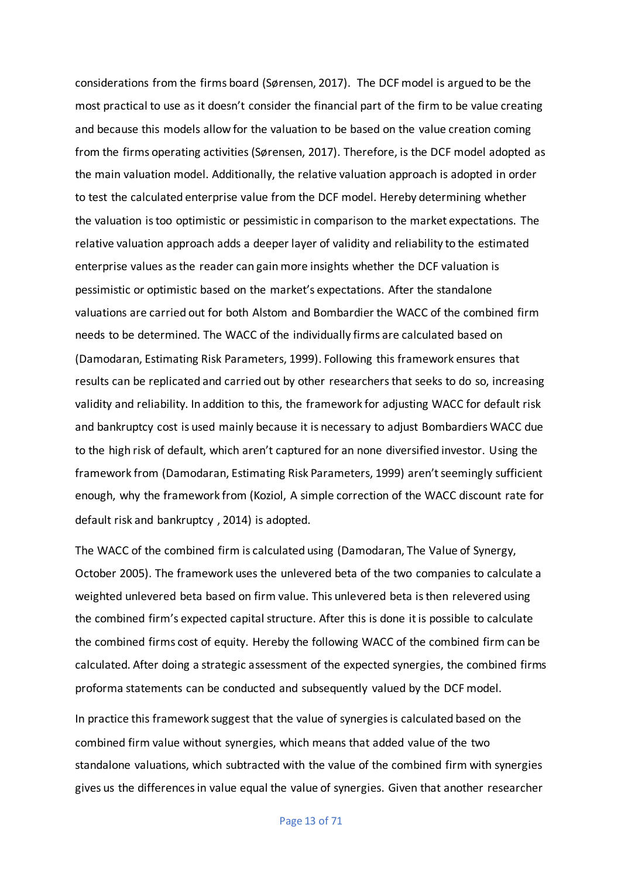considerations from the firms board (Sørensen, 2017). The DCF model is argued to be the most practical to use as it doesn't consider the financial part of the firm to be value creating and because this models allow for the valuation to be based on the value creation coming from the firms operating activities (Sørensen, 2017). Therefore, is the DCF model adopted as the main valuation model. Additionally, the relative valuation approach is adopted in order to test the calculated enterprise value from the DCF model. Hereby determining whether the valuation is too optimistic or pessimistic in comparison to the market expectations. The relative valuation approach adds a deeper layer of validity and reliability to the estimated enterprise values as the reader can gain more insights whether the DCF valuation is pessimistic or optimistic based on the market's expectations. After the standalone valuations are carried out for both Alstom and Bombardier the WACC of the combined firm needs to be determined. The WACC of the individually firms are calculated based on (Damodaran, Estimating Risk Parameters, 1999). Following this framework ensures that results can be replicated and carried out by other researchers that seeks to do so, increasing validity and reliability. In addition to this, the framework for adjusting WACC for default risk and bankruptcy cost is used mainly because it is necessary to adjust Bombardiers WACC due to the high risk of default, which aren't captured for an none diversified investor. Using the framework from (Damodaran, Estimating Risk Parameters, 1999) aren't seemingly sufficient enough, why the framework from (Koziol, A simple correction of the WACC discount rate for default risk and bankruptcy , 2014) is adopted.

The WACC of the combined firm is calculated using (Damodaran, The Value of Synergy, October 2005). The framework uses the unlevered beta of the two companies to calculate a weighted unlevered beta based on firm value. This unlevered beta is then relevered using the combined firm's expected capital structure. After this is done it is possible to calculate the combined firms cost of equity. Hereby the following WACC of the combined firm can be calculated. After doing a strategic assessment of the expected synergies, the combined firms proforma statements can be conducted and subsequently valued by the DCF model.

In practice this framework suggest that the value of synergies is calculated based on the combined firm value without synergies, which means that added value of the two standalone valuations, which subtracted with the value of the combined firm with synergies gives us the differences in value equal the value of synergies. Given that another researcher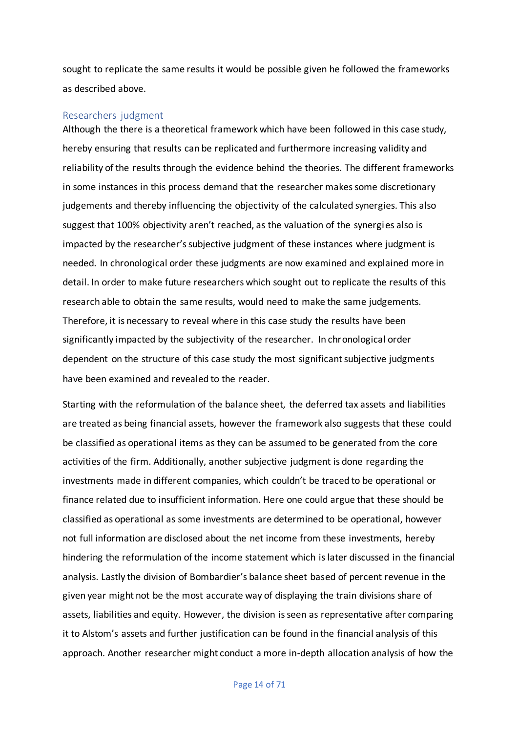sought to replicate the same results it would be possible given he followed the frameworks as described above.

### Researchers judgment

Although the there is a theoretical framework which have been followed in this case study, hereby ensuring that results can be replicated and furthermore increasing validity and reliability of the results through the evidence behind the theories. The different frameworks in some instances in this process demand that the researcher makes some discretionary judgements and thereby influencing the objectivity of the calculated synergies. This also suggest that 100% objectivity aren't reached, as the valuation of the synergies also is impacted by the researcher's subjective judgment of these instances where judgment is needed. In chronological order these judgments are now examined and explained more in detail. In order to make future researchers which sought out to replicate the results of this research able to obtain the same results, would need to make the same judgements. Therefore, it is necessary to reveal where in this case study the results have been significantly impacted by the subjectivity of the researcher. In chronological order dependent on the structure of this case study the most significant subjective judgments have been examined and revealed to the reader.

Starting with the reformulation of the balance sheet, the deferred tax assets and liabilities are treated as being financial assets, however the framework also suggests that these could be classified as operational items as they can be assumed to be generated from the core activities of the firm. Additionally, another subjective judgment is done regarding the investments made in different companies, which couldn't be traced to be operational or finance related due to insufficient information. Here one could argue that these should be classified as operational as some investments are determined to be operational, however not full information are disclosed about the net income from these investments, hereby hindering the reformulation of the income statement which is later discussed in the financial analysis. Lastly the division of Bombardier's balance sheet based of percent revenue in the given year might not be the most accurate way of displaying the train divisions share of assets, liabilities and equity. However, the division is seen as representative after comparing it to Alstom's assets and further justification can be found in the financial analysis of this approach. Another researcher might conduct a more in-depth allocation analysis of how the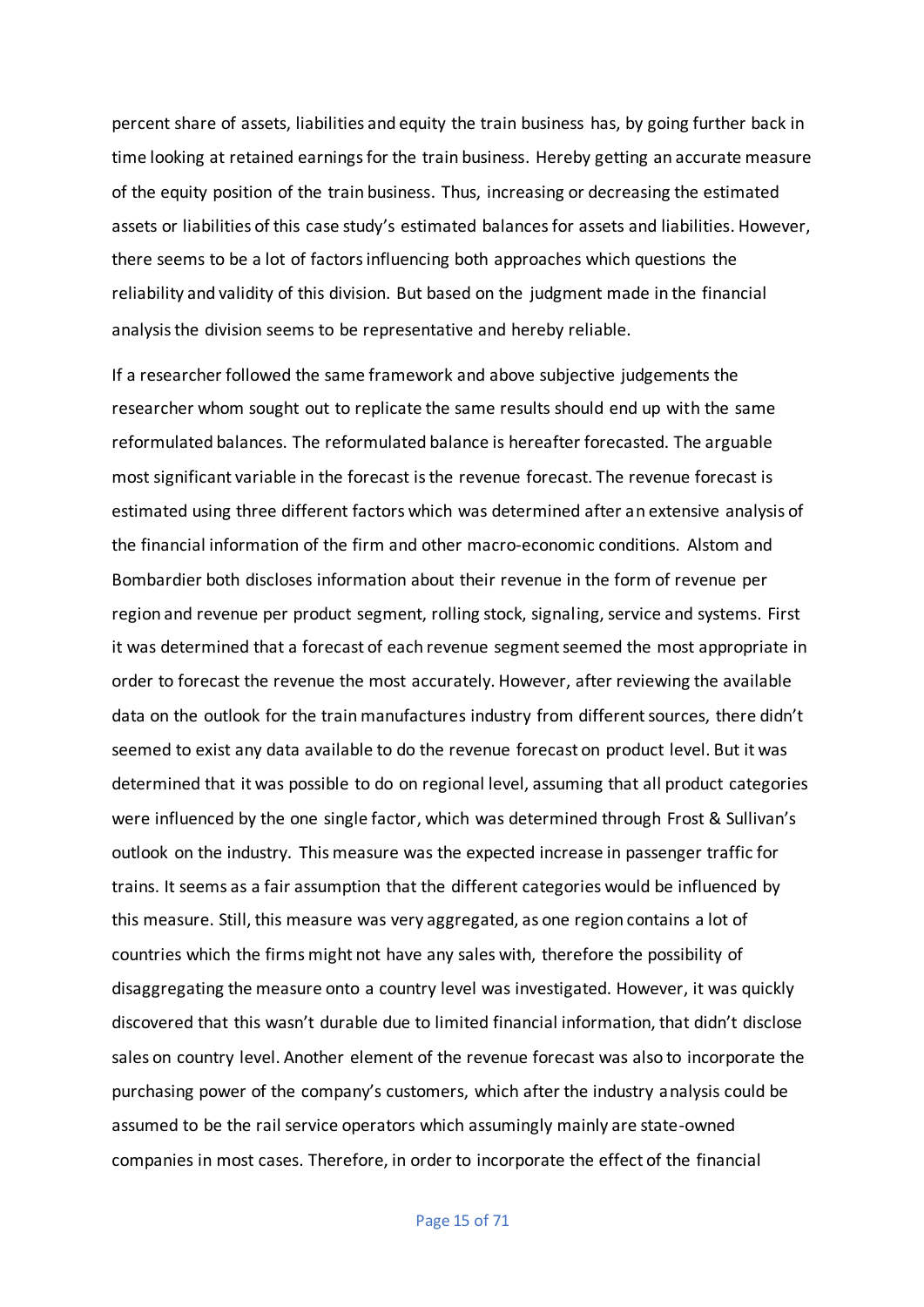percent share of assets, liabilities and equity the train business has, by going further back in time looking at retained earnings for the train business. Hereby getting an accurate measure of the equity position of the train business. Thus, increasing or decreasing the estimated assets or liabilities of this case study's estimated balances for assets and liabilities. However, there seems to be a lot of factors influencing both approaches which questions the reliability and validity of this division. But based on the judgment made in the financial analysis the division seems to be representative and hereby reliable.

If a researcher followed the same framework and above subjective judgements the researcher whom sought out to replicate the same results should end up with the same reformulated balances. The reformulated balance is hereafter forecasted. The arguable most significant variable in the forecast is the revenue forecast. The revenue forecast is estimated using three different factors which was determined after an extensive analysis of the financial information of the firm and other macro-economic conditions. Alstom and Bombardier both discloses information about their revenue in the form of revenue per region and revenue per product segment, rolling stock, signaling, service and systems. First it was determined that a forecast of each revenue segment seemed the most appropriate in order to forecast the revenue the most accurately. However, after reviewing the available data on the outlook for the train manufactures industry from different sources, there didn't seemed to exist any data available to do the revenue forecast on product level. But it was determined that it was possible to do on regional level, assuming that all product categories were influenced by the one single factor, which was determined through Frost & Sullivan's outlook on the industry. This measure was the expected increase in passenger traffic for trains. It seems as a fair assumption that the different categories would be influenced by this measure. Still, this measure was very aggregated, as one region contains a lot of countries which the firms might not have any sales with, therefore the possibility of disaggregating the measure onto a country level was investigated. However, it was quickly discovered that this wasn't durable due to limited financial information, that didn't disclose sales on country level. Another element of the revenue forecast was also to incorporate the purchasing power of the company's customers, which after the industry analysis could be assumed to be the rail service operators which assumingly mainly are state-owned companies in most cases. Therefore, in order to incorporate the effect of the financial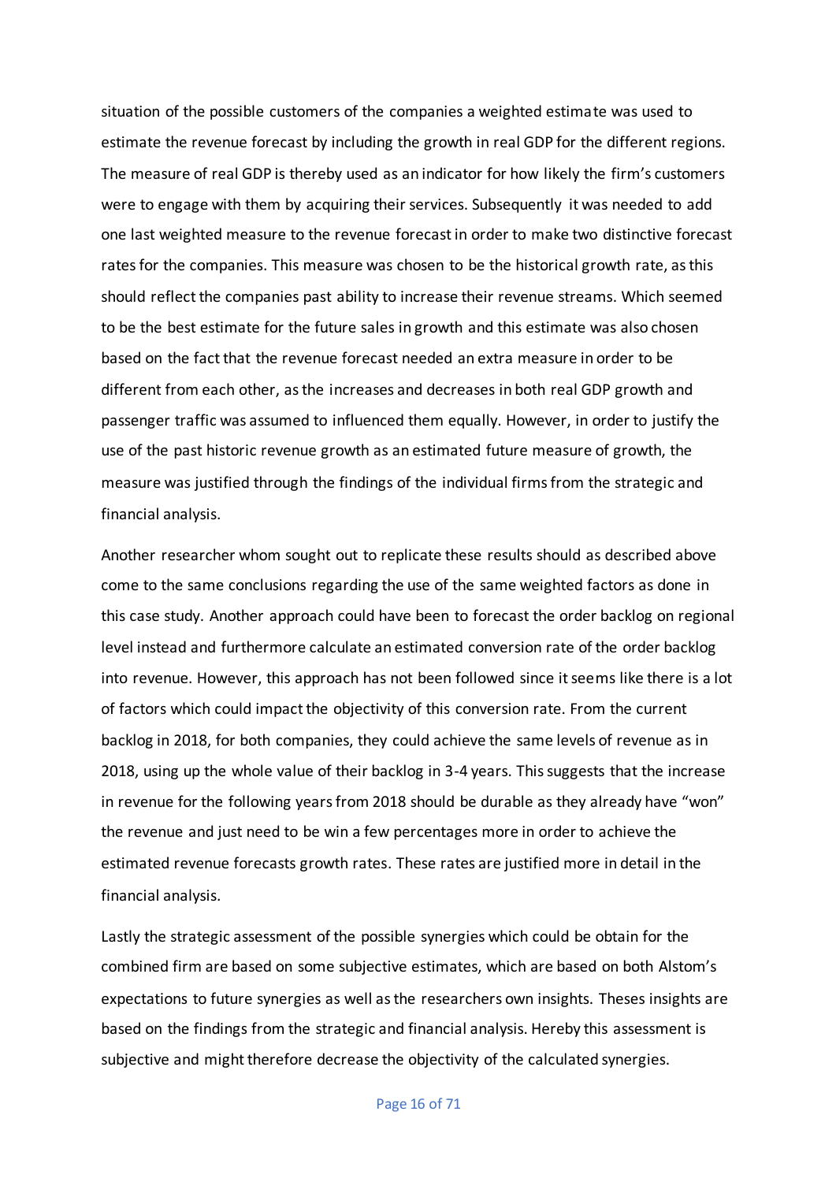situation of the possible customers of the companies a weighted estimate was used to estimate the revenue forecast by including the growth in real GDP for the different regions. The measure of real GDP is thereby used as an indicator for how likely the firm's customers were to engage with them by acquiring their services. Subsequently it was needed to add one last weighted measure to the revenue forecast in order to make two distinctive forecast rates for the companies. This measure was chosen to be the historical growth rate, as this should reflect the companies past ability to increase their revenue streams. Which seemed to be the best estimate for the future sales in growth and this estimate was also chosen based on the fact that the revenue forecast needed an extra measure in order to be different from each other, as the increases and decreases in both real GDP growth and passenger traffic was assumed to influenced them equally. However, in order to justify the use of the past historic revenue growth as an estimated future measure of growth, the measure was justified through the findings of the individual firms from the strategic and financial analysis.

Another researcher whom sought out to replicate these results should as described above come to the same conclusions regarding the use of the same weighted factors as done in this case study. Another approach could have been to forecast the order backlog on regional level instead and furthermore calculate an estimated conversion rate of the order backlog into revenue. However, this approach has not been followed since it seems like there is a lot of factors which could impact the objectivity of this conversion rate. From the current backlog in 2018, for both companies, they could achieve the same levels of revenue as in 2018, using up the whole value of their backlog in 3-4 years. This suggests that the increase in revenue for the following years from 2018 should be durable as they already have "won" the revenue and just need to be win a few percentages more in order to achieve the estimated revenue forecasts growth rates. These rates are justified more in detail in the financial analysis.

Lastly the strategic assessment of the possible synergies which could be obtain for the combined firm are based on some subjective estimates, which are based on both Alstom's expectations to future synergies as well as the researchers own insights. Theses insights are based on the findings from the strategic and financial analysis. Hereby this assessment is subjective and might therefore decrease the objectivity of the calculated synergies.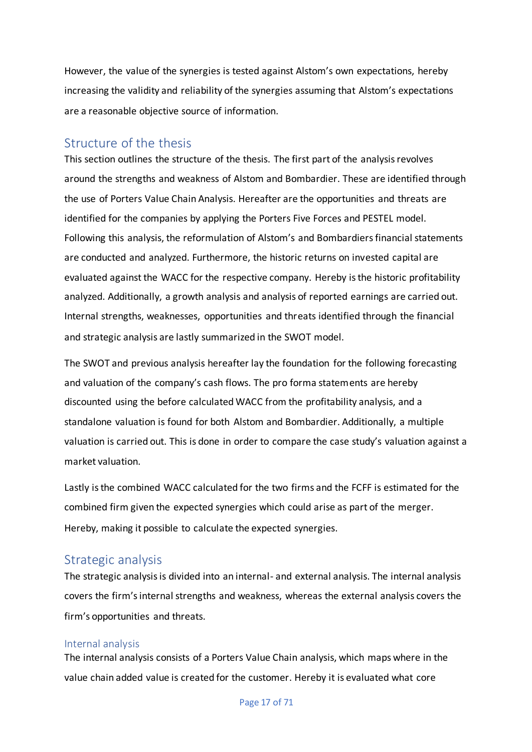However, the value of the synergies is tested against Alstom's own expectations, hereby increasing the validity and reliability of the synergies assuming that Alstom's expectations are a reasonable objective source of information.

## Structure of the thesis

This section outlines the structure of the thesis. The first part of the analysis revolves around the strengths and weakness of Alstom and Bombardier. These are identified through the use of Porters Value Chain Analysis. Hereafter are the opportunities and threats are identified for the companies by applying the Porters Five Forces and PESTEL model. Following this analysis, the reformulation of Alstom's and Bombardiers financial statements are conducted and analyzed. Furthermore, the historic returns on invested capital are evaluated against the WACC for the respective company. Hereby is the historic profitability analyzed. Additionally, a growth analysis and analysis of reported earnings are carried out. Internal strengths, weaknesses, opportunities and threats identified through the financial and strategic analysis are lastly summarized in the SWOT model.

The SWOT and previous analysis hereafter lay the foundation for the following forecasting and valuation of the company's cash flows. The pro forma statements are hereby discounted using the before calculated WACC from the profitability analysis, and a standalone valuation is found for both Alstom and Bombardier. Additionally, a multiple valuation is carried out. This is done in order to compare the case study's valuation against a market valuation.

Lastly is the combined WACC calculated for the two firms and the FCFF is estimated for the combined firm given the expected synergies which could arise as part of the merger. Hereby, making it possible to calculate the expected synergies.

## Strategic analysis

The strategic analysis is divided into an internal- and external analysis. The internal analysis covers the firm's internal strengths and weakness, whereas the external analysis covers the firm's opportunities and threats.

### Internal analysis

The internal analysis consists of a Porters Value Chain analysis, which maps where in the value chain added value is created for the customer. Hereby it is evaluated what core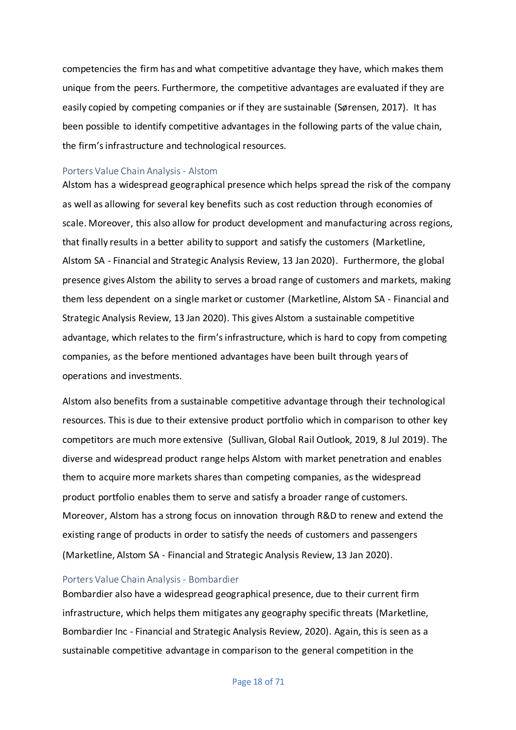competencies the firm has and what competitive advantage they have, which makes them unique from the peers. Furthermore, the competitive advantages are evaluated if they are easily copied by competing companies or if they are sustainable (Sørensen, 2017). It has been possible to identify competitive advantages in the following parts of the value chain, the firm's infrastructure and technological resources.

### Porters Value Chain Analysis - Alstom

Alstom has a widespread geographical presence which helps spread the risk of the company as well as allowing for several key benefits such as cost reduction through economies of scale. Moreover, this also allow for product development and manufacturing across regions, that finally results in a better ability to support and satisfy the customers (Marketline, Alstom SA - Financial and Strategic Analysis Review, 13 Jan 2020). Furthermore, the global presence gives Alstom the ability to serves a broad range of customers and markets, making them less dependent on a single market or customer (Marketline, Alstom SA - Financial and Strategic Analysis Review, 13 Jan 2020). This gives Alstom a sustainable competitive advantage, which relates to the firm's infrastructure, which is hard to copy from competing companies, as the before mentioned advantages have been built through years of operations and investments.

Alstom also benefits from a sustainable competitive advantage through their technological resources. This is due to their extensive product portfolio which in comparison to other key competitors are much more extensive (Sullivan, Global Rail Outlook, 2019, 8 Jul 2019). The diverse and widespread product range helps Alstom with market penetration and enables them to acquire more markets shares than competing companies, as the widespread product portfolio enables them to serve and satisfy a broader range of customers. Moreover, Alstom has a strong focus on innovation through R&D to renew and extend the existing range of products in order to satisfy the needs of customers and passengers (Marketline, Alstom SA - Financial and Strategic Analysis Review, 13 Jan 2020).

### Porters Value Chain Analysis - Bombardier

Bombardier also have a widespread geographical presence, due to their current firm infrastructure, which helps them mitigates any geography specific threats (Marketline, Bombardier Inc - Financial and Strategic Analysis Review, 2020). Again, this is seen as a sustainable competitive advantage in comparison to the general competition in the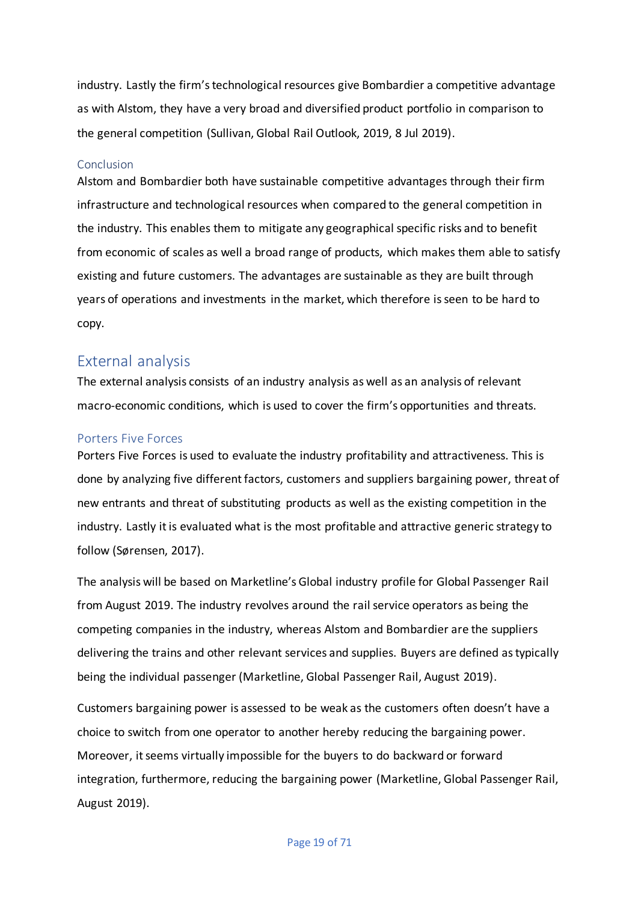industry. Lastly the firm's technological resources give Bombardier a competitive advantage as with Alstom, they have a very broad and diversified product portfolio in comparison to the general competition (Sullivan, Global Rail Outlook, 2019, 8 Jul 2019).

### Conclusion

Alstom and Bombardier both have sustainable competitive advantages through their firm infrastructure and technological resources when compared to the general competition in the industry. This enables them to mitigate any geographical specific risks and to benefit from economic of scales as well a broad range of products, which makes them able to satisfy existing and future customers. The advantages are sustainable as they are built through years of operations and investments in the market, which therefore is seen to be hard to copy.

## External analysis

The external analysis consists of an industry analysis as well as an analysis of relevant macro-economic conditions, which is used to cover the firm's opportunities and threats.

### Porters Five Forces

Porters Five Forces is used to evaluate the industry profitability and attractiveness. This is done by analyzing five different factors, customers and suppliers bargaining power, threat of new entrants and threat of substituting products as well as the existing competition in the industry. Lastly it is evaluated what is the most profitable and attractive generic strategy to follow (Sørensen, 2017).

The analysis will be based on Marketline's Global industry profile for Global Passenger Rail from August 2019. The industry revolves around the rail service operators as being the competing companies in the industry, whereas Alstom and Bombardier are the suppliers delivering the trains and other relevant services and supplies. Buyers are defined as typically being the individual passenger (Marketline, Global Passenger Rail, August 2019).

Customers bargaining power is assessed to be weak as the customers often doesn't have a choice to switch from one operator to another hereby reducing the bargaining power. Moreover, it seems virtually impossible for the buyers to do backward or forward integration, furthermore, reducing the bargaining power (Marketline, Global Passenger Rail, August 2019).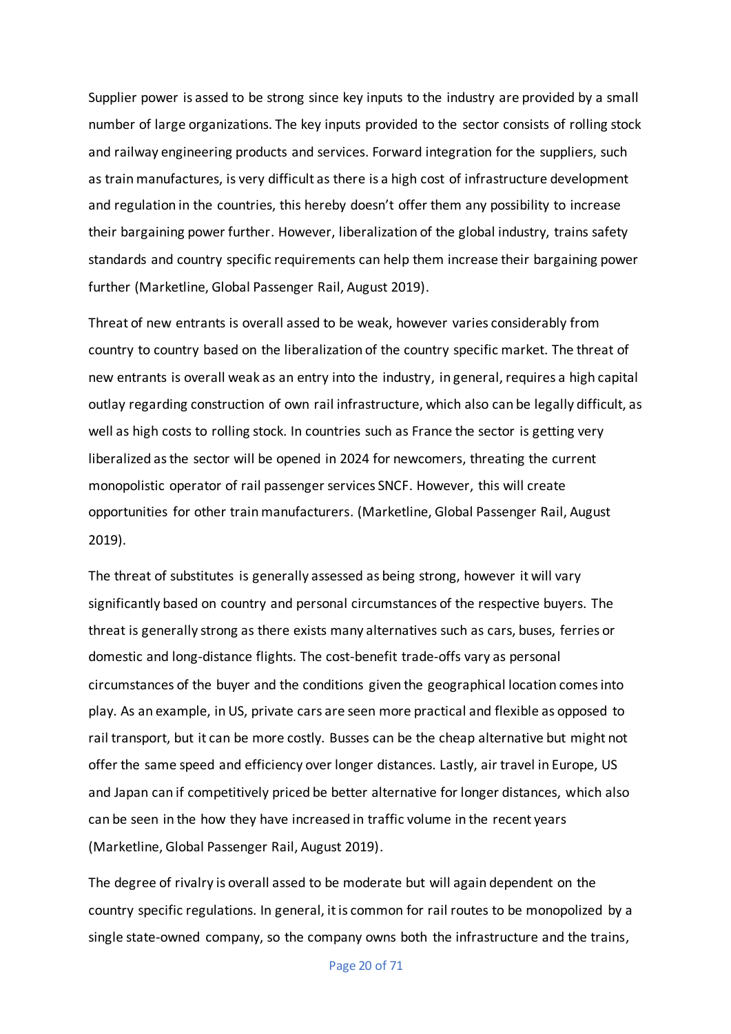Supplier power is assed to be strong since key inputs to the industry are provided by a small number of large organizations. The key inputs provided to the sector consists of rolling stock and railway engineering products and services. Forward integration for the suppliers, such as train manufactures, is very difficult as there is a high cost of infrastructure development and regulation in the countries, this hereby doesn't offer them any possibility to increase their bargaining power further. However, liberalization of the global industry, trains safety standards and country specific requirements can help them increase their bargaining power further (Marketline, Global Passenger Rail, August 2019).

Threat of new entrants is overall assed to be weak, however varies considerably from country to country based on the liberalization of the country specific market. The threat of new entrants is overall weak as an entry into the industry, in general, requires a high capital outlay regarding construction of own rail infrastructure, which also can be legally difficult, as well as high costs to rolling stock. In countries such as France the sector is getting very liberalized as the sector will be opened in 2024 for newcomers, threating the current monopolistic operator of rail passenger services SNCF. However, this will create opportunities for other train manufacturers. (Marketline, Global Passenger Rail, August 2019).

The threat of substitutes is generally assessed as being strong, however it will vary significantly based on country and personal circumstances of the respective buyers. The threat is generally strong as there exists many alternatives such as cars, buses, ferries or domestic and long-distance flights. The cost-benefit trade-offs vary as personal circumstances of the buyer and the conditions given the geographical location comes into play. As an example, in US, private cars are seen more practical and flexible as opposed to rail transport, but it can be more costly. Busses can be the cheap alternative but might not offer the same speed and efficiency over longer distances. Lastly, air travel in Europe, US and Japan can if competitively priced be better alternative for longer distances, which also can be seen in the how they have increased in traffic volume in the recent years (Marketline, Global Passenger Rail, August 2019).

The degree of rivalry is overall assed to be moderate but will again dependent on the country specific regulations. In general, it is common for rail routes to be monopolized by a single state-owned company, so the company owns both the infrastructure and the trains,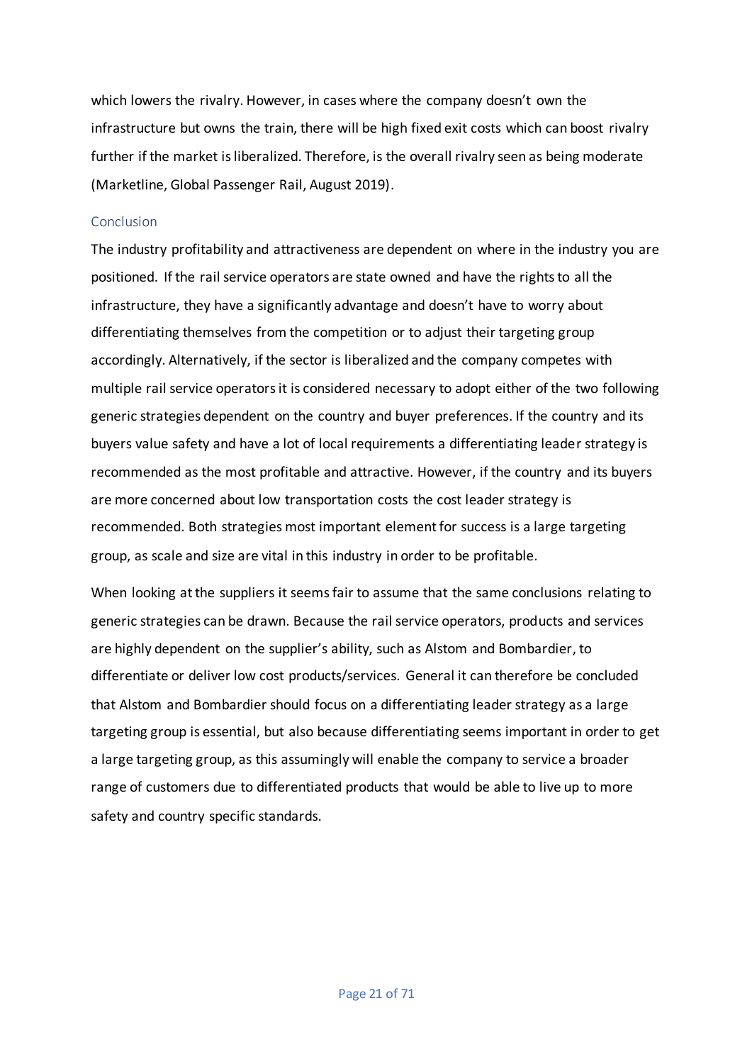which lowers the rivalry. However, in cases where the company doesn't own the infrastructure but owns the train, there will be high fixed exit costs which can boost rivalry further if the market is liberalized. Therefore, is the overall rivalry seen as being moderate (Marketline, Global Passenger Rail, August 2019).

### Conclusion

The industry profitability and attractiveness are dependent on where in the industry you are positioned. If the rail service operators are state owned and have the rights to all the infrastructure, they have a significantly advantage and doesn't have to worry about differentiating themselves from the competition or to adjust their targeting group accordingly. Alternatively, if the sector is liberalized and the company competes with multiple rail service operators it is considered necessary to adopt either of the two following generic strategies dependent on the country and buyer preferences. If the country and its buyers value safety and have a lot of local requirements a differentiating leader strategy is recommended as the most profitable and attractive. However, if the country and its buyers are more concerned about low transportation costs the cost leader strategy is recommended. Both strategies most important element for success is a large targeting group, as scale and size are vital in this industry in order to be profitable.

When looking at the suppliers it seems fair to assume that the same conclusions relating to generic strategies can be drawn. Because the rail service operators, products and services are highly dependent on the supplier's ability, such as Alstom and Bombardier, to differentiate or deliver low cost products/services. General it can therefore be concluded that Alstom and Bombardier should focus on a differentiating leader strategy as a large targeting group is essential, but also because differentiating seems important in order to get a large targeting group, as this assumingly will enable the company to service a broader range of customers due to differentiated products that would be able to live up to more safety and country specific standards.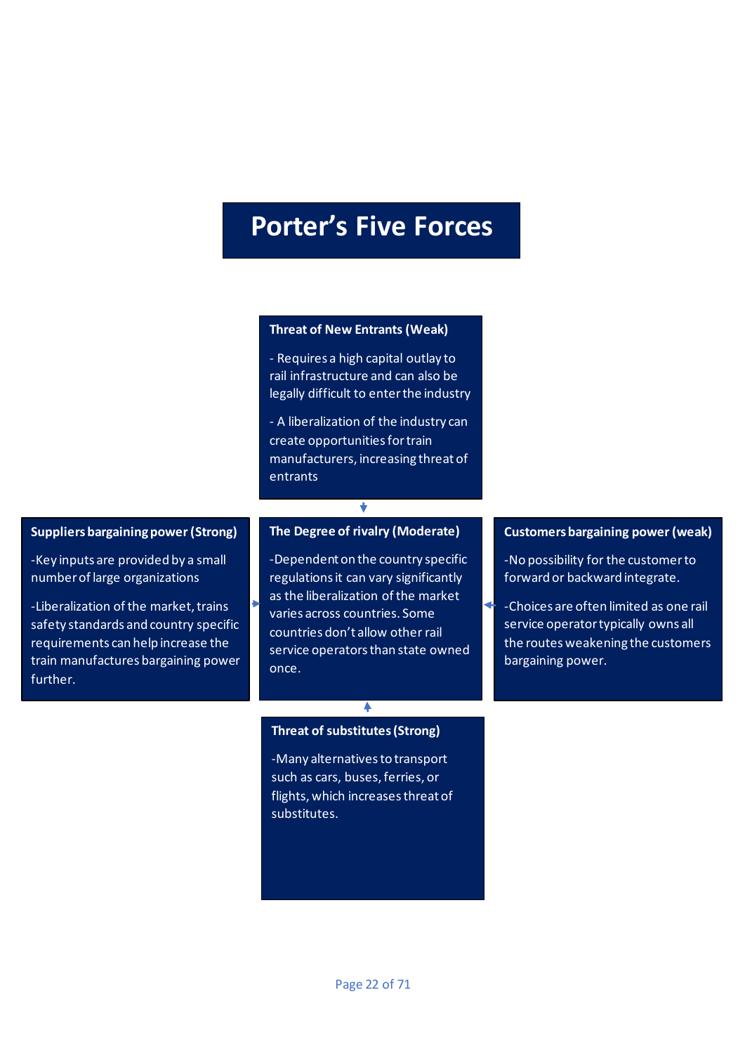# Porter's Five Forces

### Threat of New Entrants (Weak)

- Requires a high capital outlay to rail infrastructure and can also be legally difficult to enter the industry

- A liberalization of the industry can create opportunities for train manufacturers, increasing threat of entrants

### Suppliers bargaining power (Strong)

-Key inputs are provided by a small number of large organizations

-Liberalization of the market, trains safety standards and country specific requirements can help increase the train manufactures bargaining power further.

### The Degree of rivalry (Moderate)

-Dependent on the country specific regulations it can vary significantly as the liberalization of the market varies across countries. Some countries don't allow other rail service operators than state owned once.

### Customers bargaining power (weak)

-No possibility for the customer to forward or backward integrate.

-Choices are often limited as one rail service operator typically owns all the routes weakening the customers bargaining power.

### Threat of substitutes (Strong)

-Many alternatives to transport such as cars, buses, ferries, or flights, which increases threat of substitutes.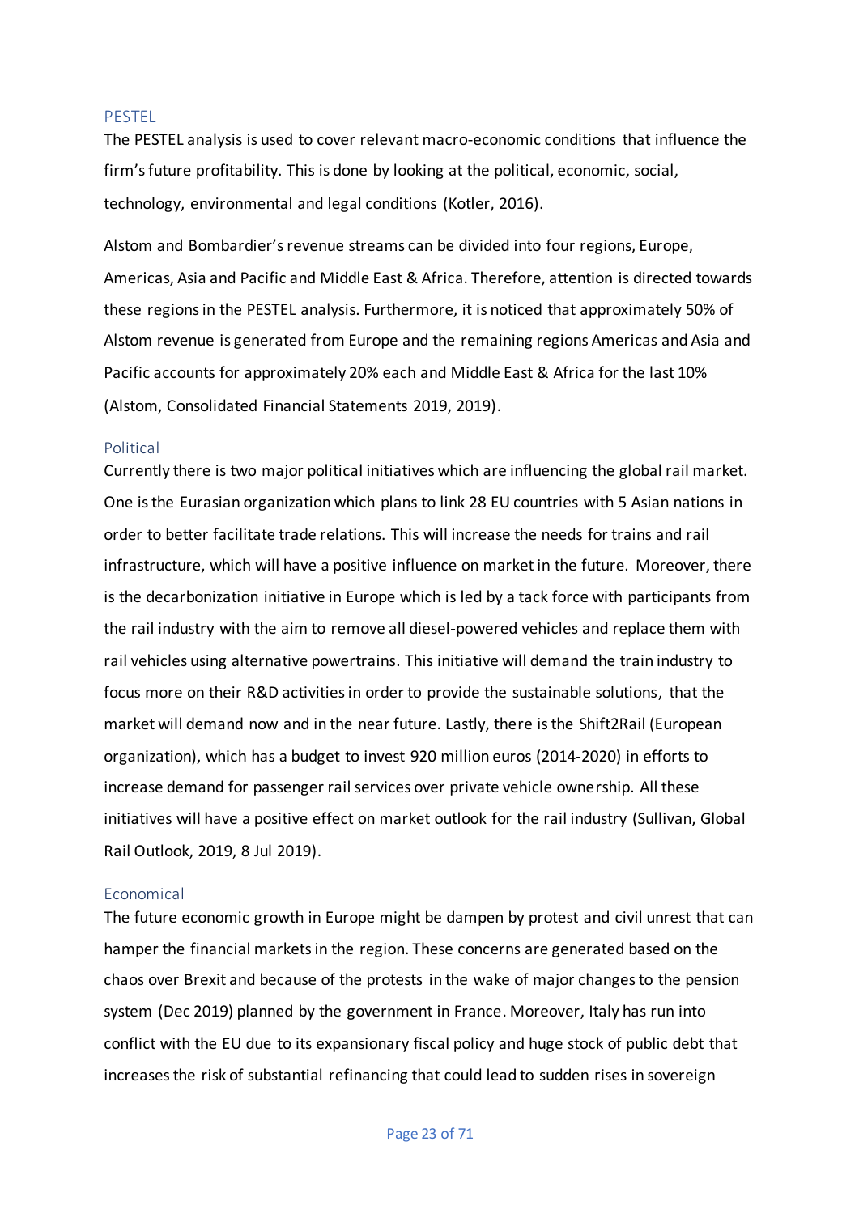## PESTEL

The PESTEL analysis is used to cover relevant macro-economic conditions that influence the firm's future profitability. This is done by looking at the political, economic, social, technology, environmental and legal conditions (Kotler, 2016).

Alstom and Bombardier's revenue streams can be divided into four regions, Europe, Americas, Asia and Pacific and Middle East & Africa. Therefore, attention is directed towards these regions in the PESTEL analysis. Furthermore, it is noticed that approximately 50% of Alstom revenue is generated from Europe and the remaining regions Americas and Asia and Pacific accounts for approximately 20% each and Middle East & Africa for the last 10% (Alstom, Consolidated Financial Statements 2019, 2019).

### Political

Currently there is two major political initiatives which are influencing the global rail market. One is the Eurasian organization which plans to link 28 EU countries with 5 Asian nations in order to better facilitate trade relations. This will increase the needs for trains and rail infrastructure, which will have a positive influence on market in the future. Moreover, there is the decarbonization initiative in Europe which is led by a tack force with participants from the rail industry with the aim to remove all diesel-powered vehicles and replace them with rail vehicles using alternative powertrains. This initiative will demand the train industry to focus more on their R&D activities in order to provide the sustainable solutions, that the market will demand now and in the near future. Lastly, there is the Shift2Rail (European organization), which has a budget to invest 920 million euros (2014-2020) in efforts to increase demand for passenger rail services over private vehicle ownership. All these initiatives will have a positive effect on market outlook for the rail industry (Sullivan, Global Rail Outlook, 2019, 8 Jul 2019).

### Economical

The future economic growth in Europe might be dampen by protest and civil unrest that can hamper the financial markets in the region. These concerns are generated based on the chaos over Brexit and because of the protests in the wake of major changes to the pension system (Dec 2019) planned by the government in France. Moreover, Italy has run into conflict with the EU due to its expansionary fiscal policy and huge stock of public debt that increases the risk of substantial refinancing that could lead to sudden rises in sovereign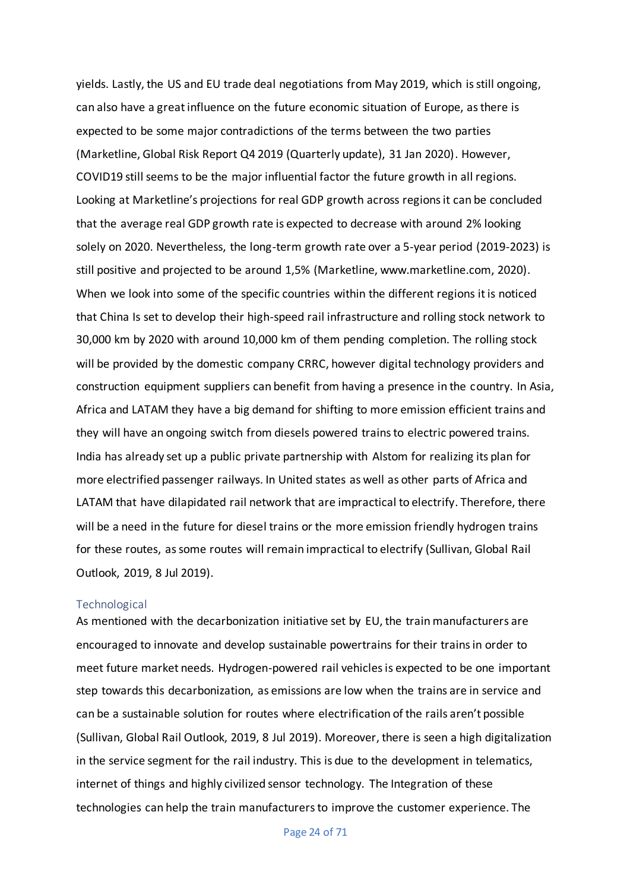yields. Lastly, the US and EU trade deal negotiations from May 2019, which is still ongoing, can also have a great influence on the future economic situation of Europe, as there is expected to be some major contradictions of the terms between the two parties (Marketline, Global Risk Report Q4 2019 (Quarterly update), 31 Jan 2020). However, COVID19 still seems to be the major influential factor the future growth in all regions. Looking at Marketline's projections for real GDP growth across regions it can be concluded that the average real GDP growth rate is expected to decrease with around 2% looking solely on 2020. Nevertheless, the long-term growth rate over a 5-year period (2019-2023) is still positive and projected to be around 1,5% (Marketline, www.marketline.com, 2020). When we look into some of the specific countries within the different regions it is noticed that China Is set to develop their high-speed rail infrastructure and rolling stock network to 30,000 km by 2020 with around 10,000 km of them pending completion. The rolling stock will be provided by the domestic company CRRC, however digital technology providers and construction equipment suppliers can benefit from having a presence in the country. In Asia, Africa and LATAM they have a big demand for shifting to more emission efficient trains and they will have an ongoing switch from diesels powered trains to electric powered trains. India has already set up a public private partnership with Alstom for realizing its plan for more electrified passenger railways. In United states as well as other parts of Africa and LATAM that have dilapidated rail network that are impractical to electrify. Therefore, there will be a need in the future for diesel trains or the more emission friendly hydrogen trains for these routes, as some routes will remain impractical to electrify (Sullivan, Global Rail Outlook, 2019, 8 Jul 2019).

### Technological

As mentioned with the decarbonization initiative set by EU, the train manufacturers are encouraged to innovate and develop sustainable powertrains for their trains in order to meet future market needs. Hydrogen-powered rail vehicles is expected to be one important step towards this decarbonization, as emissions are low when the trains are in service and can be a sustainable solution for routes where electrification of the rails aren't possible (Sullivan, Global Rail Outlook, 2019, 8 Jul 2019). Moreover, there is seen a high digitalization in the service segment for the rail industry. This is due to the development in telematics, internet of things and highly civilized sensor technology. The Integration of these technologies can help the train manufacturers to improve the customer experience. The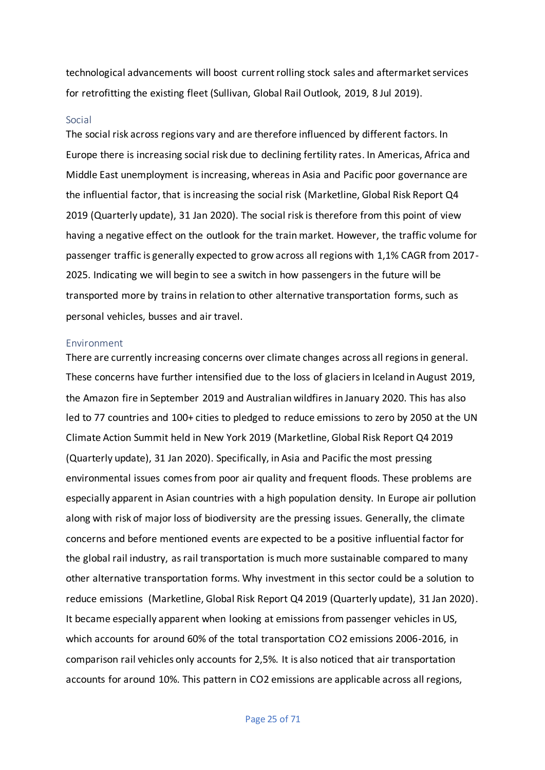technological advancements will boost current rolling stock sales and aftermarket services for retrofitting the existing fleet (Sullivan, Global Rail Outlook, 2019, 8 Jul 2019).

### Social

The social risk across regions vary and are therefore influenced by different factors. In Europe there is increasing social risk due to declining fertility rates. In Americas, Africa and Middle East unemployment is increasing, whereas in Asia and Pacific poor governance are the influential factor, that is increasing the social risk (Marketline, Global Risk Report Q4 2019 (Quarterly update), 31 Jan 2020). The social risk is therefore from this point of view having a negative effect on the outlook for the train market. However, the traffic volume for passenger traffic is generally expected to grow across all regions with 1,1% CAGR from 2017-2025. Indicating we will begin to see a switch in how passengers in the future will be transported more by trains in relation to other alternative transportation forms, such as personal vehicles, busses and air travel.

### Environment

There are currently increasing concerns over climate changes across all regions in general. These concerns have further intensified due to the loss of glaciers in Iceland in August 2019, the Amazon fire in September 2019 and Australian wildfires in January 2020. This has also led to 77 countries and 100+ cities to pledged to reduce emissions to zero by 2050 at the UN Climate Action Summit held in New York 2019 (Marketline, Global Risk Report Q4 2019 (Quarterly update), 31 Jan 2020). Specifically, in Asia and Pacific the most pressing environmental issues comes from poor air quality and frequent floods. These problems are especially apparent in Asian countries with a high population density. In Europe air pollution along with risk of major loss of biodiversity are the pressing issues. Generally, the climate concerns and before mentioned events are expected to be a positive influential factor for the global rail industry, as rail transportation is much more sustainable compared to many other alternative transportation forms. Why investment in this sector could be a solution to reduce emissions (Marketline, Global Risk Report Q4 2019 (Quarterly update), 31 Jan 2020). It became especially apparent when looking at emissions from passenger vehicles in US, which accounts for around 60% of the total transportation $CO_2$ emissions 2006-2016, in comparison rail vehicles only accounts for 2,5%. It is also noticed that air transportation accounts for around 10%. This pattern in $CO_2$ emissions are applicable across all regions,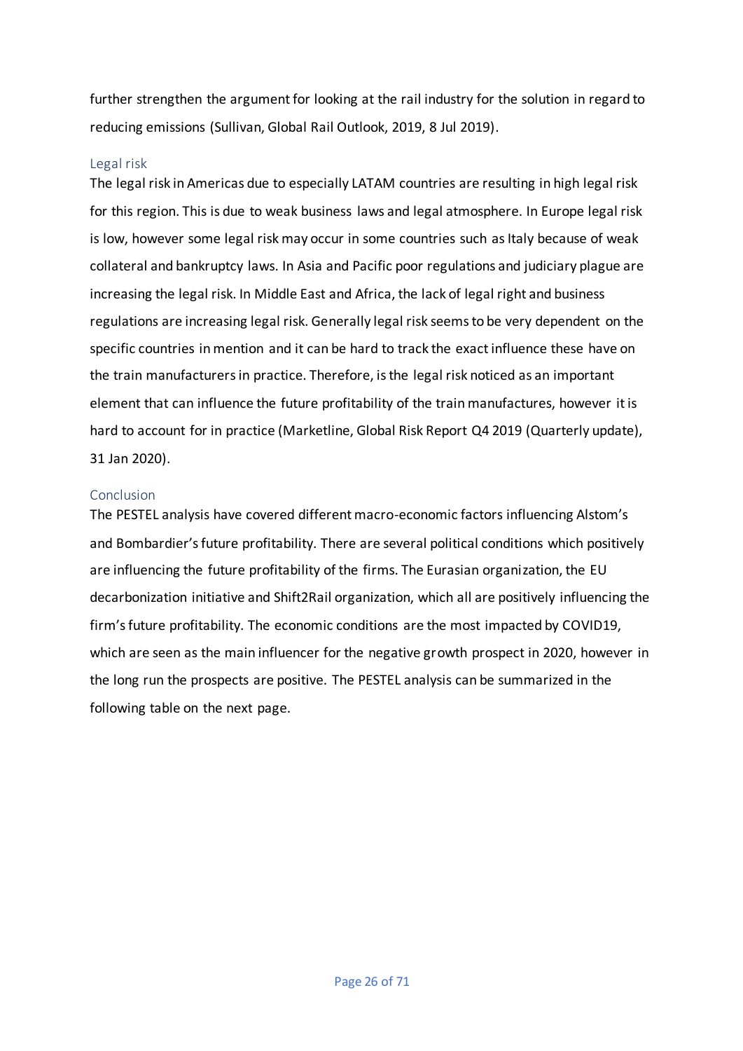further strengthen the argument for looking at the rail industry for the solution in regard to reducing emissions (Sullivan, Global Rail Outlook, 2019, 8 Jul 2019).

### Legal risk

The legal risk in Americas due to especially LATAM countries are resulting in high legal risk for this region. This is due to weak business laws and legal atmosphere. In Europe legal risk is low, however some legal risk may occur in some countries such as Italy because of weak collateral and bankruptcy laws. In Asia and Pacific poor regulations and judiciary plague are increasing the legal risk. In Middle East and Africa, the lack of legal right and business regulations are increasing legal risk. Generally legal risk seems to be very dependent on the specific countries in mention and it can be hard to track the exact influence these have on the train manufacturers in practice. Therefore, is the legal risk noticed as an important element that can influence the future profitability of the train manufactures, however it is hard to account for in practice (Marketline, Global Risk Report Q4 2019 (Quarterly update), 31 Jan 2020).

### Conclusion

The PESTEL analysis have covered different macro-economic factors influencing Alstom's and Bombardier's future profitability. There are several political conditions which positively are influencing the future profitability of the firms. The Eurasian organization, the EU decarbonization initiative and Shift2Rail organization, which all are positively influencing the firm's future profitability. The economic conditions are the most impacted by COVID19, which are seen as the main influencer for the negative growth prospect in 2020, however in the long run the prospects are positive. The PESTEL analysis can be summarized in the following table on the next page.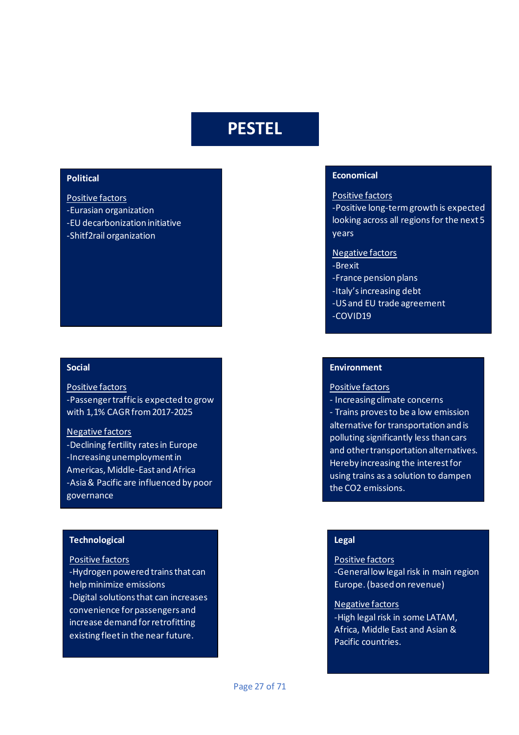# PESTEL

## Political

Positive factors

- -Eurasian organization
- -EU decarbonization initiative
- -Shitf2rail organization

## Economical

Positive factors

- -Positive long-term growth is expected looking across all regions for the next 5 years

Negative factors

- -Brexit
- -France pension plans
- -Italy's increasing debt
- -US and EU trade agreement
- -COVID19

## Social

Positive factors

- -Passenger traffic is expected to grow with 1,1% CAGR from 2017-2025

Negative factors

- -Declining fertility rates in Europe
- -Increasing unemployment in Americas, Middle-East and Africa
- -Asia & Pacific are influenced by poor governance

## Environment

Positive factors

- Increasing climate concerns
- Trains proves to be a low emission alternative for transportation and is polluting significantly less than cars and other transportation alternatives. Hereby increasing the interest for using trains as a solution to dampen the $CO_2$ emissions.

## Technological

Positive factors

- -Hydrogen powered trains that can help minimize emissions
- -Digital solutions that can increases convenience for passengers and increase demand for retrofitting existing fleet in the near future.

## Legal

Positive factors

- -General low legal risk in main region Europe. (based on revenue)

Negative factors

- -High legal risk in some LATAM, Africa, Middle East and Asian & Pacific countries.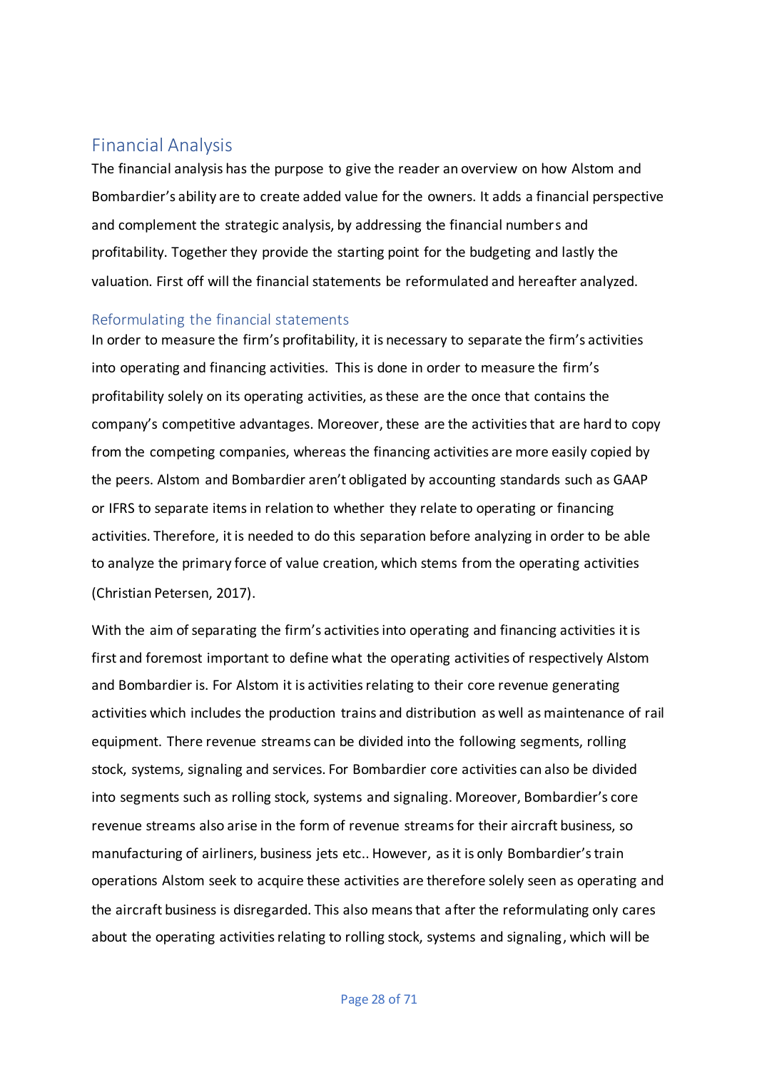## Financial Analysis

The financial analysis has the purpose to give the reader an overview on how Alstom and Bombardier's ability are to create added value for the owners. It adds a financial perspective and complement the strategic analysis, by addressing the financial numbers and profitability. Together they provide the starting point for the budgeting and lastly the valuation. First off will the financial statements be reformulated and hereafter analyzed.

### Reformulating the financial statements

In order to measure the firm's profitability, it is necessary to separate the firm's activities into operating and financing activities. This is done in order to measure the firm's profitability solely on its operating activities, as these are the once that contains the company's competitive advantages. Moreover, these are the activities that are hard to copy from the competing companies, whereas the financing activities are more easily copied by the peers. Alstom and Bombardier aren't obligated by accounting standards such as GAAP or IFRS to separate items in relation to whether they relate to operating or financing activities. Therefore, it is needed to do this separation before analyzing in order to be able to analyze the primary force of value creation, which stems from the operating activities (Christian Petersen, 2017).

With the aim of separating the firm's activities into operating and financing activities it is first and foremost important to define what the operating activities of respectively Alstom and Bombardier is. For Alstom it is activities relating to their core revenue generating activities which includes the production trains and distribution as well as maintenance of rail equipment. There revenue streams can be divided into the following segments, rolling stock, systems, signaling and services. For Bombardier core activities can also be divided into segments such as rolling stock, systems and signaling. Moreover, Bombardier's core revenue streams also arise in the form of revenue streams for their aircraft business, so manufacturing of airliners, business jets etc.. However, as it is only Bombardier's train operations Alstom seek to acquire these activities are therefore solely seen as operating and the aircraft business is disregarded. This also means that after the reformulating only cares about the operating activities relating to rolling stock, systems and signaling, which will be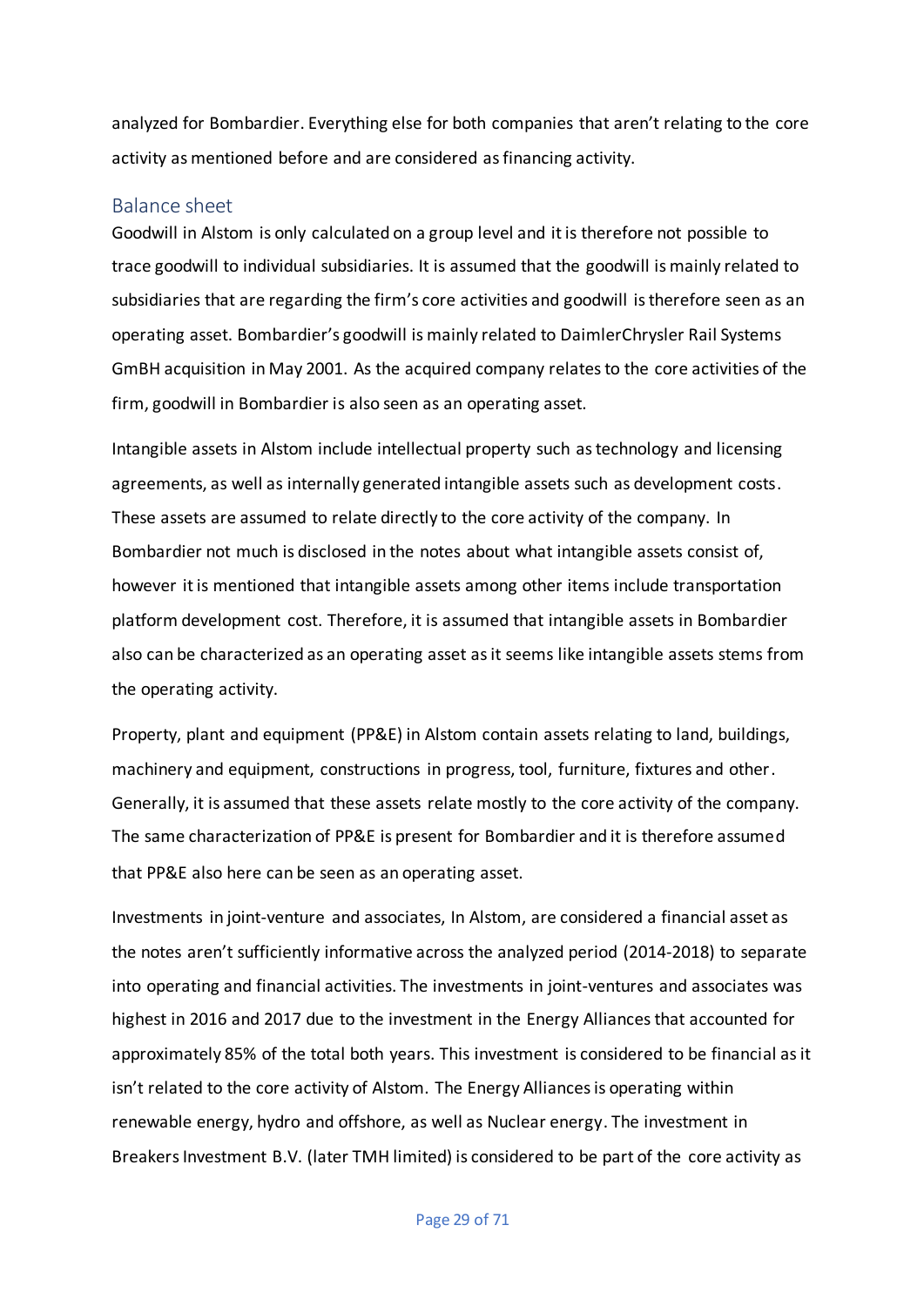analyzed for Bombardier. Everything else for both companies that aren't relating to the core activity as mentioned before and are considered as financing activity.

## Balance sheet

Goodwill in Alstom is only calculated on a group level and it is therefore not possible to trace goodwill to individual subsidiaries. It is assumed that the goodwill is mainly related to subsidiaries that are regarding the firm's core activities and goodwill is therefore seen as an operating asset. Bombardier's goodwill is mainly related to DaimlerChrysler Rail Systems GmBH acquisition in May 2001. As the acquired company relates to the core activities of the firm, goodwill in Bombardier is also seen as an operating asset.

Intangible assets in Alstom include intellectual property such as technology and licensing agreements, as well as internally generated intangible assets such as development costs. These assets are assumed to relate directly to the core activity of the company. In Bombardier not much is disclosed in the notes about what intangible assets consist of, however it is mentioned that intangible assets among other items include transportation platform development cost. Therefore, it is assumed that intangible assets in Bombardier also can be characterized as an operating asset as it seems like intangible assets stems from the operating activity.

Property, plant and equipment (PP&E) in Alstom contain assets relating to land, buildings, machinery and equipment, constructions in progress, tool, furniture, fixtures and other. Generally, it is assumed that these assets relate mostly to the core activity of the company. The same characterization of PP&E is present for Bombardier and it is therefore assumed that PP&E also here can be seen as an operating asset.

Investments in joint-venture and associates, In Alstom, are considered a financial asset as the notes aren't sufficiently informative across the analyzed period (2014-2018) to separate into operating and financial activities. The investments in joint-ventures and associates was highest in 2016 and 2017 due to the investment in the Energy Alliances that accounted for approximately 85% of the total both years. This investment is considered to be financial as it isn't related to the core activity of Alstom. The Energy Alliances is operating within renewable energy, hydro and offshore, as well as Nuclear energy. The investment in Breakers Investment B.V. (later TMH limited) is considered to be part of the core activity as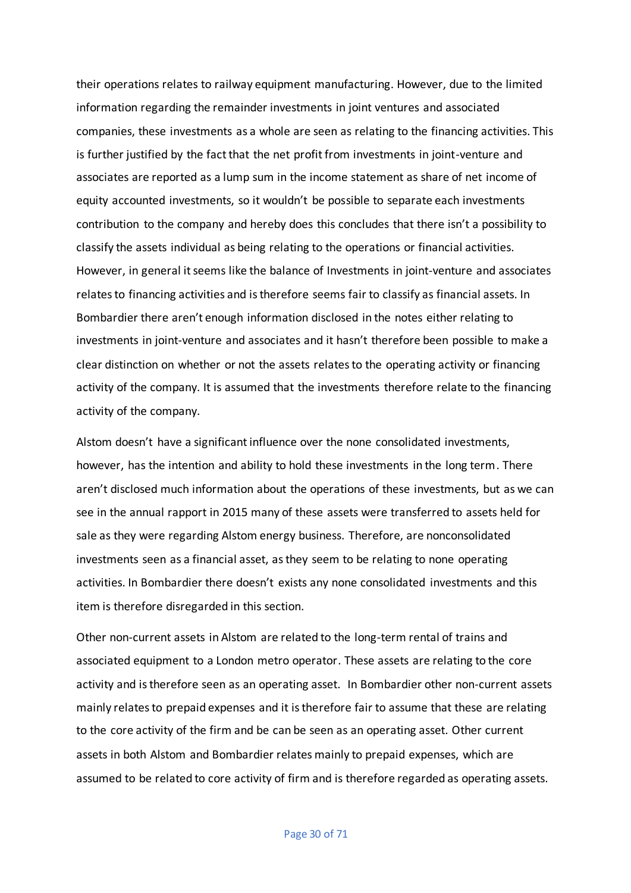their operations relates to railway equipment manufacturing. However, due to the limited information regarding the remainder investments in joint ventures and associated companies, these investments as a whole are seen as relating to the financing activities. This is further justified by the fact that the net profit from investments in joint-venture and associates are reported as a lump sum in the income statement as share of net income of equity accounted investments, so it wouldn't be possible to separate each investments contribution to the company and hereby does this concludes that there isn't a possibility to classify the assets individual as being relating to the operations or financial activities. However, in general it seems like the balance of Investments in joint-venture and associates relates to financing activities and is therefore seems fair to classify as financial assets. In Bombardier there aren't enough information disclosed in the notes either relating to investments in joint-venture and associates and it hasn't therefore been possible to make a clear distinction on whether or not the assets relates to the operating activity or financing activity of the company. It is assumed that the investments therefore relate to the financing activity of the company.

Alstom doesn't have a significant influence over the none consolidated investments, however, has the intention and ability to hold these investments in the long term. There aren't disclosed much information about the operations of these investments, but as we can see in the annual rapport in 2015 many of these assets were transferred to assets held for sale as they were regarding Alstom energy business. Therefore, are nonconsolidated investments seen as a financial asset, as they seem to be relating to none operating activities. In Bombardier there doesn't exists any none consolidated investments and this item is therefore disregarded in this section.

Other non-current assets in Alstom are related to the long-term rental of trains and associated equipment to a London metro operator. These assets are relating to the core activity and is therefore seen as an operating asset. In Bombardier other non-current assets mainly relates to prepaid expenses and it is therefore fair to assume that these are relating to the core activity of the firm and be can be seen as an operating asset. Other current assets in both Alstom and Bombardier relates mainly to prepaid expenses, which are assumed to be related to core activity of firm and is therefore regarded as operating assets.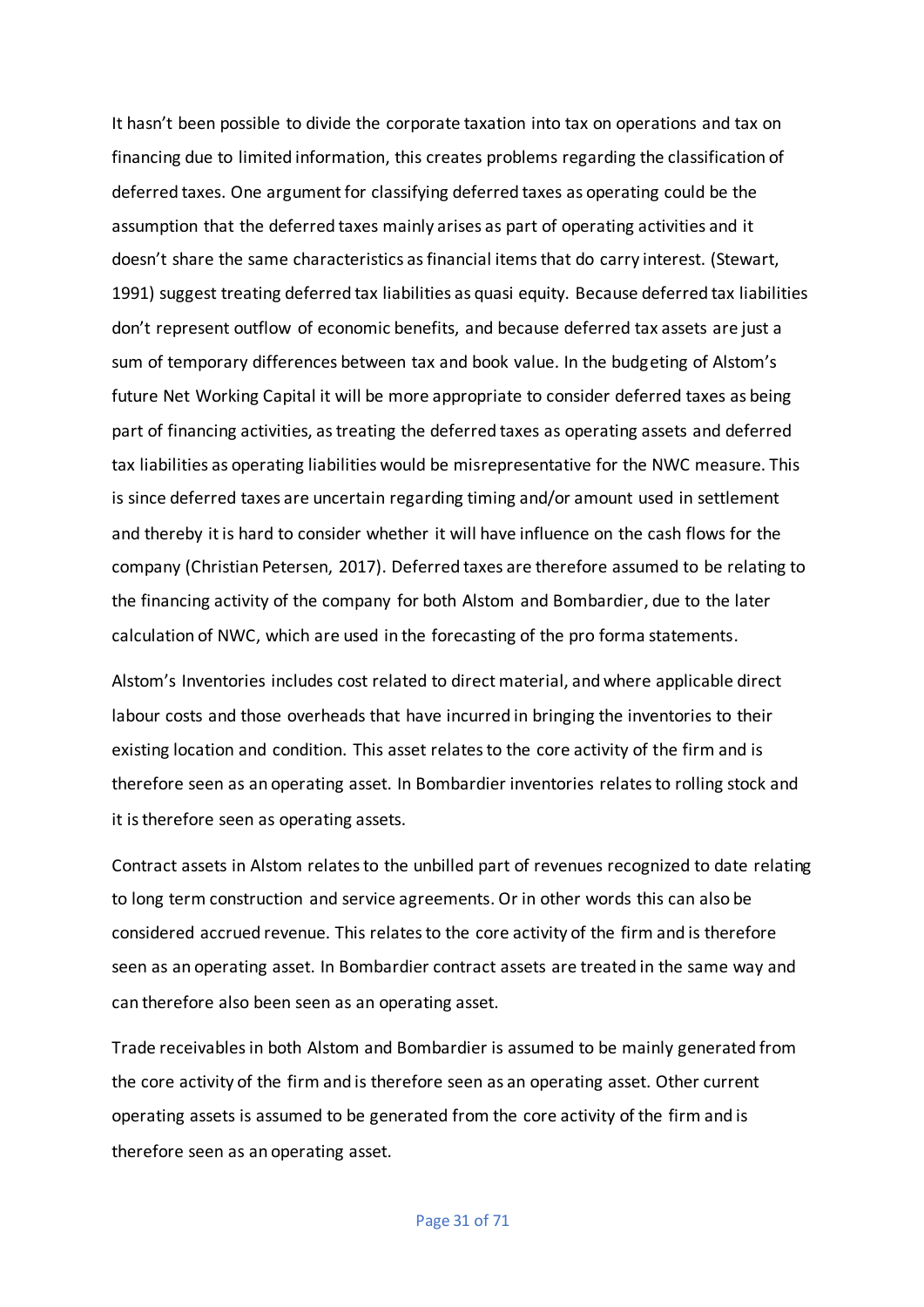It hasn't been possible to divide the corporate taxation into tax on operations and tax on financing due to limited information, this creates problems regarding the classification of deferred taxes. One argument for classifying deferred taxes as operating could be the assumption that the deferred taxes mainly arises as part of operating activities and it doesn't share the same characteristics as financial items that do carry interest. (Stewart, 1991) suggest treating deferred tax liabilities as quasi equity. Because deferred tax liabilities don't represent outflow of economic benefits, and because deferred tax assets are just a sum of temporary differences between tax and book value. In the budgeting of Alstom's future Net Working Capital it will be more appropriate to consider deferred taxes as being part of financing activities, as treating the deferred taxes as operating assets and deferred tax liabilities as operating liabilities would be misrepresentative for the NWC measure. This is since deferred taxes are uncertain regarding timing and/or amount used in settlement and thereby it is hard to consider whether it will have influence on the cash flows for the company (Christian Petersen, 2017). Deferred taxes are therefore assumed to be relating to the financing activity of the company for both Alstom and Bombardier, due to the later calculation of NWC, which are used in the forecasting of the pro forma statements.

Alstom's Inventories includes cost related to direct material, and where applicable direct labour costs and those overheads that have incurred in bringing the inventories to their existing location and condition. This asset relates to the core activity of the firm and is therefore seen as an operating asset. In Bombardier inventories relates to rolling stock and it is therefore seen as operating assets.

Contract assets in Alstom relates to the unbilled part of revenues recognized to date relating to long term construction and service agreements. Or in other words this can also be considered accrued revenue. This relates to the core activity of the firm and is therefore seen as an operating asset. In Bombardier contract assets are treated in the same way and can therefore also been seen as an operating asset.

Trade receivables in both Alstom and Bombardier is assumed to be mainly generated from the core activity of the firm and is therefore seen as an operating asset. Other current operating assets is assumed to be generated from the core activity of the firm and is therefore seen as an operating asset.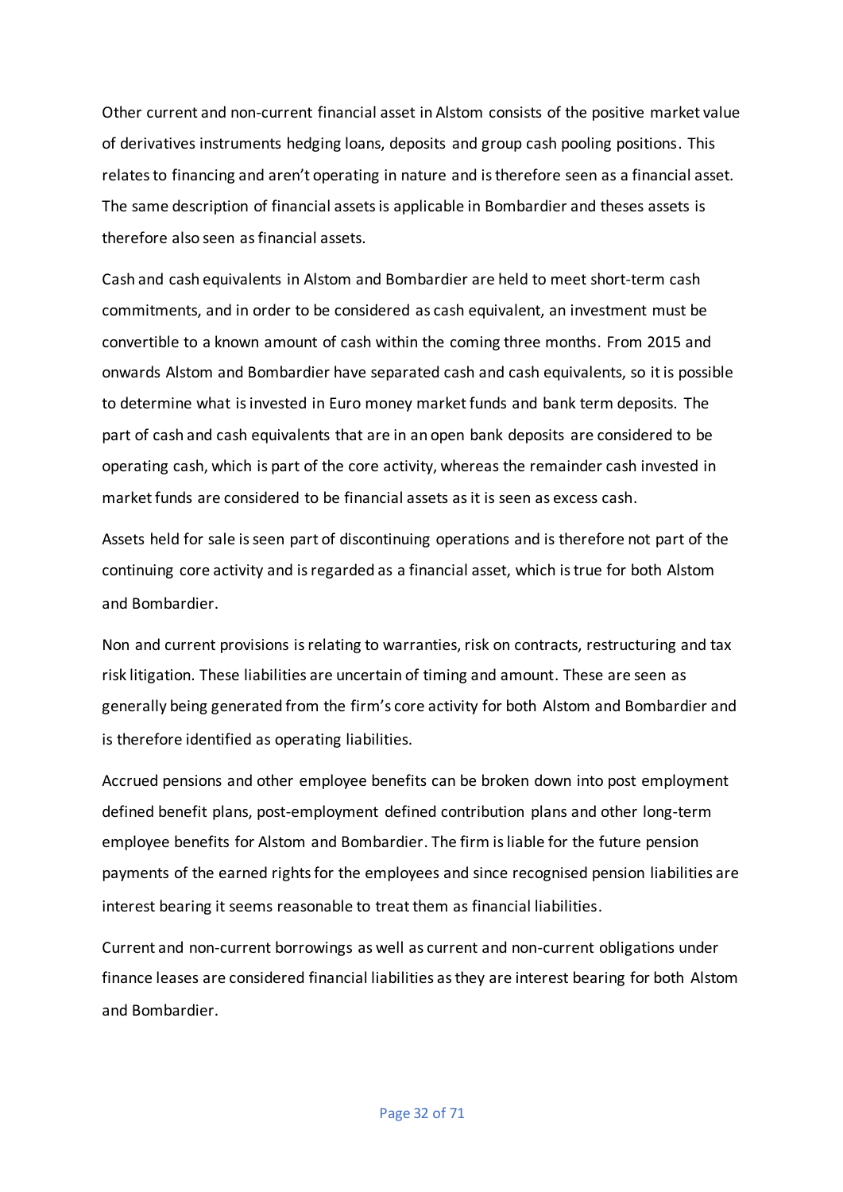Other current and non-current financial asset in Alstom consists of the positive market value of derivatives instruments hedging loans, deposits and group cash pooling positions. This relates to financing and aren't operating in nature and is therefore seen as a financial asset. The same description of financial assets is applicable in Bombardier and theses assets is therefore also seen as financial assets.

Cash and cash equivalents in Alstom and Bombardier are held to meet short-term cash commitments, and in order to be considered as cash equivalent, an investment must be convertible to a known amount of cash within the coming three months. From 2015 and onwards Alstom and Bombardier have separated cash and cash equivalents, so it is possible to determine what is invested in Euro money market funds and bank term deposits. The part of cash and cash equivalents that are in an open bank deposits are considered to be operating cash, which is part of the core activity, whereas the remainder cash invested in market funds are considered to be financial assets as it is seen as excess cash.

Assets held for sale is seen part of discontinuing operations and is therefore not part of the continuing core activity and is regarded as a financial asset, which is true for both Alstom and Bombardier.

Non and current provisions is relating to warranties, risk on contracts, restructuring and tax risk litigation. These liabilities are uncertain of timing and amount. These are seen as generally being generated from the firm's core activity for both Alstom and Bombardier and is therefore identified as operating liabilities.

Accrued pensions and other employee benefits can be broken down into post employment defined benefit plans, post-employment defined contribution plans and other long-term employee benefits for Alstom and Bombardier. The firm is liable for the future pension payments of the earned rights for the employees and since recognised pension liabilities are interest bearing it seems reasonable to treat them as financial liabilities.

Current and non-current borrowings as well as current and non-current obligations under finance leases are considered financial liabilities as they are interest bearing for both Alstom and Bombardier.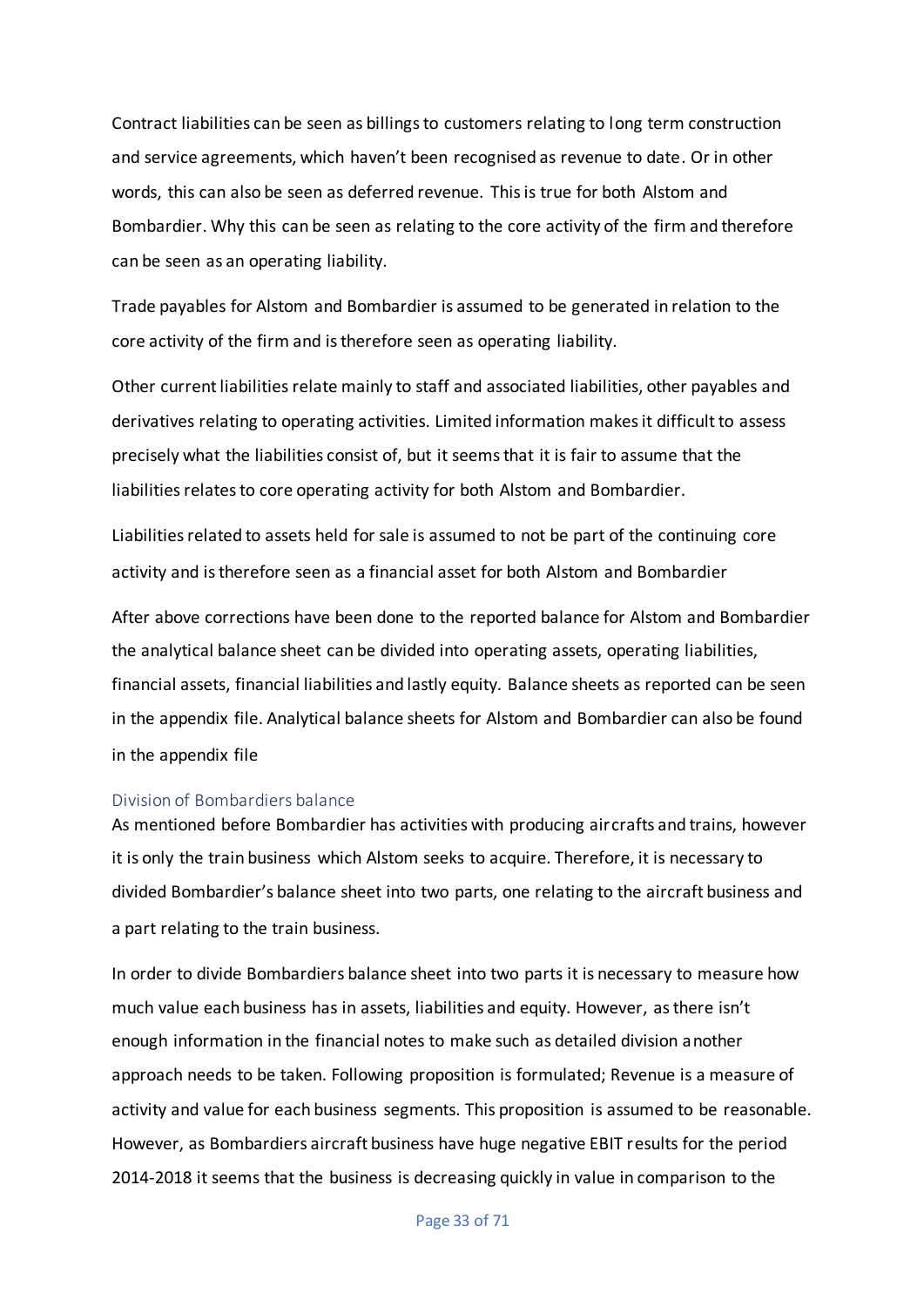Contract liabilities can be seen as billings to customers relating to long term construction and service agreements, which haven't been recognised as revenue to date. Or in other words, this can also be seen as deferred revenue. This is true for both Alstom and Bombardier. Why this can be seen as relating to the core activity of the firm and therefore can be seen as an operating liability.

Trade payables for Alstom and Bombardier is assumed to be generated in relation to the core activity of the firm and is therefore seen as operating liability.

Other current liabilities relate mainly to staff and associated liabilities, other payables and derivatives relating to operating activities. Limited information makes it difficult to assess precisely what the liabilities consist of, but it seems that it is fair to assume that the liabilities relates to core operating activity for both Alstom and Bombardier.

Liabilities related to assets held for sale is assumed to not be part of the continuing core activity and is therefore seen as a financial asset for both Alstom and Bombardier

After above corrections have been done to the reported balance for Alstom and Bombardier the analytical balance sheet can be divided into operating assets, operating liabilities, financial assets, financial liabilities and lastly equity. Balance sheets as reported can be seen in the appendix file. Analytical balance sheets for Alstom and Bombardier can also be found in the appendix file

### Division of Bombardiers balance

As mentioned before Bombardier has activities with producing aircrafts and trains, however it is only the train business which Alstom seeks to acquire. Therefore, it is necessary to divided Bombardier's balance sheet into two parts, one relating to the aircraft business and a part relating to the train business.

In order to divide Bombardiers balance sheet into two parts it is necessary to measure how much value each business has in assets, liabilities and equity. However, as there isn't enough information in the financial notes to make such as detailed division another approach needs to be taken. Following proposition is formulated; Revenue is a measure of activity and value for each business segments. This proposition is assumed to be reasonable. However, as Bombardiers aircraft business have huge negative EBIT results for the period 2014-2018 it seems that the business is decreasing quickly in value in comparison to the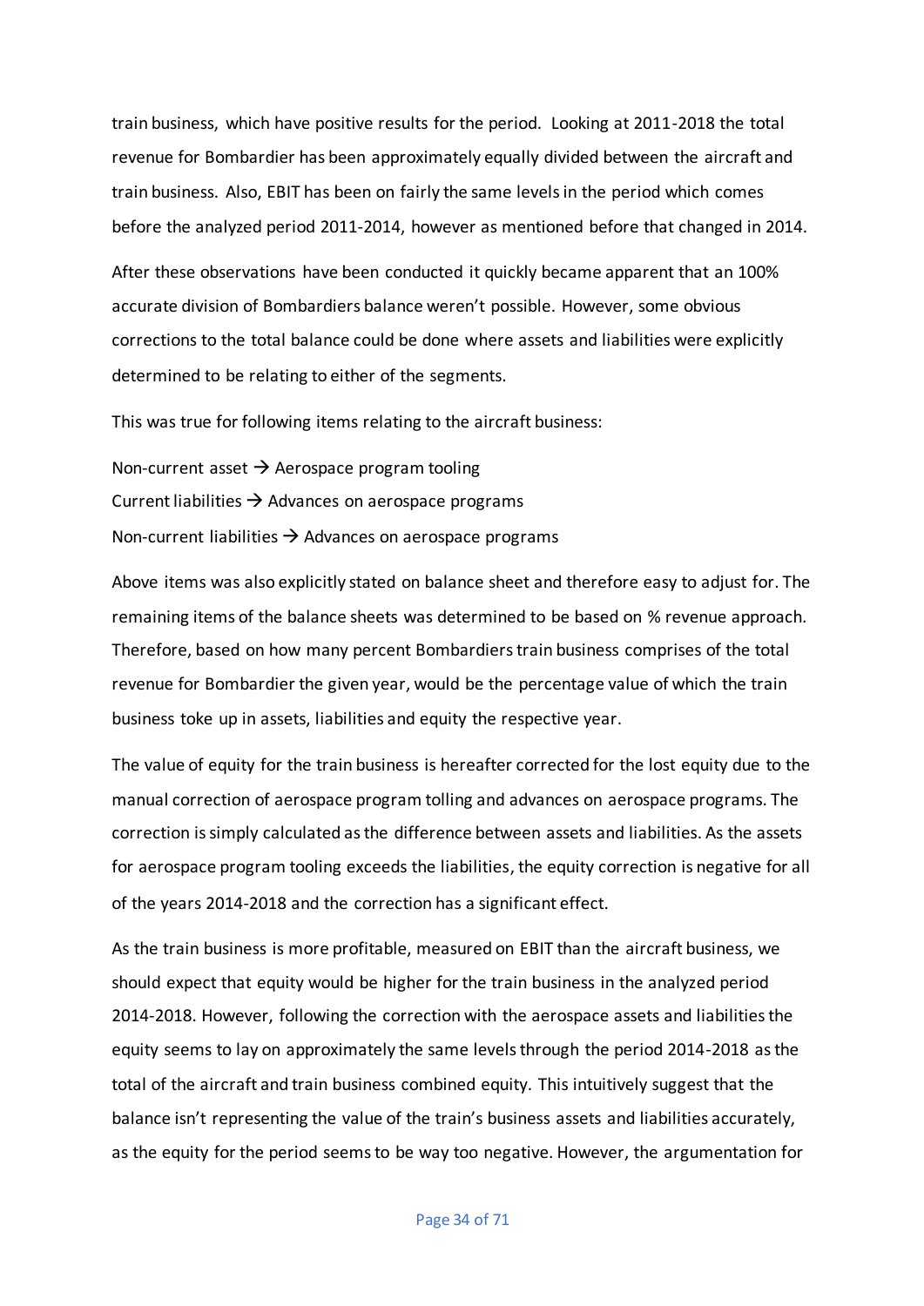train business, which have positive results for the period. Looking at 2011-2018 the total revenue for Bombardier has been approximately equally divided between the aircraft and train business. Also, EBIT has been on fairly the same levels in the period which comes before the analyzed period 2011-2014, however as mentioned before that changed in 2014.

After these observations have been conducted it quickly became apparent that an 100% accurate division of Bombardiers balance weren't possible. However, some obvious corrections to the total balance could be done where assets and liabilities were explicitly determined to be relating to either of the segments.

This was true for following items relating to the aircraft business:

Non-current asset → Aerospace program tooling
Current liabilities → Advances on aerospace programs
Non-current liabilities → Advances on aerospace programs

Above items was also explicitly stated on balance sheet and therefore easy to adjust for. The remaining items of the balance sheets was determined to be based on % revenue approach. Therefore, based on how many percent Bombardiers train business comprises of the total revenue for Bombardier the given year, would be the percentage value of which the train business toke up in assets, liabilities and equity the respective year.

The value of equity for the train business is hereafter corrected for the lost equity due to the manual correction of aerospace program tolling and advances on aerospace programs. The correction is simply calculated as the difference between assets and liabilities. As the assets for aerospace program tooling exceeds the liabilities, the equity correction is negative for all of the years 2014-2018 and the correction has a significant effect.

As the train business is more profitable, measured on EBIT than the aircraft business, we should expect that equity would be higher for the train business in the analyzed period 2014-2018. However, following the correction with the aerospace assets and liabilities the equity seems to lay on approximately the same levels through the period 2014-2018 as the total of the aircraft and train business combined equity. This intuitively suggest that the balance isn't representing the value of the train's business assets and liabilities accurately, as the equity for the period seems to be way too negative. However, the argumentation for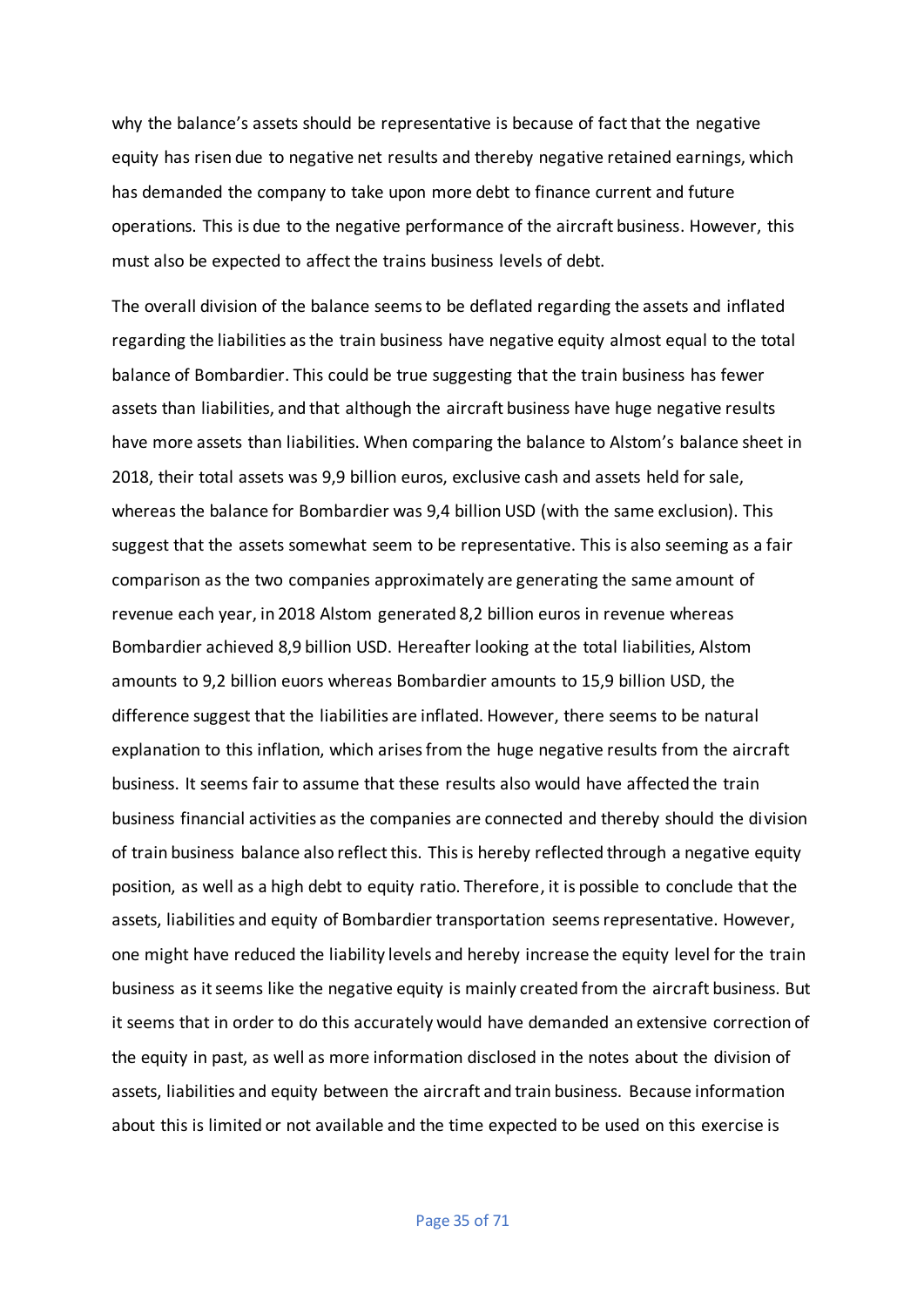why the balance's assets should be representative is because of fact that the negative equity has risen due to negative net results and thereby negative retained earnings, which has demanded the company to take upon more debt to finance current and future operations. This is due to the negative performance of the aircraft business. However, this must also be expected to affect the trains business levels of debt.

The overall division of the balance seems to be deflated regarding the assets and inflated regarding the liabilities as the train business have negative equity almost equal to the total balance of Bombardier. This could be true suggesting that the train business has fewer assets than liabilities, and that although the aircraft business have huge negative results have more assets than liabilities. When comparing the balance to Alstom's balance sheet in 2018, their total assets was 9,9 billion euros, exclusive cash and assets held for sale, whereas the balance for Bombardier was 9,4 billion USD (with the same exclusion). This suggest that the assets somewhat seem to be representative. This is also seeming as a fair comparison as the two companies approximately are generating the same amount of revenue each year, in 2018 Alstom generated 8,2 billion euros in revenue whereas Bombardier achieved 8,9 billion USD. Hereafter looking at the total liabilities, Alstom amounts to 9,2 billion euors whereas Bombardier amounts to 15,9 billion USD, the difference suggest that the liabilities are inflated. However, there seems to be natural explanation to this inflation, which arises from the huge negative results from the aircraft business. It seems fair to assume that these results also would have affected the train business financial activities as the companies are connected and thereby should the division of train business balance also reflect this. This is hereby reflected through a negative equity position, as well as a high debt to equity ratio. Therefore, it is possible to conclude that the assets, liabilities and equity of Bombardier transportation seems representative. However, one might have reduced the liability levels and hereby increase the equity level for the train business as it seems like the negative equity is mainly created from the aircraft business. But it seems that in order to do this accurately would have demanded an extensive correction of the equity in past, as well as more information disclosed in the notes about the division of assets, liabilities and equity between the aircraft and train business. Because information about this is limited or not available and the time expected to be used on this exercise is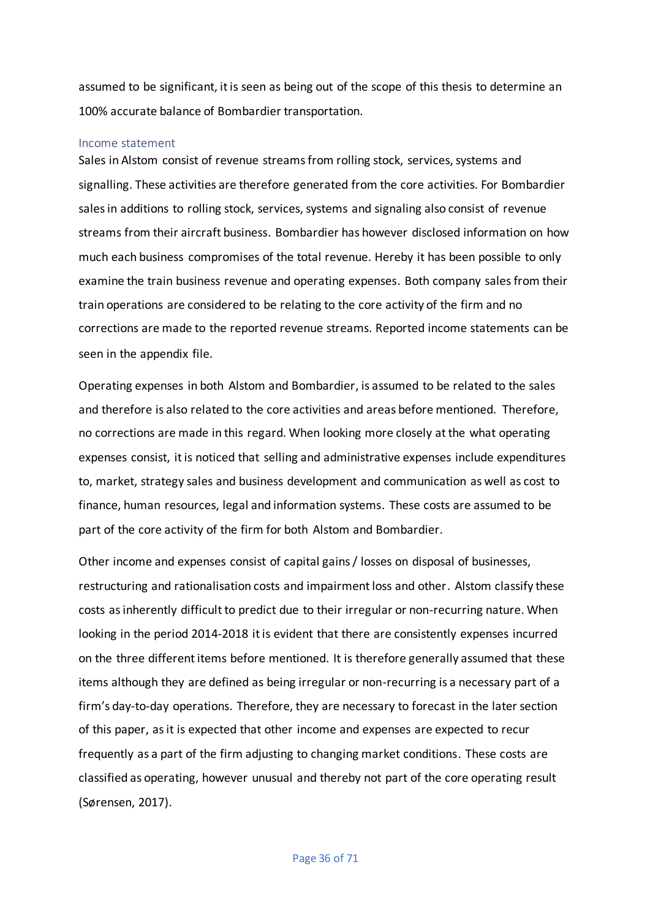assumed to be significant, it is seen as being out of the scope of this thesis to determine an 100% accurate balance of Bombardier transportation.

### Income statement

Sales in Alstom consist of revenue streams from rolling stock, services, systems and signalling. These activities are therefore generated from the core activities. For Bombardier sales in additions to rolling stock, services, systems and signaling also consist of revenue streams from their aircraft business. Bombardier has however disclosed information on how much each business compromises of the total revenue. Hereby it has been possible to only examine the train business revenue and operating expenses. Both company sales from their train operations are considered to be relating to the core activity of the firm and no corrections are made to the reported revenue streams. Reported income statements can be seen in the appendix file.

Operating expenses in both Alstom and Bombardier, is assumed to be related to the sales and therefore is also related to the core activities and areas before mentioned. Therefore, no corrections are made in this regard. When looking more closely at the what operating expenses consist, it is noticed that selling and administrative expenses include expenditures to, market, strategy sales and business development and communication as well as cost to finance, human resources, legal and information systems. These costs are assumed to be part of the core activity of the firm for both Alstom and Bombardier.

Other income and expenses consist of capital gains / losses on disposal of businesses, restructuring and rationalisation costs and impairment loss and other. Alstom classify these costs as inherently difficult to predict due to their irregular or non-recurring nature. When looking in the period 2014-2018 it is evident that there are consistently expenses incurred on the three different items before mentioned. It is therefore generally assumed that these items although they are defined as being irregular or non-recurring is a necessary part of a firm's day-to-day operations. Therefore, they are necessary to forecast in the later section of this paper, as it is expected that other income and expenses are expected to recur frequently as a part of the firm adjusting to changing market conditions. These costs are classified as operating, however unusual and thereby not part of the core operating result (Sørensen, 2017).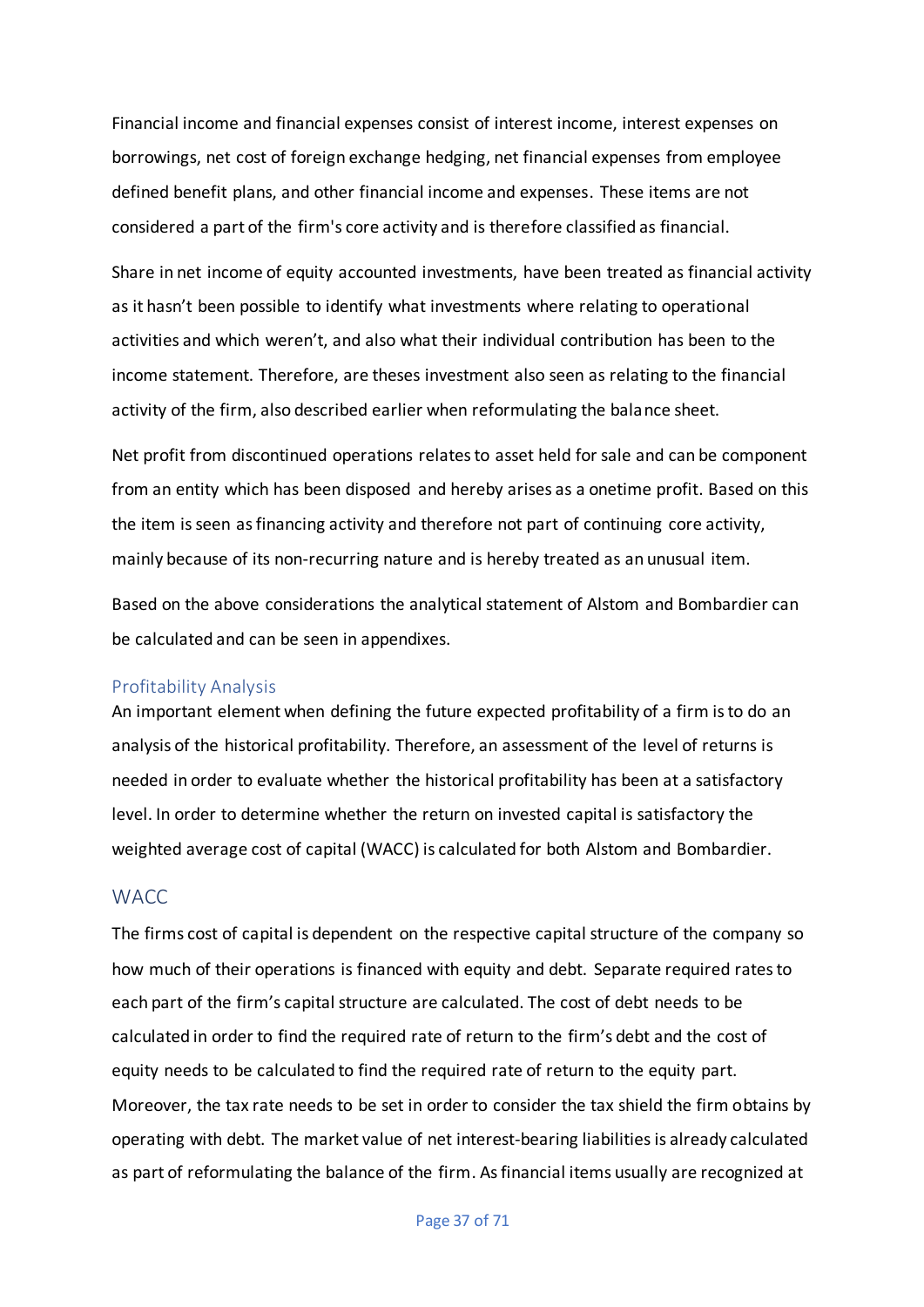Financial income and financial expenses consist of interest income, interest expenses on borrowings, net cost of foreign exchange hedging, net financial expenses from employee defined benefit plans, and other financial income and expenses. These items are not considered a part of the firm's core activity and is therefore classified as financial.

Share in net income of equity accounted investments, have been treated as financial activity as it hasn't been possible to identify what investments where relating to operational activities and which weren't, and also what their individual contribution has been to the income statement. Therefore, are theses investment also seen as relating to the financial activity of the firm, also described earlier when reformulating the balance sheet.

Net profit from discontinued operations relates to asset held for sale and can be component from an entity which has been disposed and hereby arises as a onetime profit. Based on this the item is seen as financing activity and therefore not part of continuing core activity, mainly because of its non-recurring nature and is hereby treated as an unusual item.

Based on the above considerations the analytical statement of Alstom and Bombardier can be calculated and can be seen in appendixes.

## Profitability Analysis

An important element when defining the future expected profitability of a firm is to do an analysis of the historical profitability. Therefore, an assessment of the level of returns is needed in order to evaluate whether the historical profitability has been at a satisfactory level. In order to determine whether the return on invested capital is satisfactory the weighted average cost of capital (WACC) is calculated for both Alstom and Bombardier.

## WACC

The firms cost of capital is dependent on the respective capital structure of the company so how much of their operations is financed with equity and debt. Separate required rates to each part of the firm's capital structure are calculated. The cost of debt needs to be calculated in order to find the required rate of return to the firm's debt and the cost of equity needs to be calculated to find the required rate of return to the equity part. Moreover, the tax rate needs to be set in order to consider the tax shield the firm obtains by operating with debt. The market value of net interest-bearing liabilities is already calculated as part of reformulating the balance of the firm. As financial items usually are recognized at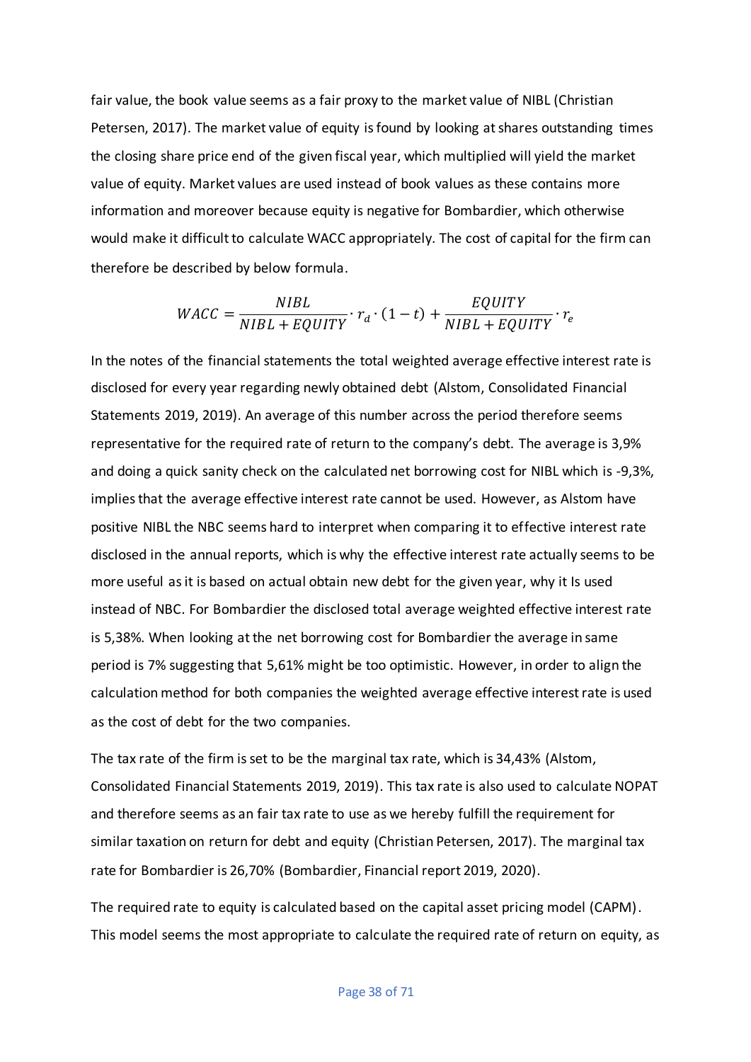fair value, the book value seems as a fair proxy to the market value of NIBL (Christian Petersen, 2017). The market value of equity is found by looking at shares outstanding times the closing share price end of the given fiscal year, which multiplied will yield the market value of equity. Market values are used instead of book values as these contains more information and moreover because equity is negative for Bombardier, which otherwise would make it difficult to calculate WACC appropriately. The cost of capital for the firm can therefore be described by below formula.

$$WACC = \frac{NIBL}{NIBL + EQUITY} \cdot r_d \cdot (1 - t) + \frac{EQUITY}{NIBL + EQUITY} \cdot r_e$$

In the notes of the financial statements the total weighted average effective interest rate is disclosed for every year regarding newly obtained debt (Alstom, Consolidated Financial Statements 2019, 2019). An average of this number across the period therefore seems representative for the required rate of return to the company's debt. The average is 3,9% and doing a quick sanity check on the calculated net borrowing cost for NIBL which is -9,3%, implies that the average effective interest rate cannot be used. However, as Alstom have positive NIBL the NBC seems hard to interpret when comparing it to effective interest rate disclosed in the annual reports, which is why the effective interest rate actually seems to be more useful as it is based on actual obtain new debt for the given year, why it Is used instead of NBC. For Bombardier the disclosed total average weighted effective interest rate is 5,38%. When looking at the net borrowing cost for Bombardier the average in same period is 7% suggesting that 5,61% might be too optimistic. However, in order to align the calculation method for both companies the weighted average effective interest rate is used as the cost of debt for the two companies.

The tax rate of the firm is set to be the marginal tax rate, which is 34,43% (Alstom, Consolidated Financial Statements 2019, 2019). This tax rate is also used to calculate NOPAT and therefore seems as an fair tax rate to use as we hereby fulfill the requirement for similar taxation on return for debt and equity (Christian Petersen, 2017). The marginal tax rate for Bombardier is 26,70% (Bombardier, Financial report 2019, 2020).

The required rate to equity is calculated based on the capital asset pricing model (CAPM). This model seems the most appropriate to calculate the required rate of return on equity, as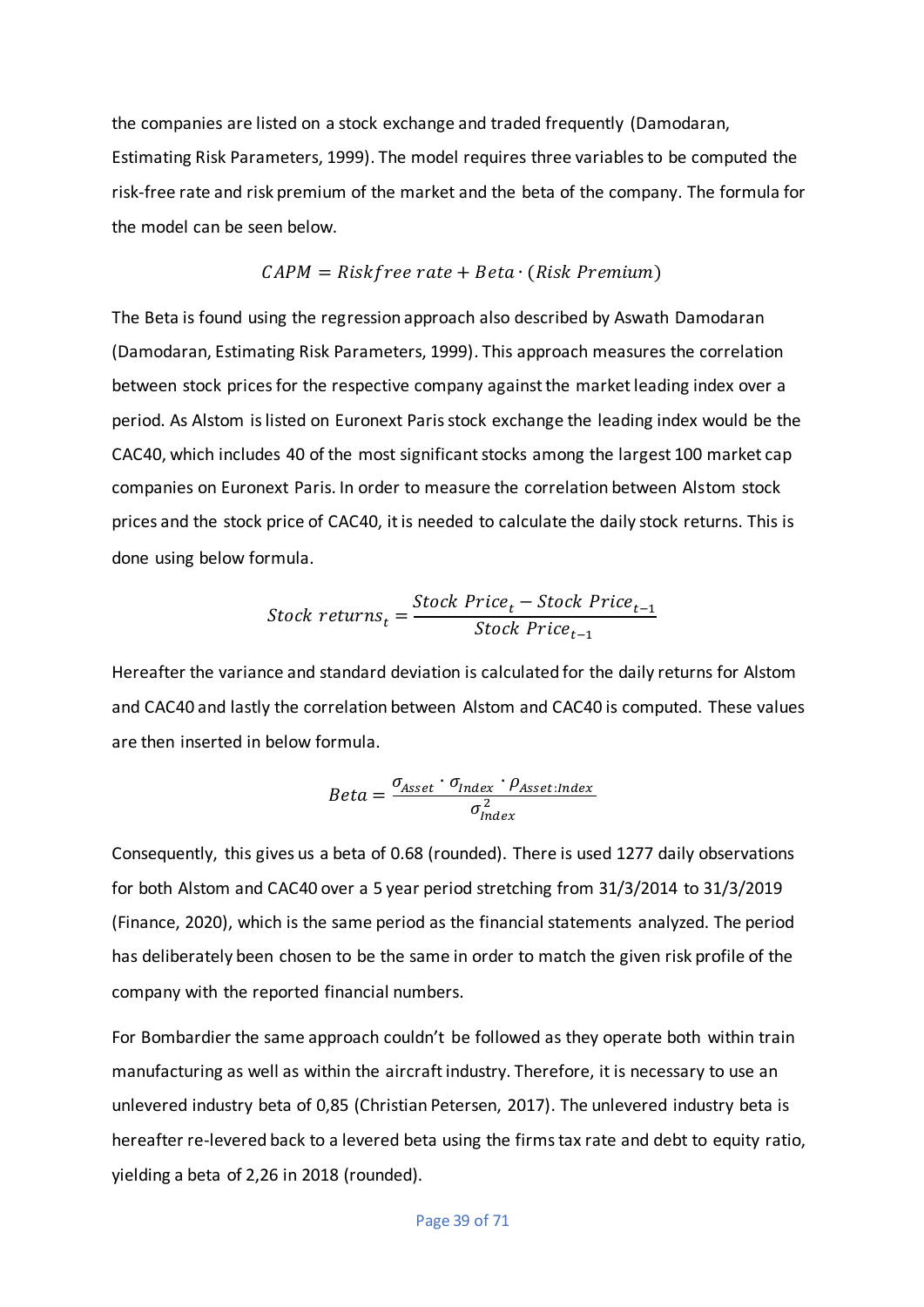the companies are listed on a stock exchange and traded frequently (Damodaran, Estimating Risk Parameters, 1999). The model requires three variables to be computed the risk-free rate and risk premium of the market and the beta of the company. The formula for the model can be seen below.

$$CAPM = Riskfree\ rate + Beta \cdot (Risk\ Premium)$$

The Beta is found using the regression approach also described by Aswath Damodaran (Damodaran, Estimating Risk Parameters, 1999). This approach measures the correlation between stock prices for the respective company against the market leading index over a period. As Alstom is listed on Euronext Paris stock exchange the leading index would be the CAC40, which includes 40 of the most significant stocks among the largest 100 market cap companies on Euronext Paris. In order to measure the correlation between Alstom stock prices and the stock price of CAC40, it is needed to calculate the daily stock returns. This is done using below formula.

$$Stock\ returns_t = \frac{Stock\ Price_t - Stock\ Price_{t-1}}{Stock\ Price_{t-1}}$$

Hereafter the variance and standard deviation is calculated for the daily returns for Alstom and CAC40 and lastly the correlation between Alstom and CAC40 is computed. These values are then inserted in below formula.

$$Beta = \frac{\sigma_{Asset} \cdot \sigma_{Index} \cdot \rho_{Asset:Index}}{\sigma_{Index}^2}$$

Consequently, this gives us a beta of 0.68 (rounded). There is used 1277 daily observations for both Alstom and CAC40 over a 5 year period stretching from 31/3/2014 to 31/3/2019 (Finance, 2020), which is the same period as the financial statements analyzed. The period has deliberately been chosen to be the same in order to match the given risk profile of the company with the reported financial numbers.

For Bombardier the same approach couldn't be followed as they operate both within train manufacturing as well as within the aircraft industry. Therefore, it is necessary to use an unlevered industry beta of 0,85 (Christian Petersen, 2017). The unlevered industry beta is hereafter re-levered back to a levered beta using the firms tax rate and debt to equity ratio, yielding a beta of 2,26 in 2018 (rounded).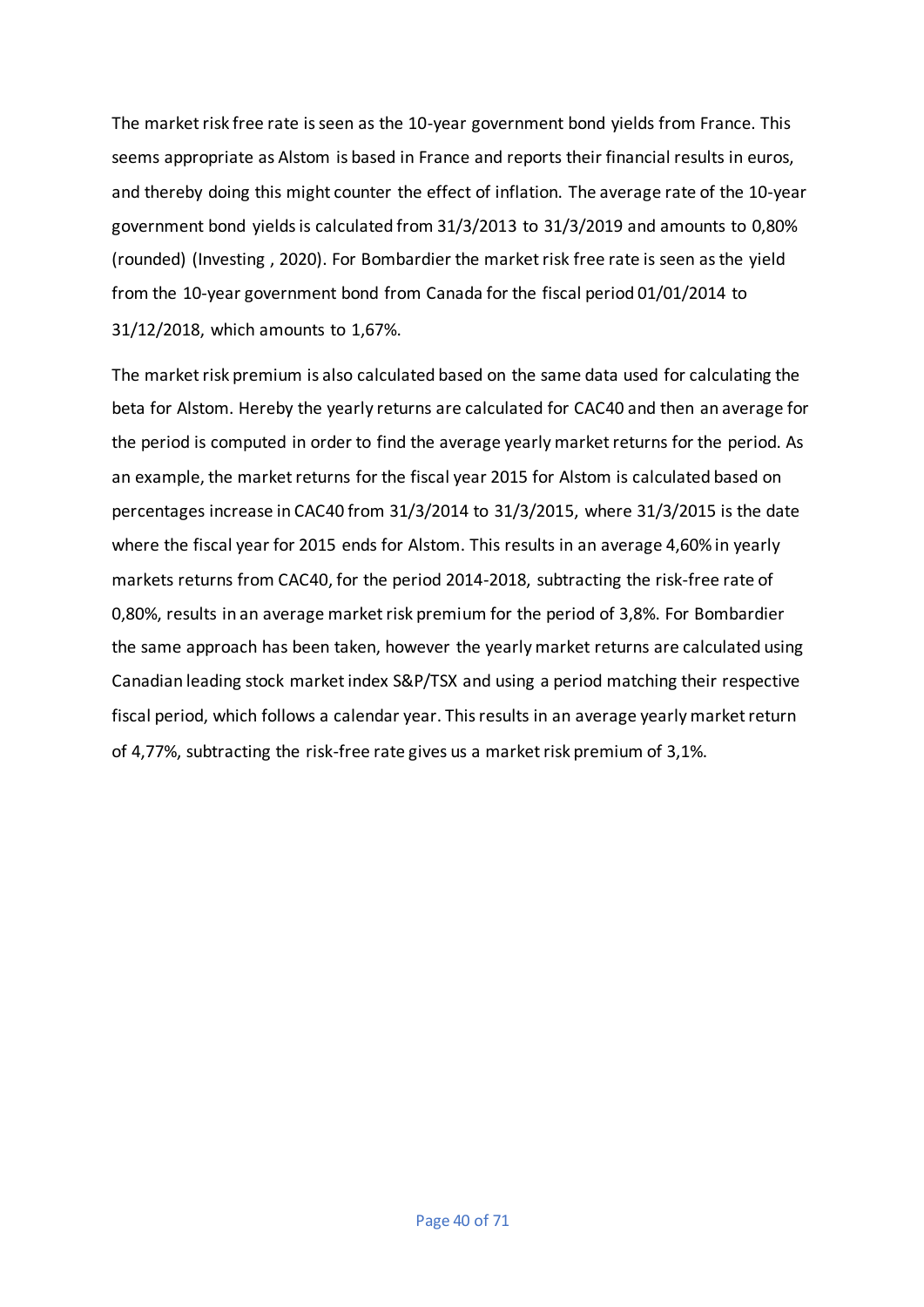The market risk free rate is seen as the 10-year government bond yields from France. This seems appropriate as Alstom is based in France and reports their financial results in euros, and thereby doing this might counter the effect of inflation. The average rate of the 10-year government bond yields is calculated from 31/3/2013 to 31/3/2019 and amounts to 0,80% (rounded) (Investing , 2020). For Bombardier the market risk free rate is seen as the yield from the 10-year government bond from Canada for the fiscal period 01/01/2014 to 31/12/2018, which amounts to 1,67%.

The market risk premium is also calculated based on the same data used for calculating the beta for Alstom. Hereby the yearly returns are calculated for CAC40 and then an average for the period is computed in order to find the average yearly market returns for the period. As an example, the market returns for the fiscal year 2015 for Alstom is calculated based on percentages increase in CAC40 from 31/3/2014 to 31/3/2015, where 31/3/2015 is the date where the fiscal year for 2015 ends for Alstom. This results in an average 4,60% in yearly markets returns from CAC40, for the period 2014-2018, subtracting the risk-free rate of 0,80%, results in an average market risk premium for the period of 3,8%. For Bombardier the same approach has been taken, however the yearly market returns are calculated using Canadian leading stock market index S&P/TSX and using a period matching their respective fiscal period, which follows a calendar year. This results in an average yearly market return of 4,77%, subtracting the risk-free rate gives us a market risk premium of 3,1%.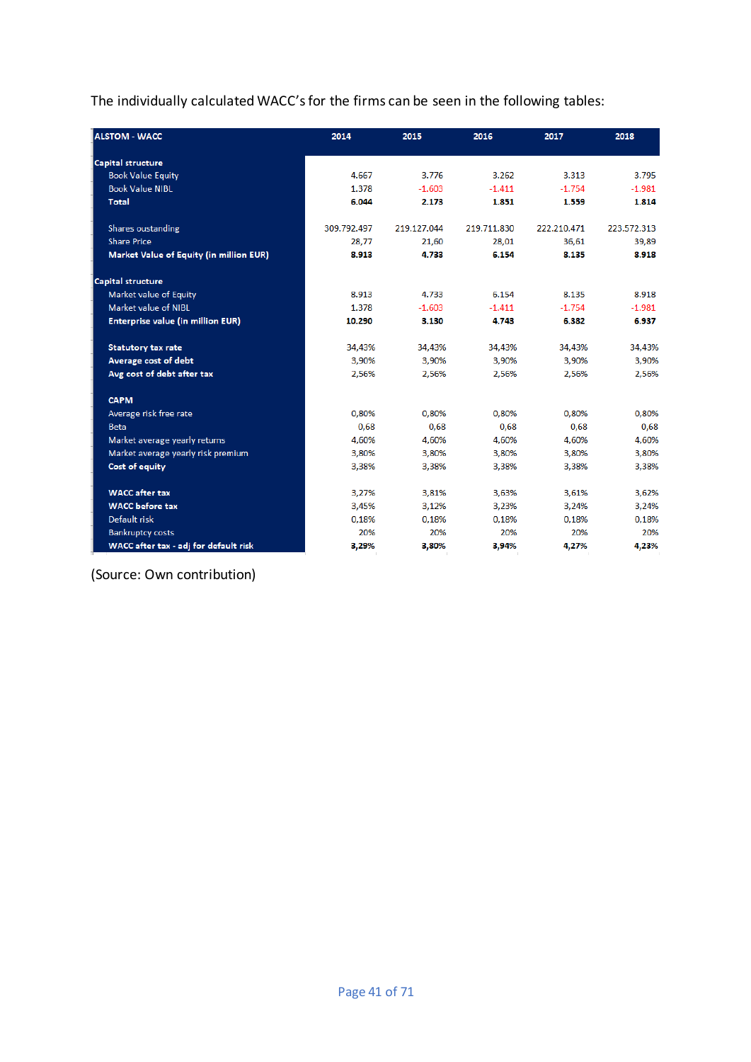The individually calculated WACC's for the firms can be seen in the following tables:

| ALSTOM - WACC | 2014 | 2015 | 2016 | 2017 | 2018 |
|---|---|---|---|---|---|
| **Capital structure** | | | | | |
| Book Value Equity | 4.667 | 3.776 | 3.262 | 3.313 | 3.795 |
| Book Value NIBL | 1.378 | -1.603 | -1.411 | -1.754 | -1.981 |
| **Total** | **6.044** | **2.173** | **1.851** | **1.559** | **1.814** |
| | | | | | |
| Shares oustanding | 309.792.497 | 219.127.044 | 219.711.830 | 222.210.471 | 223.572.313 |
| Share Price | 28,77 | 21,60 | 28,01 | 36,61 | 39,89 |
| **Market Value of Equity (in million EUR)** | **8.913** | **4.733** | **6.154** | **8.135** | **8.918** |
| | | | | | |
| **Capital structure** | | | | | |
| Market value of Equity | 8.913 | 4.733 | 6.154 | 8.135 | 8.918 |
| Market value of NIBL | 1.378 | -1.603 | -1.411 | -1.754 | -1.981 |
| **Enterprise value (in million EUR)** | **10.290** | **3.130** | **4.743** | **6.382** | **6.937** |
| | | | | | |
| **Statutory tax rate** | 34,43% | 34,43% | 34,43% | 34,43% | 34,43% |
| **Average cost of debt** | 3,90% | 3,90% | 3,90% | 3,90% | 3,90% |
| **Avg cost of debt after tax** | 2,56% | 2,56% | 2,56% | 2,56% | 2,56% |
| | | | | | |
| **CAPM** | | | | | |
| Average risk free rate | 0,80% | 0,80% | 0,80% | 0,80% | 0,80% |
| Beta | 0,68 | 0,68 | 0,68 | 0,68 | 0,68 |
| Market average yearly returns | 4,60% | 4,60% | 4,60% | 4,60% | 4,60% |
| Market average yearly risk premium | 3,80% | 3,80% | 3,80% | 3,80% | 3,80% |
| **Cost of equity** | 3,38% | 3,38% | 3,38% | 3,38% | 3,38% |
| | | | | | |
| **WACC after tax** | 3,27% | 3,81% | 3,63% | 3,61% | 3,62% |
| **WACC before tax** | 3,45% | 3,12% | 3,23% | 3,24% | 3,24% |
| Default risk | 0,18% | 0,18% | 0,18% | 0,18% | 0,18% |
| Bankruptcy costs | 20% | 20% | 20% | 20% | 20% |
| **WACC after tax - adj for default risk** | **3,29%** | **3,80%** | **3,94%** | **4,27%** | **4,23%** |

(Source: Own contribution)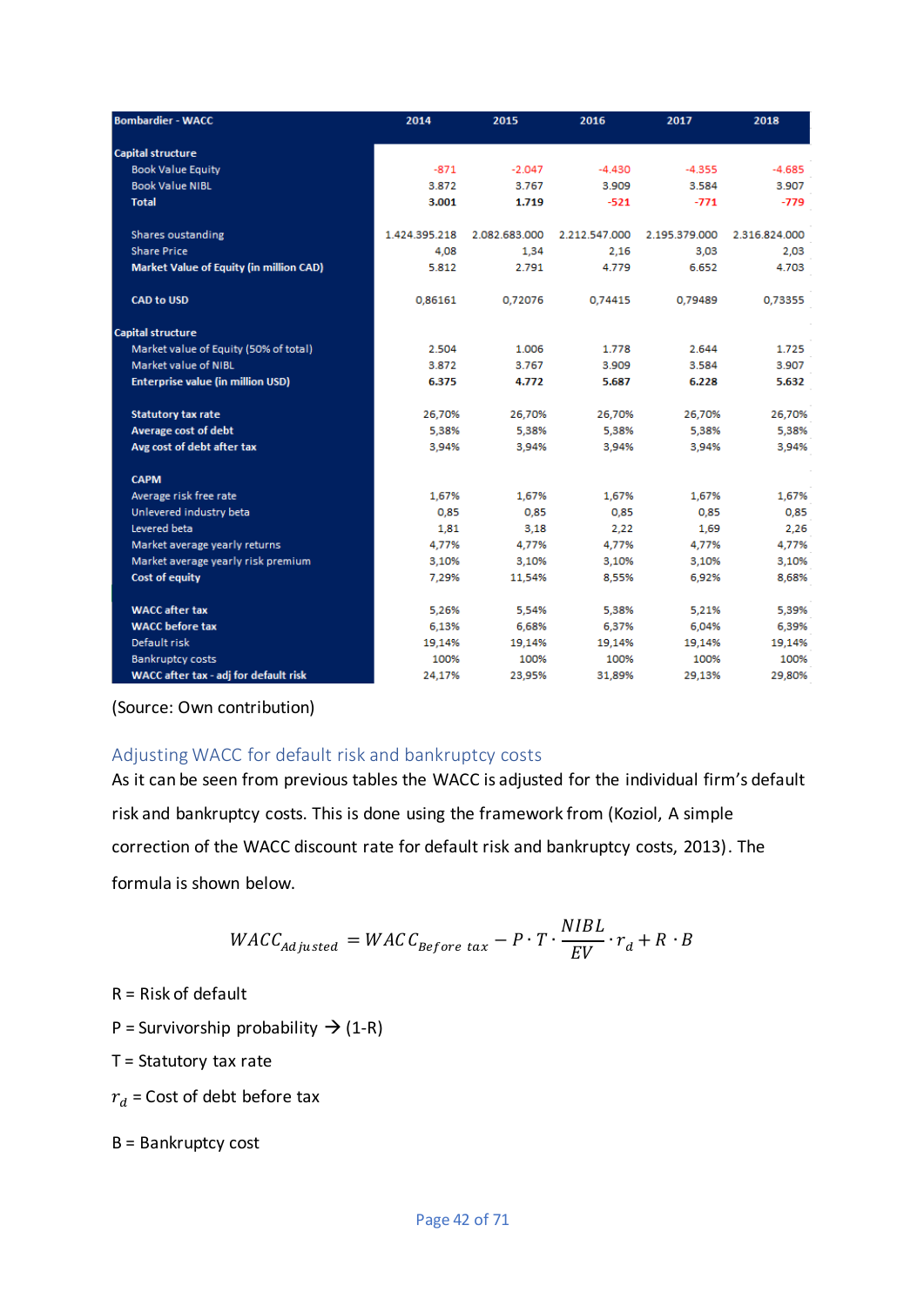| Bombardier - WACC | 2014 | 2015 | 2016 | 2017 | 2018 |
|---|---|---|---|---|---|
| **Capital structure** | | | | | |
| Book Value Equity | -871 | -2.047 | -4.430 | -4.355 | -4.685 |
| Book Value NIBL | 3.872 | 3.767 | 3.909 | 3.584 | 3.907 |
| **Total** | **3.001** | **1.719** | **-521** | **-771** | **-779** |
| | | | | | |
| Shares oustanding | 1.424.395.218 | 2.082.683.000 | 2.212.547.000 | 2.195.379.000 | 2.316.824.000 |
| Share Price | 4,08 | 1,34 | 2,16 | 3,03 | 2,03 |
| **Market Value of Equity (in million CAD)** | 5.812 | 2.791 | 4.779 | 6.652 | 4.703 |
| | | | | | |
| **CAD to USD** | 0,86161 | 0,72076 | 0,74415 | 0,79489 | 0,73355 |
| | | | | | |
| **Capital structure** | | | | | |
| Market value of Equity (50% of total) | 2.504 | 1.006 | 1.778 | 2.644 | 1.725 |
| Market value of NIBL | 3.872 | 3.767 | 3.909 | 3.584 | 3.907 |
| **Enterprise value (in million USD)** | **6.375** | **4.772** | **5.687** | **6.228** | **5.632** |
| | | | | | |
| **Statutory tax rate** | 26,70% | 26,70% | 26,70% | 26,70% | 26,70% |
| **Average cost of debt** | 5,38% | 5,38% | 5,38% | 5,38% | 5,38% |
| **Avg cost of debt after tax** | 3,94% | 3,94% | 3,94% | 3,94% | 3,94% |
| | | | | | |
| **CAPM** | | | | | |
| Average risk free rate | 1,67% | 1,67% | 1,67% | 1,67% | 1,67% |
| Unlevered industry beta | 0,85 | 0,85 | 0,85 | 0,85 | 0,85 |
| Levered beta | 1,81 | 3,18 | 2,22 | 1,69 | 2,26 |
| Market average yearly returns | 4,77% | 4,77% | 4,77% | 4,77% | 4,77% |
| Market average yearly risk premium | 3,10% | 3,10% | 3,10% | 3,10% | 3,10% |
| **Cost of equity** | 7,29% | 11,54% | 8,55% | 6,92% | 8,68% |
| | | | | | |
| **WACC after tax** | 5,26% | 5,54% | 5,38% | 5,21% | 5,39% |
| **WACC before tax** | 6,13% | 6,68% | 6,37% | 6,04% | 6,39% |
| Default risk | 19,14% | 19,14% | 19,14% | 19,14% | 19,14% |
| Bankruptcy costs | 100% | 100% | 100% | 100% | 100% |
| **WACC after tax - adj for default risk** | 24,17% | 23,95% | 31,89% | 29,13% | 29,80% |

(Source: Own contribution)

## Adjusting WACC for default risk and bankruptcy costs

As it can be seen from previous tables the WACC is adjusted for the individual firm's default risk and bankruptcy costs. This is done using the framework from (Koziol, A simple correction of the WACC discount rate for default risk and bankruptcy costs, 2013). The formula is shown below.

$$WACC_{Adjusted} = WACC_{Before\ tax} - P \cdot T \cdot \frac{NIBL}{EV} \cdot r_d + R \cdot B$$

R = Risk of default

P = Survivorship probability → (1-R)

T = Statutory tax rate

$r_d$ = Cost of debt before tax

B = Bankruptcy cost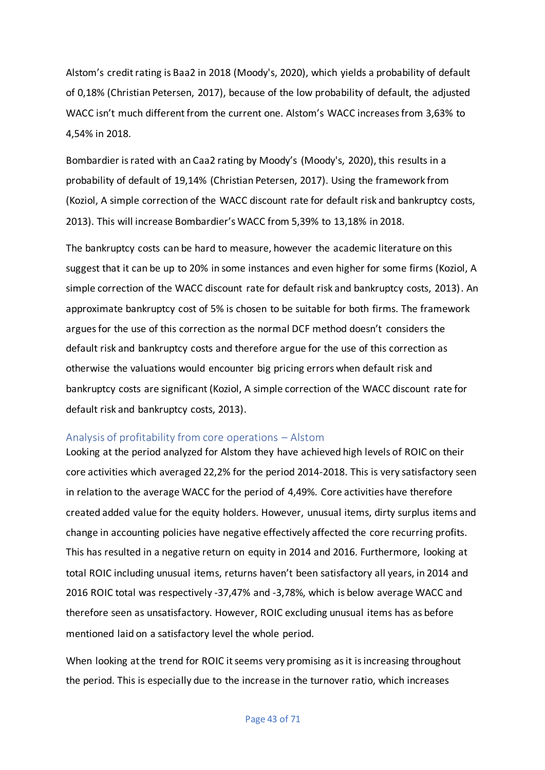Alstom's credit rating is Baa2 in 2018 (Moody's, 2020), which yields a probability of default of 0,18% (Christian Petersen, 2017), because of the low probability of default, the adjusted WACC isn't much different from the current one. Alstom's WACC increases from 3,63% to 4,54% in 2018.

Bombardier is rated with an Caa2 rating by Moody's (Moody's, 2020), this results in a probability of default of 19,14% (Christian Petersen, 2017). Using the framework from (Koziol, A simple correction of the WACC discount rate for default risk and bankruptcy costs, 2013). This will increase Bombardier's WACC from 5,39% to 13,18% in 2018.

The bankruptcy costs can be hard to measure, however the academic literature on this suggest that it can be up to 20% in some instances and even higher for some firms (Koziol, A simple correction of the WACC discount rate for default risk and bankruptcy costs, 2013). An approximate bankruptcy cost of 5% is chosen to be suitable for both firms. The framework argues for the use of this correction as the normal DCF method doesn't considers the default risk and bankruptcy costs and therefore argue for the use of this correction as otherwise the valuations would encounter big pricing errors when default risk and bankruptcy costs are significant (Koziol, A simple correction of the WACC discount rate for default risk and bankruptcy costs, 2013).

### Analysis of profitability from core operations – Alstom

Looking at the period analyzed for Alstom they have achieved high levels of ROIC on their core activities which averaged 22,2% for the period 2014-2018. This is very satisfactory seen in relation to the average WACC for the period of 4,49%. Core activities have therefore created added value for the equity holders. However, unusual items, dirty surplus items and change in accounting policies have negative effectively affected the core recurring profits. This has resulted in a negative return on equity in 2014 and 2016. Furthermore, looking at total ROIC including unusual items, returns haven't been satisfactory all years, in 2014 and 2016 ROIC total was respectively -37,47% and -3,78%, which is below average WACC and therefore seen as unsatisfactory. However, ROIC excluding unusual items has as before mentioned laid on a satisfactory level the whole period.

When looking at the trend for ROIC it seems very promising as it is increasing throughout the period. This is especially due to the increase in the turnover ratio, which increases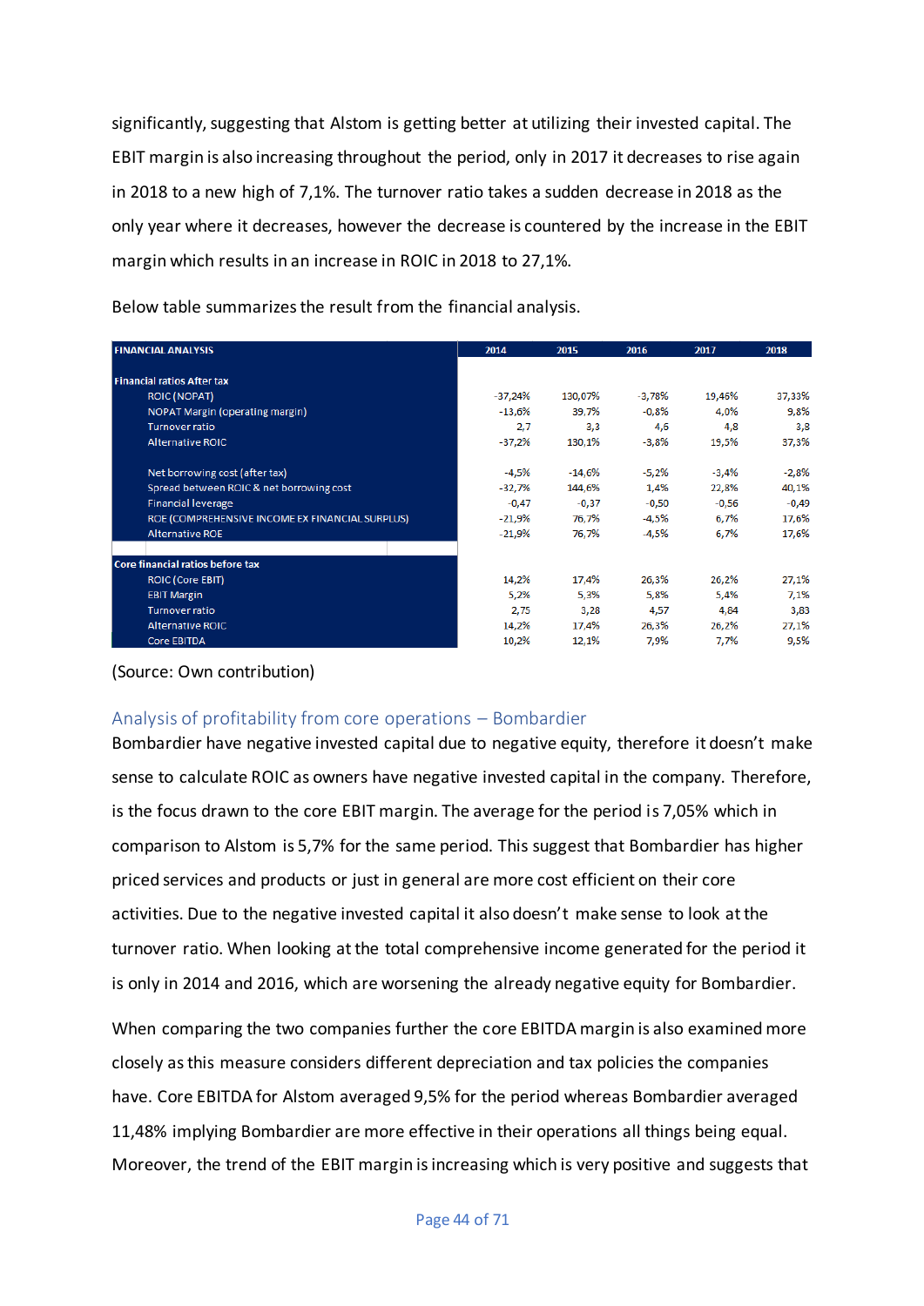significantly, suggesting that Alstom is getting better at utilizing their invested capital. The EBIT margin is also increasing throughout the period, only in 2017 it decreases to rise again in 2018 to a new high of 7,1%. The turnover ratio takes a sudden decrease in 2018 as the only year where it decreases, however the decrease is countered by the increase in the EBIT margin which results in an increase in ROIC in 2018 to 27,1%.

Below table summarizes the result from the financial analysis.

| FINANCIAL ANALYSIS | 2014 | 2015 | 2016 | 2017 | 2018 |
|---|---|---|---|---|---|
| **Financial ratios After tax** | | | | | |
| ROIC (NOPAT) | -37,24% | 130,07% | -3,78% | 19,46% | 37,33% |
| NOPAT Margin (operating margin) | -13,6% | 39,7% | -0,8% | 4,0% | 9,8% |
| Turnover ratio | 2,7 | 3,3 | 4,6 | 4,8 | 3,8 |
| Alternative ROIC | -37,2% | 130,1% | -3,8% | 19,5% | 37,3% |
| | | | | | |
| Net borrowing cost (after tax) | -4,5% | -14,6% | -5,2% | -3,4% | -2,8% |
| Spread between ROIC & net borrowing cost | -32,7% | 144,6% | 1,4% | 22,8% | 40,1% |
| Financial leverage | -0,47 | -0,37 | -0,50 | -0,56 | -0,49 |
| ROE (COMPREHENSIVE INCOME EX FINANCIAL SURPLUS) | -21,9% | 76,7% | -4,5% | 6,7% | 17,6% |
| Alternative ROE | -21,9% | 76,7% | -4,5% | 6,7% | 17,6% |
| | | | | | |
| **Core financial ratios before tax** | | | | | |
| ROIC (Core EBIT) | 14,2% | 17,4% | 26,3% | 26,2% | 27,1% |
| EBIT Margin | 5,2% | 5,3% | 5,8% | 5,4% | 7,1% |
| Turnover ratio | 2,75 | 3,28 | 4,57 | 4,84 | 3,83 |
| Alternative ROIC | 14,2% | 17,4% | 26,3% | 26,2% | 27,1% |
| Core EBITDA | 10,2% | 12,1% | 7,9% | 7,7% | 9,5% |

(Source: Own contribution)

## Analysis of profitability from core operations – Bombardier

Bombardier have negative invested capital due to negative equity, therefore it doesn't make sense to calculate ROIC as owners have negative invested capital in the company. Therefore, is the focus drawn to the core EBIT margin. The average for the period is 7,05% which in comparison to Alstom is 5,7% for the same period. This suggest that Bombardier has higher priced services and products or just in general are more cost efficient on their core activities. Due to the negative invested capital it also doesn't make sense to look at the turnover ratio. When looking at the total comprehensive income generated for the period it is only in 2014 and 2016, which are worsening the already negative equity for Bombardier.

When comparing the two companies further the core EBITDA margin is also examined more closely as this measure considers different depreciation and tax policies the companies have. Core EBITDA for Alstom averaged 9,5% for the period whereas Bombardier averaged 11,48% implying Bombardier are more effective in their operations all things being equal. Moreover, the trend of the EBIT margin is increasing which is very positive and suggests that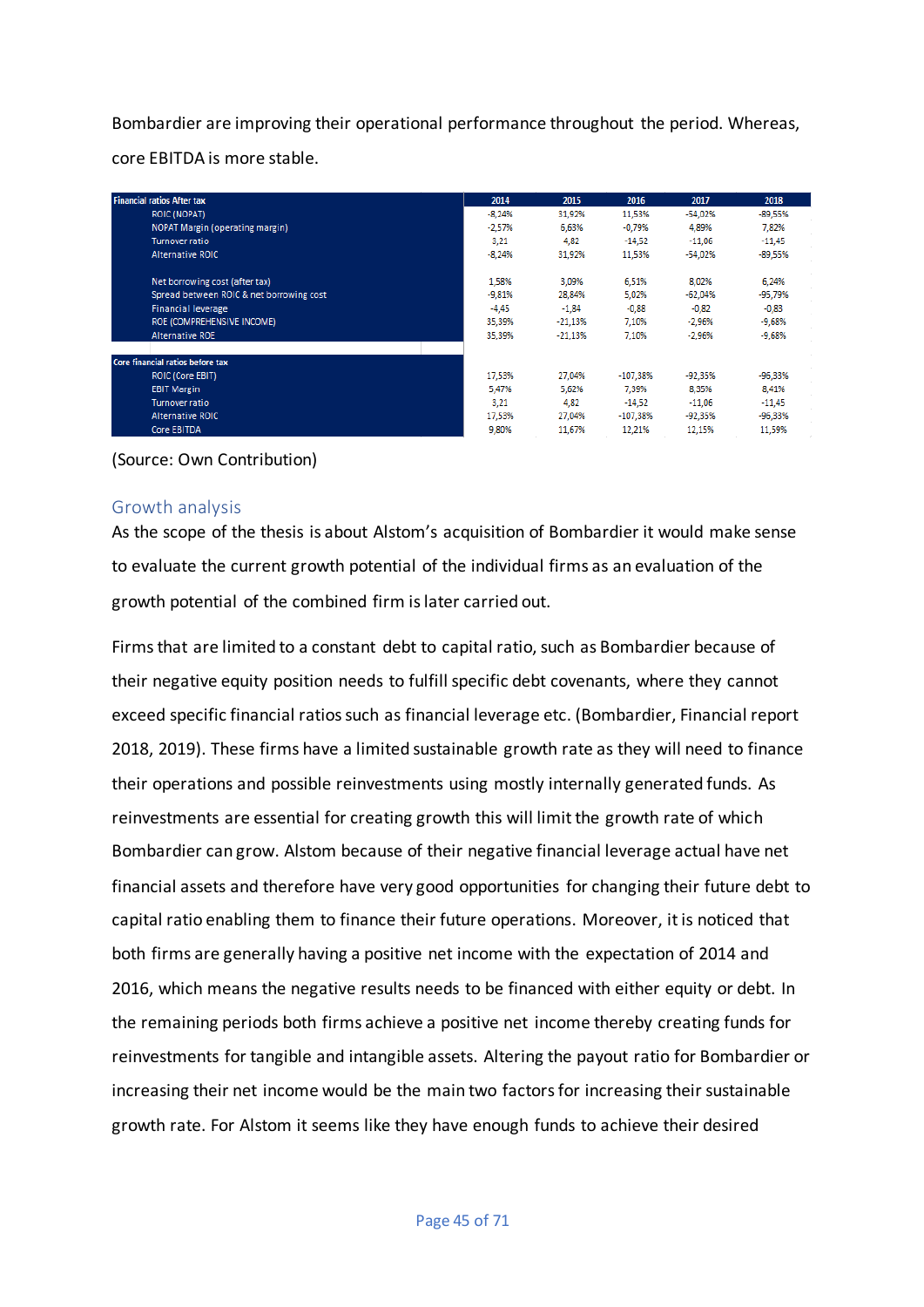Bombardier are improving their operational performance throughout the period. Whereas, core EBITDA is more stable.

| Financial ratios After tax | 2014 | 2015 | 2016 | 2017 | 2018 |
|---|---|---|---|---|---|
| ROIC (NOPAT) | -8,24% | 31,92% | 11,53% | -54,02% | -89,55% |
| NOPAT Margin (operating margin) | -2,57% | 6,63% | -0,79% | 4,89% | 7,82% |
| Turnover ratio | 3,21 | 4,82 | -14,52 | -11,06 | -11,45 |
| Alternative ROIC | -8,24% | 31,92% | 11,53% | -54,02% | -89,55% |
| | | | | | |
| Net borrowing cost (after tax) | 1,58% | 3,09% | 6,51% | 8,02% | 6,24% |
| Spread between ROIC & net borrowing cost | -9,81% | 28,84% | 5,02% | -62,04% | -95,79% |
| Financial leverage | -4,45 | -1,84 | -0,88 | -0,82 | -0,83 |
| ROE (COMPREHENSIVE INCOME) | 35,39% | -21,13% | 7,10% | -2,96% | -9,68% |
| Alternative ROE | 35,39% | -21,13% | 7,10% | -2,96% | -9,68% |
| | | | | | |
| **Core financial ratios before tax** | | | | | |
| ROIC (Core EBIT) | 17,53% | 27,04% | -107,38% | -92,35% | -96,33% |
| EBIT Margin | 5,47% | 5,62% | 7,39% | 8,35% | 8,41% |
| Turnover ratio | 3,21 | 4,82 | -14,52 | -11,06 | -11,45 |
| Alternative ROIC | 17,53% | 27,04% | -107,38% | -92,35% | -96,33% |
| Core EBITDA | 9,80% | 11,67% | 12,21% | 12,15% | 11,59% |

(Source: Own Contribution)

## Growth analysis

As the scope of the thesis is about Alstom's acquisition of Bombardier it would make sense to evaluate the current growth potential of the individual firms as an evaluation of the growth potential of the combined firm is later carried out.

Firms that are limited to a constant debt to capital ratio, such as Bombardier because of their negative equity position needs to fulfill specific debt covenants, where they cannot exceed specific financial ratios such as financial leverage etc. (Bombardier, Financial report 2018, 2019). These firms have a limited sustainable growth rate as they will need to finance their operations and possible reinvestments using mostly internally generated funds. As reinvestments are essential for creating growth this will limit the growth rate of which Bombardier can grow. Alstom because of their negative financial leverage actual have net financial assets and therefore have very good opportunities for changing their future debt to capital ratio enabling them to finance their future operations. Moreover, it is noticed that both firms are generally having a positive net income with the expectation of 2014 and 2016, which means the negative results needs to be financed with either equity or debt. In the remaining periods both firms achieve a positive net income thereby creating funds for reinvestments for tangible and intangible assets. Altering the payout ratio for Bombardier or increasing their net income would be the main two factors for increasing their sustainable growth rate. For Alstom it seems like they have enough funds to achieve their desired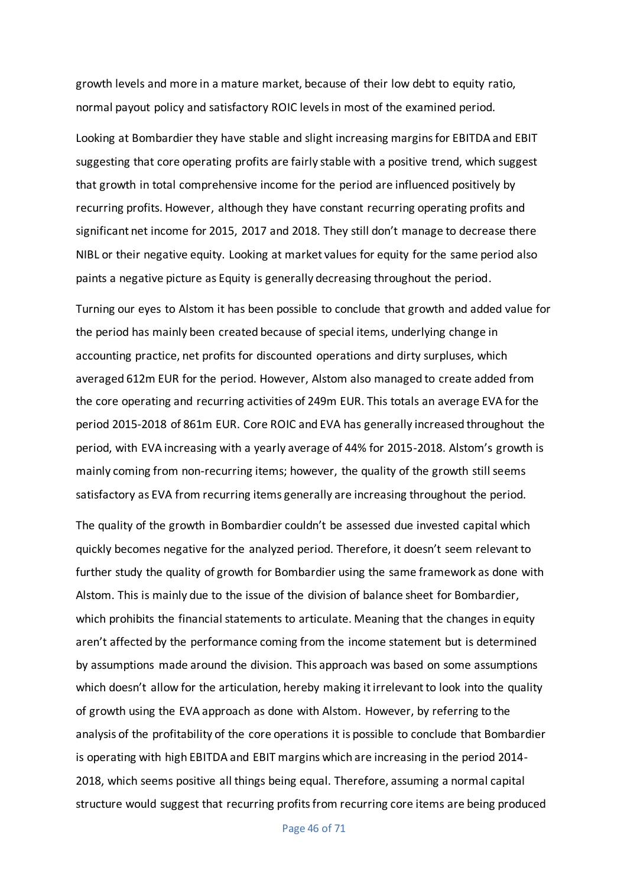growth levels and more in a mature market, because of their low debt to equity ratio, normal payout policy and satisfactory ROIC levels in most of the examined period.

Looking at Bombardier they have stable and slight increasing margins for EBITDA and EBIT suggesting that core operating profits are fairly stable with a positive trend, which suggest that growth in total comprehensive income for the period are influenced positively by recurring profits. However, although they have constant recurring operating profits and significant net income for 2015, 2017 and 2018. They still don't manage to decrease there NIBL or their negative equity. Looking at market values for equity for the same period also paints a negative picture as Equity is generally decreasing throughout the period.

Turning our eyes to Alstom it has been possible to conclude that growth and added value for the period has mainly been created because of special items, underlying change in accounting practice, net profits for discounted operations and dirty surpluses, which averaged 612m EUR for the period. However, Alstom also managed to create added from the core operating and recurring activities of 249m EUR. This totals an average EVA for the period 2015-2018 of 861m EUR. Core ROIC and EVA has generally increased throughout the period, with EVA increasing with a yearly average of 44% for 2015-2018. Alstom's growth is mainly coming from non-recurring items; however, the quality of the growth still seems satisfactory as EVA from recurring items generally are increasing throughout the period.

The quality of the growth in Bombardier couldn't be assessed due invested capital which quickly becomes negative for the analyzed period. Therefore, it doesn't seem relevant to further study the quality of growth for Bombardier using the same framework as done with Alstom. This is mainly due to the issue of the division of balance sheet for Bombardier, which prohibits the financial statements to articulate. Meaning that the changes in equity aren't affected by the performance coming from the income statement but is determined by assumptions made around the division. This approach was based on some assumptions which doesn't allow for the articulation, hereby making it irrelevant to look into the quality of growth using the EVA approach as done with Alstom. However, by referring to the analysis of the profitability of the core operations it is possible to conclude that Bombardier is operating with high EBITDA and EBIT margins which are increasing in the period 2014-2018, which seems positive all things being equal. Therefore, assuming a normal capital structure would suggest that recurring profits from recurring core items are being produced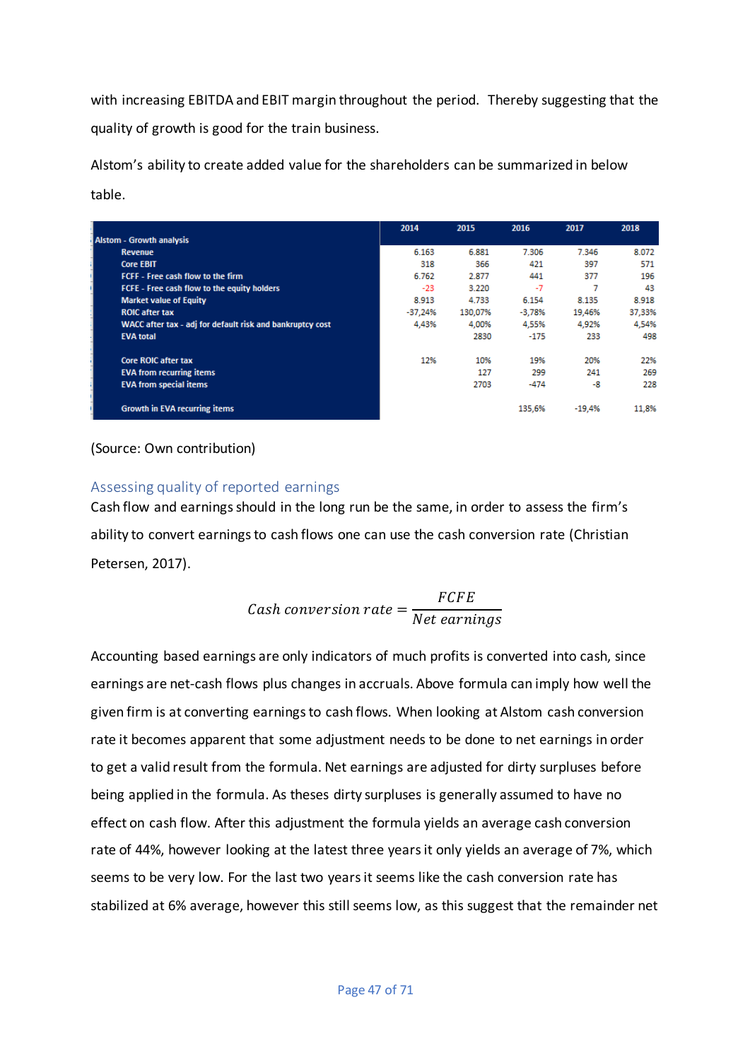with increasing EBITDA and EBIT margin throughout the period. Thereby suggesting that the quality of growth is good for the train business.

Alstom's ability to create added value for the shareholders can be summarized in below table.

| Alstom - Growth analysis | 2014 | 2015 | 2016 | 2017 | 2018 |
|---|---|---|---|---|---|
| Revenue | 6.163 | 6.881 | 7.306 | 7.346 | 8.072 |
| Core EBIT | 318 | 366 | 421 | 397 | 571 |
| FCFF - Free cash flow to the firm | 6.762 | 2.877 | 441 | 377 | 196 |
| FCFE - Free cash flow to the equity holders | -23 | 3.220 | -7 | 7 | 43 |
| Market value of Equity | 8.913 | 4.733 | 6.154 | 8.135 | 8.918 |
| ROIC after tax | -37,24% | 130,07% | -3,78% | 19,46% | 37,33% |
| WACC after tax - adj for default risk and bankruptcy cost | 4,43% | 4,00% | 4,55% | 4,92% | 4,54% |
| EVA total | | 2830 | -175 | 233 | 498 |
| | | | | | |
| Core ROIC after tax | 12% | 10% | 19% | 20% | 22% |
| EVA from recurring items | | 127 | 299 | 241 | 269 |
| EVA from special items | | 2703 | -474 | -8 | 228 |
| | | | | | |
| Growth in EVA recurring items | | | 135,6% | -19,4% | 11,8% |

(Source: Own contribution)

## Assessing quality of reported earnings

Cash flow and earnings should in the long run be the same, in order to assess the firm's ability to convert earnings to cash flows one can use the cash conversion rate (Christian Petersen, 2017).

$$Cash\ conversion\ rate = \frac{FCFE}{Net\ earnings}$$

Accounting based earnings are only indicators of much profits is converted into cash, since earnings are net-cash flows plus changes in accruals. Above formula can imply how well the given firm is at converting earnings to cash flows. When looking at Alstom cash conversion rate it becomes apparent that some adjustment needs to be done to net earnings in order to get a valid result from the formula. Net earnings are adjusted for dirty surpluses before being applied in the formula. As theses dirty surpluses is generally assumed to have no effect on cash flow. After this adjustment the formula yields an average cash conversion rate of 44%, however looking at the latest three years it only yields an average of 7%, which seems to be very low. For the last two years it seems like the cash conversion rate has stabilized at 6% average, however this still seems low, as this suggest that the remainder net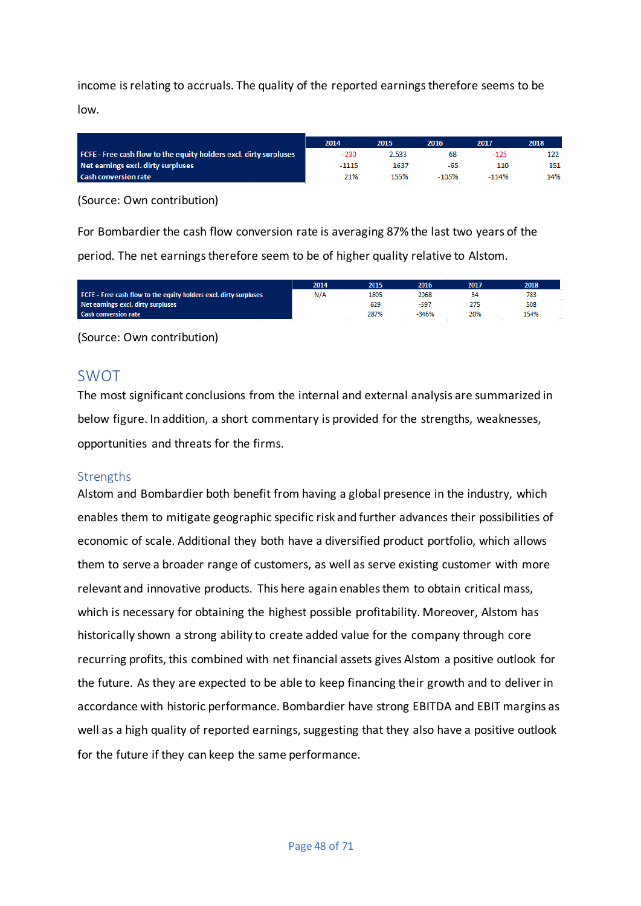income is relating to accruals. The quality of the reported earnings therefore seems to be low.

| | 2014 | 2015 | 2016 | 2017 | 2018 |
|---|---|---|---|---|---|
| FCFE - Free cash flow to the equity holders excl. dirty surpluses | -230 | 2.533 | 68 | -125 | 122 |
| Net earnings excl. dirty surpluses | -1115 | 1637 | -65 | 110 | 851 |
| Cash conversion rate | 21% | 155% | -105% | -114% | 14% |

(Source: Own contribution)

For Bombardier the cash flow conversion rate is averaging 87% the last two years of the period. The net earnings therefore seem to be of higher quality relative to Alstom.

| | 2014 | 2015 | 2016 | 2017 | 2018 |
|---|---|---|---|---|---|
| FCFE - Free cash flow to the equity holders excl. dirty surpluses | N/A | 1805 | 2068 | 54 | 783 |
| Net earnings excl. dirty surpluses | | 629 | -597 | 275 | 508 |
| Cash conversion rate | | 287% | -346% | 20% | 154% |

(Source: Own contribution)

## SWOT

The most significant conclusions from the internal and external analysis are summarized in below figure. In addition, a short commentary is provided for the strengths, weaknesses, opportunities and threats for the firms.

### Strengths

Alstom and Bombardier both benefit from having a global presence in the industry, which enables them to mitigate geographic specific risk and further advances their possibilities of economic of scale. Additional they both have a diversified product portfolio, which allows them to serve a broader range of customers, as well as serve existing customer with more relevant and innovative products. This here again enables them to obtain critical mass, which is necessary for obtaining the highest possible profitability. Moreover, Alstom has historically shown a strong ability to create added value for the company through core recurring profits, this combined with net financial assets gives Alstom a positive outlook for the future. As they are expected to be able to keep financing their growth and to deliver in accordance with historic performance. Bombardier have strong EBITDA and EBIT margins as well as a high quality of reported earnings, suggesting that they also have a positive outlook for the future if they can keep the same performance.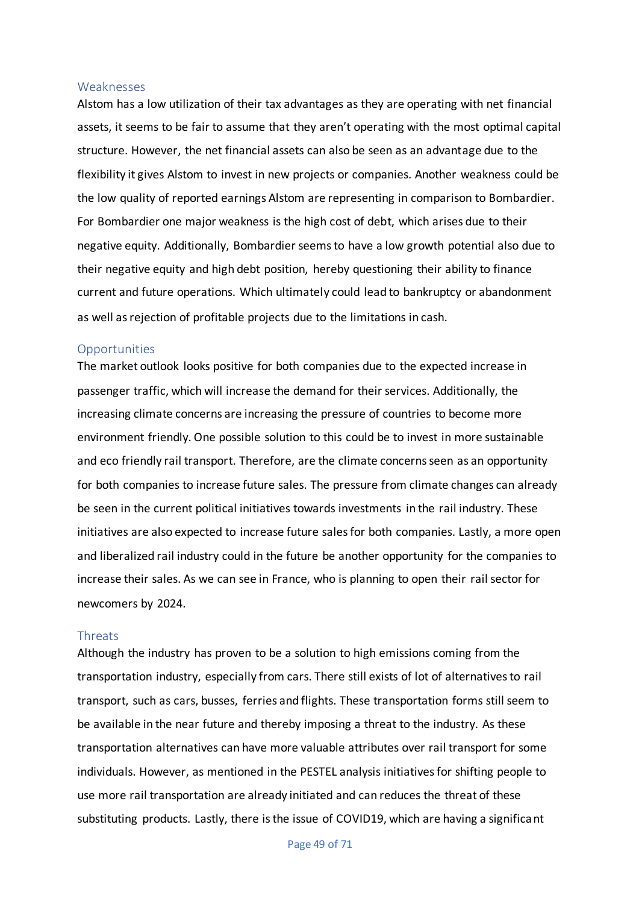### Weaknesses

Alstom has a low utilization of their tax advantages as they are operating with net financial assets, it seems to be fair to assume that they aren't operating with the most optimal capital structure. However, the net financial assets can also be seen as an advantage due to the flexibility it gives Alstom to invest in new projects or companies. Another weakness could be the low quality of reported earnings Alstom are representing in comparison to Bombardier. For Bombardier one major weakness is the high cost of debt, which arises due to their negative equity. Additionally, Bombardier seems to have a low growth potential also due to their negative equity and high debt position, hereby questioning their ability to finance current and future operations. Which ultimately could lead to bankruptcy or abandonment as well as rejection of profitable projects due to the limitations in cash.

### Opportunities

The market outlook looks positive for both companies due to the expected increase in passenger traffic, which will increase the demand for their services. Additionally, the increasing climate concerns are increasing the pressure of countries to become more environment friendly. One possible solution to this could be to invest in more sustainable and eco friendly rail transport. Therefore, are the climate concerns seen as an opportunity for both companies to increase future sales. The pressure from climate changes can already be seen in the current political initiatives towards investments in the rail industry. These initiatives are also expected to increase future sales for both companies. Lastly, a more open and liberalized rail industry could in the future be another opportunity for the companies to increase their sales. As we can see in France, who is planning to open their rail sector for newcomers by 2024.

### Threats

Although the industry has proven to be a solution to high emissions coming from the transportation industry, especially from cars. There still exists of lot of alternatives to rail transport, such as cars, busses, ferries and flights. These transportation forms still seem to be available in the near future and thereby imposing a threat to the industry. As these transportation alternatives can have more valuable attributes over rail transport for some individuals. However, as mentioned in the PESTEL analysis initiatives for shifting people to use more rail transportation are already initiated and can reduces the threat of these substituting products. Lastly, there is the issue of COVID19, which are having a significant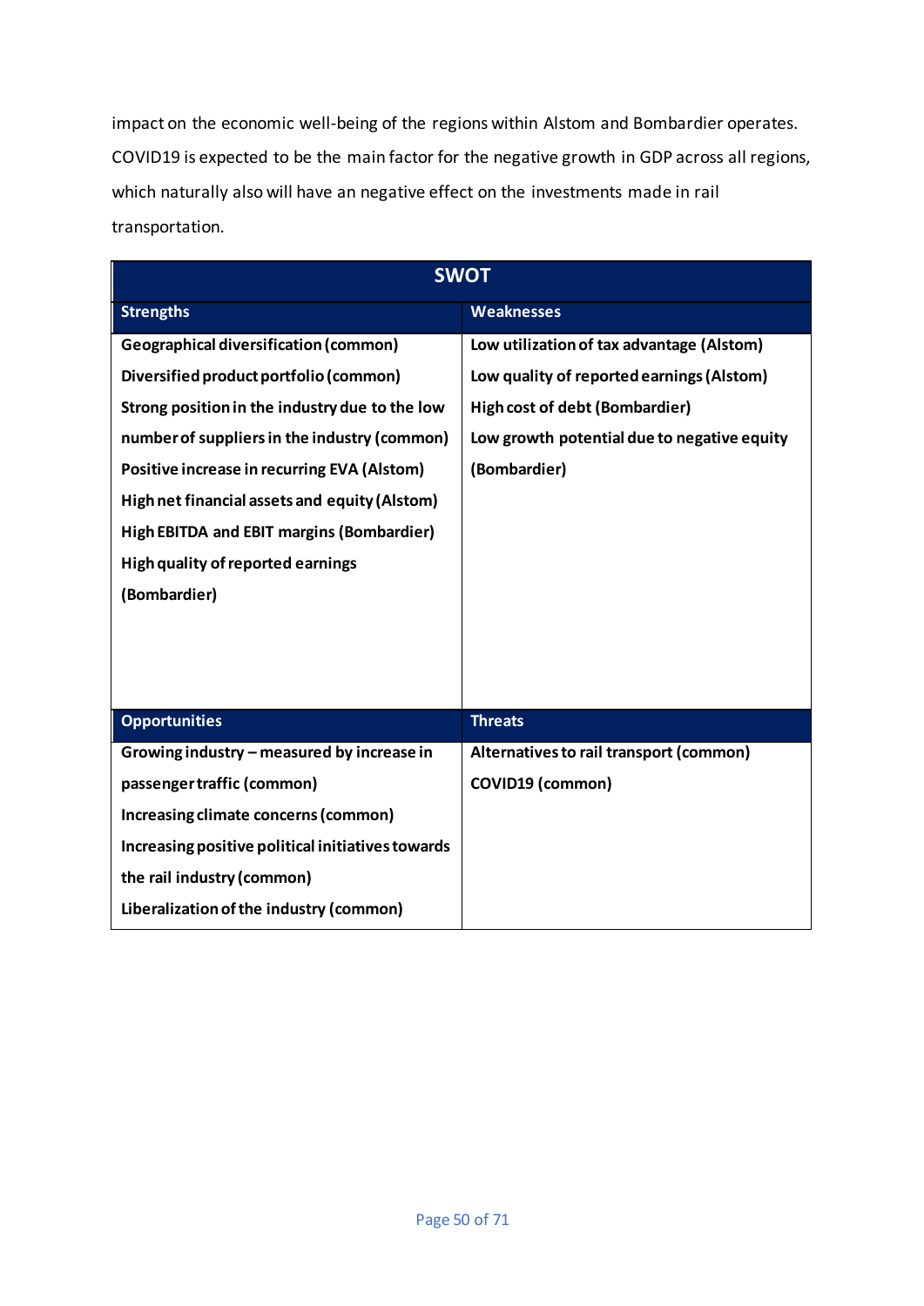impact on the economic well-being of the regions within Alstom and Bombardier operates. COVID19 is expected to be the main factor for the negative growth in GDP across all regions, which naturally also will have an negative effect on the investments made in rail transportation.

| SWOT | |
|---|---|
| **Strengths** | **Weaknesses** |
| **Geographical diversification (common)**<br>**Diversified product portfolio (common)**<br>**Strong position in the industry due to the low number of suppliers in the industry (common)**<br>**Positive increase in recurring EVA (Alstom)**<br>**High net financial assets and equity (Alstom)**<br>**High EBITDA and EBIT margins (Bombardier)**<br>**High quality of reported earnings (Bombardier)** | **Low utilization of tax advantage (Alstom)**<br>**Low quality of reported earnings (Alstom)**<br>**High cost of debt (Bombardier)**<br>**Low growth potential due to negative equity (Bombardier)** |
| **Opportunities** | **Threats** |
| **Growing industry – measured by increase in passenger traffic (common)**<br>**Increasing climate concerns (common)**<br>**Increasing positive political initiatives towards the rail industry (common)**<br>**Liberalization of the industry (common)** | **Alternatives to rail transport (common)**<br>**COVID19 (common)** |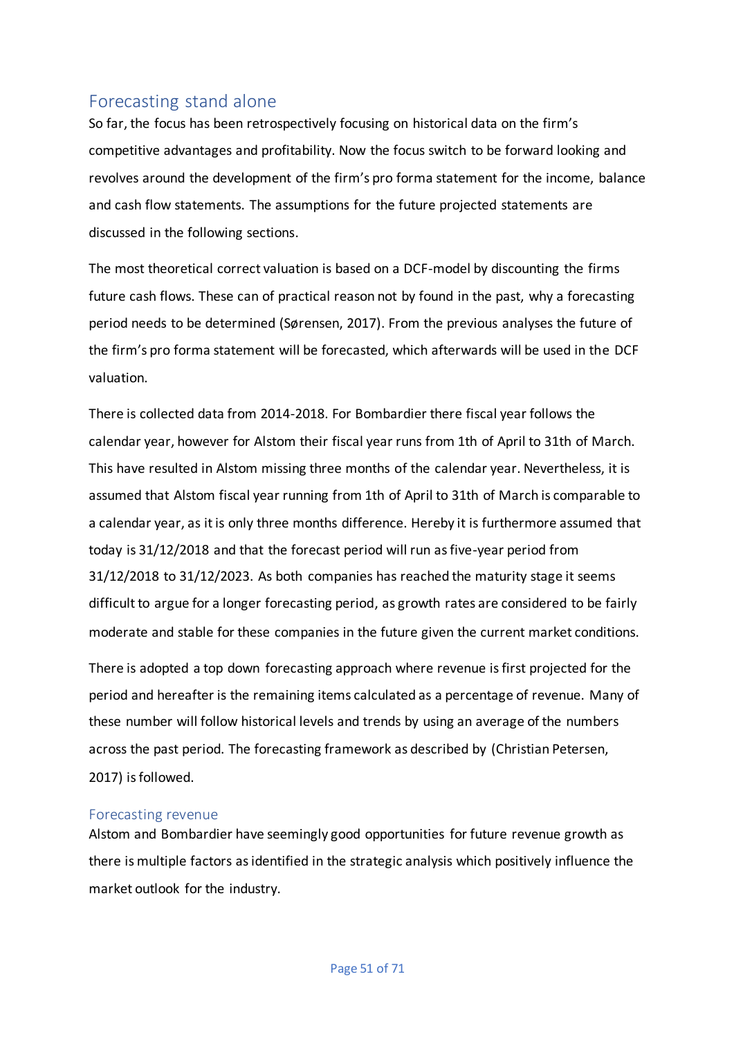## Forecasting stand alone

So far, the focus has been retrospectively focusing on historical data on the firm's competitive advantages and profitability. Now the focus switch to be forward looking and revolves around the development of the firm's pro forma statement for the income, balance and cash flow statements. The assumptions for the future projected statements are discussed in the following sections.

The most theoretical correct valuation is based on a DCF-model by discounting the firms future cash flows. These can of practical reason not by found in the past, why a forecasting period needs to be determined (Sørensen, 2017). From the previous analyses the future of the firm's pro forma statement will be forecasted, which afterwards will be used in the DCF valuation.

There is collected data from 2014-2018. For Bombardier there fiscal year follows the calendar year, however for Alstom their fiscal year runs from 1th of April to 31th of March. This have resulted in Alstom missing three months of the calendar year. Nevertheless, it is assumed that Alstom fiscal year running from 1th of April to 31th of March is comparable to a calendar year, as it is only three months difference. Hereby it is furthermore assumed that today is 31/12/2018 and that the forecast period will run as five-year period from 31/12/2018 to 31/12/2023. As both companies has reached the maturity stage it seems difficult to argue for a longer forecasting period, as growth rates are considered to be fairly moderate and stable for these companies in the future given the current market conditions.

There is adopted a top down forecasting approach where revenue is first projected for the period and hereafter is the remaining items calculated as a percentage of revenue. Many of these number will follow historical levels and trends by using an average of the numbers across the past period. The forecasting framework as described by (Christian Petersen, 2017) is followed.

### Forecasting revenue

Alstom and Bombardier have seemingly good opportunities for future revenue growth as there is multiple factors as identified in the strategic analysis which positively influence the market outlook for the industry.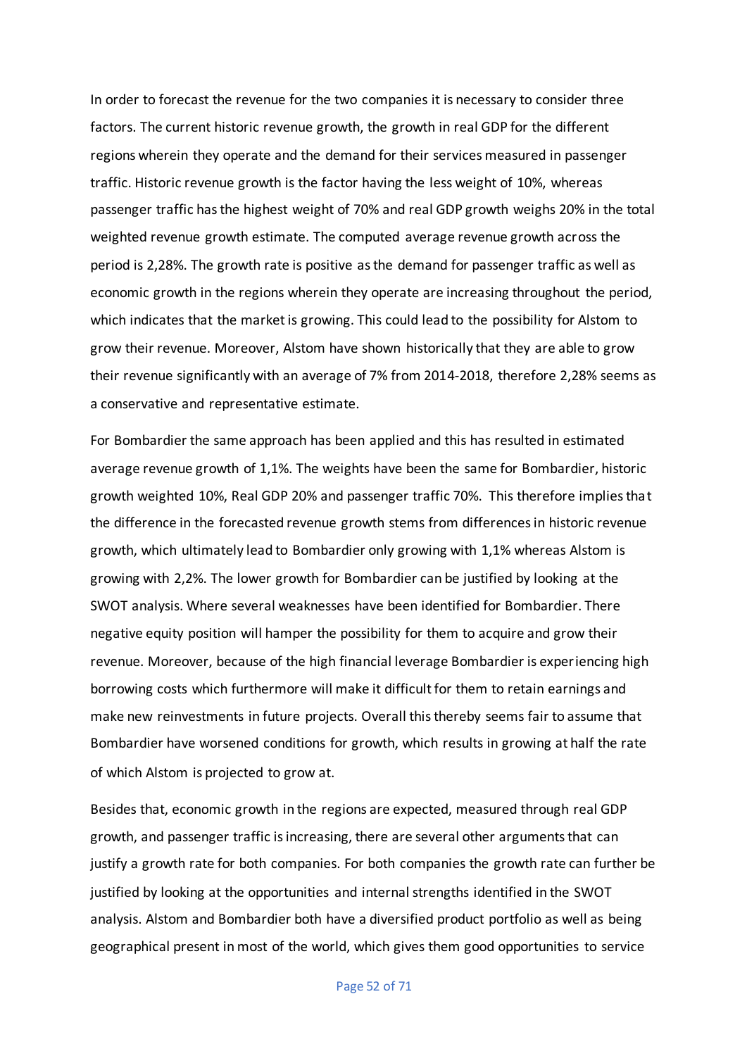In order to forecast the revenue for the two companies it is necessary to consider three factors. The current historic revenue growth, the growth in real GDP for the different regions wherein they operate and the demand for their services measured in passenger traffic. Historic revenue growth is the factor having the less weight of 10%, whereas passenger traffic has the highest weight of 70% and real GDP growth weighs 20% in the total weighted revenue growth estimate. The computed average revenue growth across the period is 2,28%. The growth rate is positive as the demand for passenger traffic as well as economic growth in the regions wherein they operate are increasing throughout the period, which indicates that the market is growing. This could lead to the possibility for Alstom to grow their revenue. Moreover, Alstom have shown historically that they are able to grow their revenue significantly with an average of 7% from 2014-2018, therefore 2,28% seems as a conservative and representative estimate.

For Bombardier the same approach has been applied and this has resulted in estimated average revenue growth of 1,1%. The weights have been the same for Bombardier, historic growth weighted 10%, Real GDP 20% and passenger traffic 70%. This therefore implies that the difference in the forecasted revenue growth stems from differences in historic revenue growth, which ultimately lead to Bombardier only growing with 1,1% whereas Alstom is growing with 2,2%. The lower growth for Bombardier can be justified by looking at the SWOT analysis. Where several weaknesses have been identified for Bombardier. There negative equity position will hamper the possibility for them to acquire and grow their revenue. Moreover, because of the high financial leverage Bombardier is experiencing high borrowing costs which furthermore will make it difficult for them to retain earnings and make new reinvestments in future projects. Overall this thereby seems fair to assume that Bombardier have worsened conditions for growth, which results in growing at half the rate of which Alstom is projected to grow at.

Besides that, economic growth in the regions are expected, measured through real GDP growth, and passenger traffic is increasing, there are several other arguments that can justify a growth rate for both companies. For both companies the growth rate can further be justified by looking at the opportunities and internal strengths identified in the SWOT analysis. Alstom and Bombardier both have a diversified product portfolio as well as being geographical present in most of the world, which gives them good opportunities to service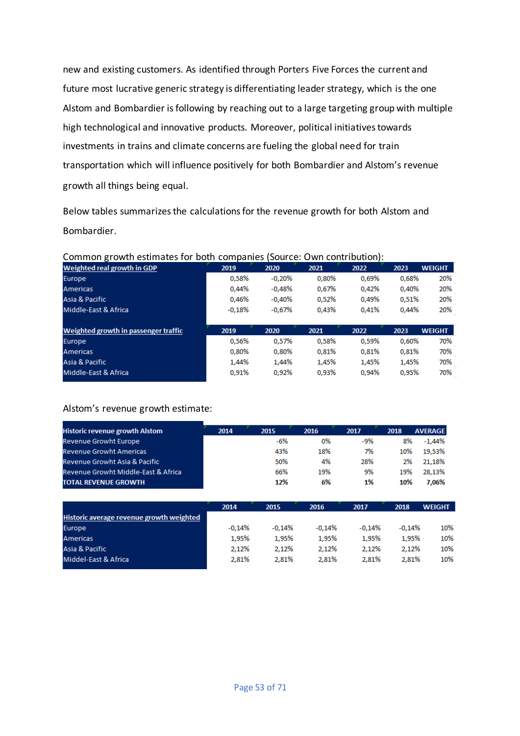new and existing customers. As identified through Porters Five Forces the current and future most lucrative generic strategy is differentiating leader strategy, which is the one Alstom and Bombardier is following by reaching out to a large targeting group with multiple high technological and innovative products. Moreover, political initiatives towards investments in trains and climate concerns are fueling the global need for train transportation which will influence positively for both Bombardier and Alstom's revenue growth all things being equal.

Below tables summarizes the calculations for the revenue growth for both Alstom and Bombardier.

Common growth estimates for both companies (Source: Own contribution):

| Weighted real growth in GDP | 2019 | 2020 | 2021 | 2022 | 2023 | WEIGHT |
|---|---|---|---|---|---|---|
| Europe | 0,58% | -0,20% | 0,80% | 0,69% | 0,68% | 20% |
| Americas | 0,44% | -0,48% | 0,67% | 0,42% | 0,40% | 20% |
| Asia & Pacific | 0,46% | -0,40% | 0,52% | 0,49% | 0,51% | 20% |
| Middle-East & Africa | -0,18% | -0,67% | 0,43% | 0,41% | 0,44% | 20% |

| Weighted growth in passenger traffic | 2019 | 2020 | 2021 | 2022 | 2023 | WEIGHT |
|---|---|---|---|---|---|---|
| Europe | 0,56% | 0,57% | 0,58% | 0,59% | 0,60% | 70% |
| Americas | 0,80% | 0,80% | 0,81% | 0,81% | 0,81% | 70% |
| Asia & Pacific | 1,44% | 1,44% | 1,45% | 1,45% | 1,45% | 70% |
| Middle-East & Africa | 0,91% | 0,92% | 0,93% | 0,94% | 0,95% | 70% |

Alstom's revenue growth estimate:

| Historic revenue growth Alstom | 2014 | 2015 | 2016 | 2017 | 2018 | AVERAGE |
|---|---|---|---|---|---|---|
| Revenue Growht Europe | | -6% | 0% | -9% | 8% | -1,44% |
| Revenue Growht Americas | | 43% | 18% | 7% | 10% | 19,53% |
| Revenue Growht Asia & Pacific | | 50% | 4% | 28% | 2% | 21,18% |
| Revenue Growht Middle-East & Africa | | 66% | 19% | 9% | 19% | 28,13% |
| **TOTAL REVENUE GROWTH** | | **12%** | **6%** | **1%** | **10%** | **7,06%** |

| Historic average revenue growth weighted | 2014 | 2015 | 2016 | 2017 | 2018 | WEIGHT |
|---|---|---|---|---|---|---|
| Europe | -0,14% | -0,14% | -0,14% | -0,14% | -0,14% | 10% |
| Americas | 1,95% | 1,95% | 1,95% | 1,95% | 1,95% | 10% |
| Asia & Pacific | 2,12% | 2,12% | 2,12% | 2,12% | 2,12% | 10% |
| Middel-East & Africa | 2,81% | 2,81% | 2,81% | 2,81% | 2,81% | 10% |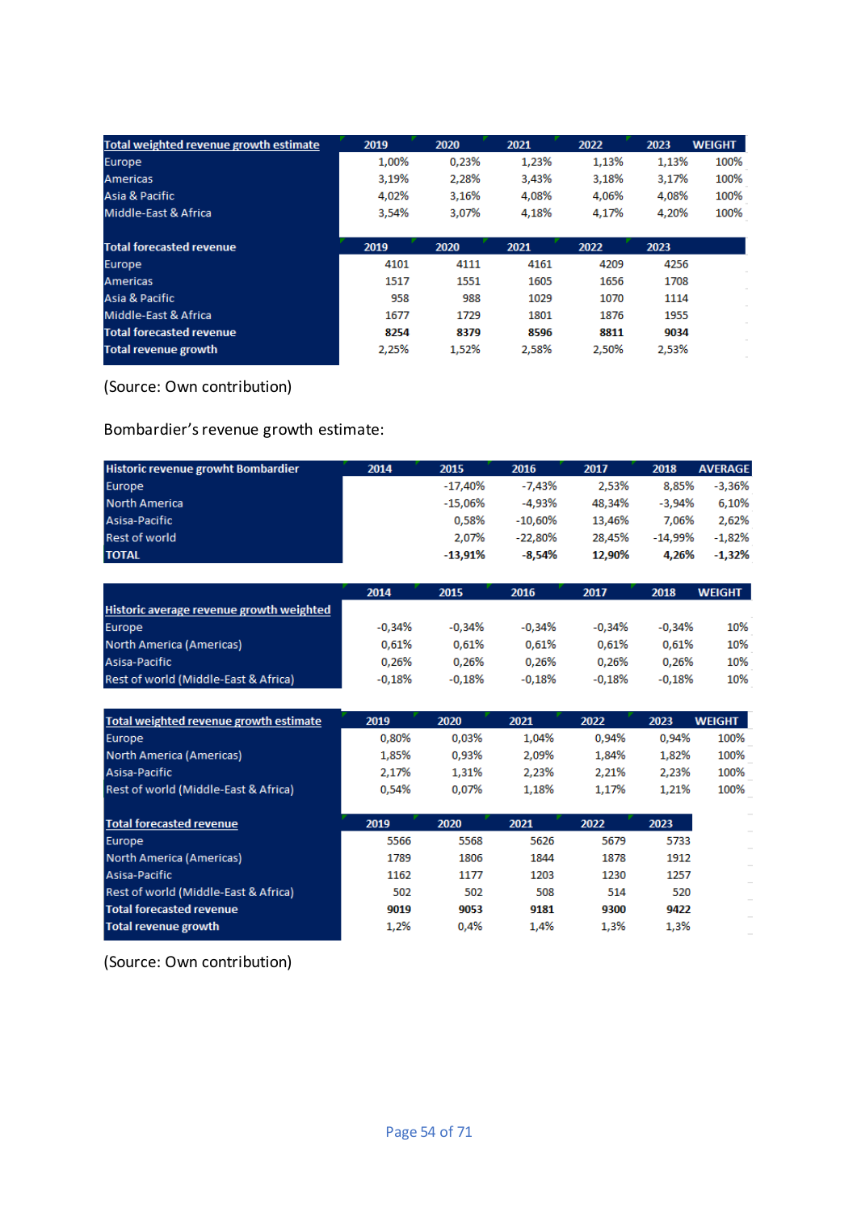| Total weighted revenue growth estimate | 2019 | 2020 | 2021 | 2022 | 2023 | WEIGHT |
|---|---|---|---|---|---|---|
| Europe | 1,00% | 0,23% | 1,23% | 1,13% | 1,13% | 100% |
| Americas | 3,19% | 2,28% | 3,43% | 3,18% | 3,17% | 100% |
| Asia & Pacific | 4,02% | 3,16% | 4,08% | 4,06% | 4,08% | 100% |
| Middle-East & Africa | 3,54% | 3,07% | 4,18% | 4,17% | 4,20% | 100% |

| Total forecasted revenue | 2019 | 2020 | 2021 | 2022 | 2023 |
|---|---|---|---|---|---|
| Europe | 4101 | 4111 | 4161 | 4209 | 4256 |
| Americas | 1517 | 1551 | 1605 | 1656 | 1708 |
| Asia & Pacific | 958 | 988 | 1029 | 1070 | 1114 |
| Middle-East & Africa | 1677 | 1729 | 1801 | 1876 | 1955 |
| **Total forecasted revenue** | **8254** | **8379** | **8596** | **8811** | **9034** |
| **Total revenue growth** | 2,25% | 1,52% | 2,58% | 2,50% | 2,53% |

(Source: Own contribution)

Bombardier's revenue growth estimate:

| Historic revenue growht Bombardier | 2014 | 2015 | 2016 | 2017 | 2018 | AVERAGE |
|---|---|---|---|---|---|---|
| Europe | | -17,40% | -7,43% | 2,53% | 8,85% | -3,36% |
| North America | | -15,06% | -4,93% | 48,34% | -3,94% | 6,10% |
| Asisa-Pacific | | 0,58% | -10,60% | 13,46% | 7,06% | 2,62% |
| Rest of world | | 2,07% | -22,80% | 28,45% | -14,99% | -1,82% |
| **TOTAL** | | **-13,91%** | **-8,54%** | **12,90%** | **4,26%** | **-1,32%** |

| Historic average revenue growth weighted | 2014 | 2015 | 2016 | 2017 | 2018 | WEIGHT |
|---|---|---|---|---|---|---|
| Europe | -0,34% | -0,34% | -0,34% | -0,34% | -0,34% | 10% |
| North America (Americas) | 0,61% | 0,61% | 0,61% | 0,61% | 0,61% | 10% |
| Asisa-Pacific | 0,26% | 0,26% | 0,26% | 0,26% | 0,26% | 10% |
| Rest of world (Middle-East & Africa) | -0,18% | -0,18% | -0,18% | -0,18% | -0,18% | 10% |

| Total weighted revenue growth estimate | 2019 | 2020 | 2021 | 2022 | 2023 | WEIGHT |
|---|---|---|---|---|---|---|
| Europe | 0,80% | 0,03% | 1,04% | 0,94% | 0,94% | 100% |
| North America (Americas) | 1,85% | 0,93% | 2,09% | 1,84% | 1,82% | 100% |
| Asisa-Pacific | 2,17% | 1,31% | 2,23% | 2,21% | 2,23% | 100% |
| Rest of world (Middle-East & Africa) | 0,54% | 0,07% | 1,18% | 1,17% | 1,21% | 100% |

| Total forecasted revenue | 2019 | 2020 | 2021 | 2022 | 2023 |
|---|---|---|---|---|---|
| Europe | 5566 | 5568 | 5626 | 5679 | 5733 |
| North America (Americas) | 1789 | 1806 | 1844 | 1878 | 1912 |
| Asisa-Pacific | 1162 | 1177 | 1203 | 1230 | 1257 |
| Rest of world (Middle-East & Africa) | 502 | 502 | 508 | 514 | 520 |
| **Total forecasted revenue** | **9019** | **9053** | **9181** | **9300** | **9422** |
| **Total revenue growth** | 1,2% | 0,4% | 1,4% | 1,3% | 1,3% |

(Source: Own contribution)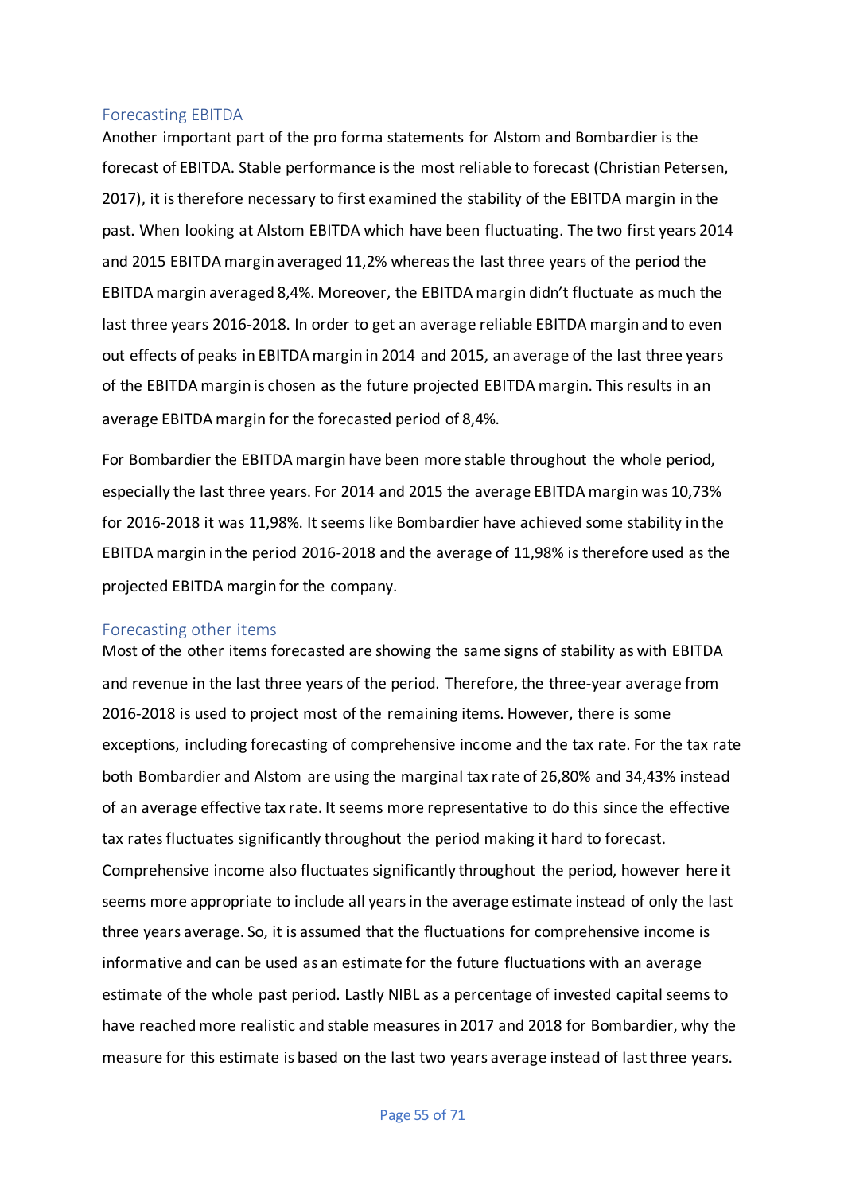### Forecasting EBITDA

Another important part of the pro forma statements for Alstom and Bombardier is the forecast of EBITDA. Stable performance is the most reliable to forecast (Christian Petersen, 2017), it is therefore necessary to first examined the stability of the EBITDA margin in the past. When looking at Alstom EBITDA which have been fluctuating. The two first years 2014 and 2015 EBITDA margin averaged 11,2% whereas the last three years of the period the EBITDA margin averaged 8,4%. Moreover, the EBITDA margin didn't fluctuate as much the last three years 2016-2018. In order to get an average reliable EBITDA margin and to even out effects of peaks in EBITDA margin in 2014 and 2015, an average of the last three years of the EBITDA margin is chosen as the future projected EBITDA margin. This results in an average EBITDA margin for the forecasted period of 8,4%.

For Bombardier the EBITDA margin have been more stable throughout the whole period, especially the last three years. For 2014 and 2015 the average EBITDA margin was 10,73% for 2016-2018 it was 11,98%. It seems like Bombardier have achieved some stability in the EBITDA margin in the period 2016-2018 and the average of 11,98% is therefore used as the projected EBITDA margin for the company.

### Forecasting other items

Most of the other items forecasted are showing the same signs of stability as with EBITDA and revenue in the last three years of the period. Therefore, the three-year average from 2016-2018 is used to project most of the remaining items. However, there is some exceptions, including forecasting of comprehensive income and the tax rate. For the tax rate both Bombardier and Alstom are using the marginal tax rate of 26,80% and 34,43% instead of an average effective tax rate. It seems more representative to do this since the effective tax rates fluctuates significantly throughout the period making it hard to forecast. Comprehensive income also fluctuates significantly throughout the period, however here it seems more appropriate to include all years in the average estimate instead of only the last three years average. So, it is assumed that the fluctuations for comprehensive income is informative and can be used as an estimate for the future fluctuations with an average estimate of the whole past period. Lastly NIBL as a percentage of invested capital seems to have reached more realistic and stable measures in 2017 and 2018 for Bombardier, why the measure for this estimate is based on the last two years average instead of last three years.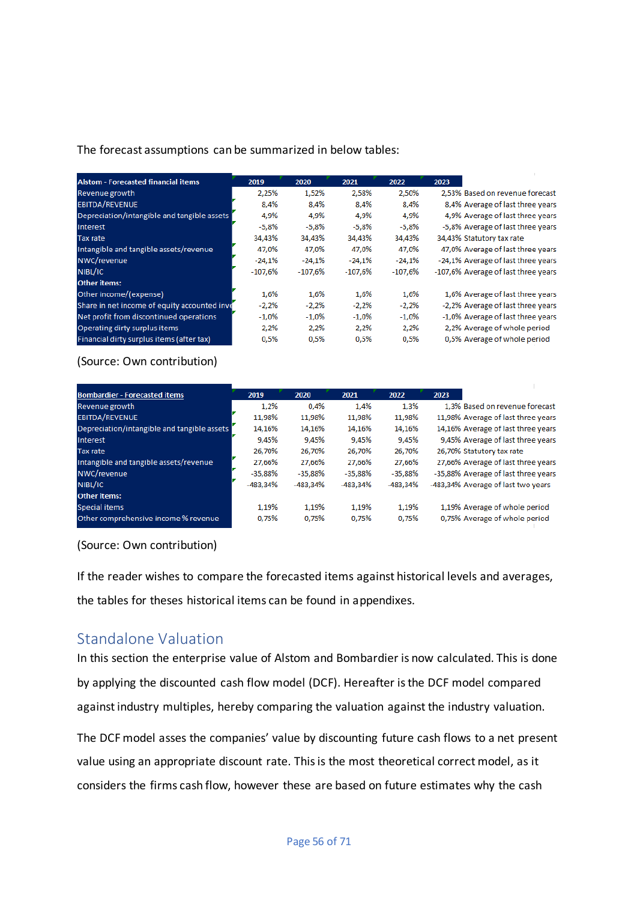The forecast assumptions can be summarized in below tables:

| Alstom - Forecasted financial items | 2019 | 2020 | 2021 | 2022 | 2023 | |
|---|---|---|---|---|---|---|
| Revenue growth | 2,25% | 1,52% | 2,58% | 2,50% | 2,53% | Based on revenue forecast |
| EBITDA/REVENUE | 8,4% | 8,4% | 8,4% | 8,4% | 8,4% | Average of last three years |
| Depreciation/intangible and tangible assets | 4,9% | 4,9% | 4,9% | 4,9% | 4,9% | Average of last three years |
| Interest | -5,8% | -5,8% | -5,8% | -5,8% | -5,8% | Average of last three years |
| Tax rate | 34,43% | 34,43% | 34,43% | 34,43% | 34,43% | Statutory tax rate |
| Intangible and tangible assets/revenue | 47,0% | 47,0% | 47,0% | 47,0% | 47,0% | Average of last three years |
| NWC/revenue | -24,1% | -24,1% | -24,1% | -24,1% | -24,1% | Average of last three years |
| NIBL/IC | -107,6% | -107,6% | -107,6% | -107,6% | -107,6% | Average of last three years |
| **Other items:** | | | | | | |
| Other income/(expense) | 1,6% | 1,6% | 1,6% | 1,6% | 1,6% | Average of last three years |
| Share in net income of equity accounted inve | -2,2% | -2,2% | -2,2% | -2,2% | -2,2% | Average of last three years |
| Net profit from discontinued operations | -1,0% | -1,0% | -1,0% | -1,0% | -1,0% | Average of last three years |
| Operating dirty surplus items | 2,2% | 2,2% | 2,2% | 2,2% | 2,2% | Average of whole period |
| Financial dirty surplus items (after tax) | 0,5% | 0,5% | 0,5% | 0,5% | 0,5% | Average of whole period |

(Source: Own contribution)

| Bombardier - Forecasted items | 2019 | 2020 | 2021 | 2022 | 2023 | |
|---|---|---|---|---|---|---|
| Revenue growth | 1,2% | 0,4% | 1,4% | 1,3% | 1,3% | Based on revenue forecast |
| EBITDA/REVENUE | 11,98% | 11,98% | 11,98% | 11,98% | 11,98% | Average of last three years |
| Depreciation/intangible and tangible assets | 14,16% | 14,16% | 14,16% | 14,16% | 14,16% | Average of last three years |
| Interest | 9,45% | 9,45% | 9,45% | 9,45% | 9,45% | Average of last three years |
| Tax rate | 26,70% | 26,70% | 26,70% | 26,70% | 26,70% | Statutory tax rate |
| Intangible and tangible assets/revenue | 27,66% | 27,66% | 27,66% | 27,66% | 27,66% | Average of last three years |
| NWC/revenue | -35,88% | -35,88% | -35,88% | -35,88% | -35,88% | Average of last three years |
| NIBL/IC | -483,34% | -483,34% | -483,34% | -483,34% | -483,34% | Average of last two years |
| **Other items:** | | | | | | |
| Special items | 1,19% | 1,19% | 1,19% | 1,19% | 1,19% | Average of whole period |
| Other comprehensive income % revenue | 0,75% | 0,75% | 0,75% | 0,75% | 0,75% | Average of whole period |

(Source: Own contribution)

If the reader wishes to compare the forecasted items against historical levels and averages, the tables for theses historical items can be found in appendixes.

## Standalone Valuation

In this section the enterprise value of Alstom and Bombardier is now calculated. This is done by applying the discounted cash flow model (DCF). Hereafter is the DCF model compared against industry multiples, hereby comparing the valuation against the industry valuation.

The DCF model asses the companies' value by discounting future cash flows to a net present value using an appropriate discount rate. This is the most theoretical correct model, as it considers the firms cash flow, however these are based on future estimates why the cash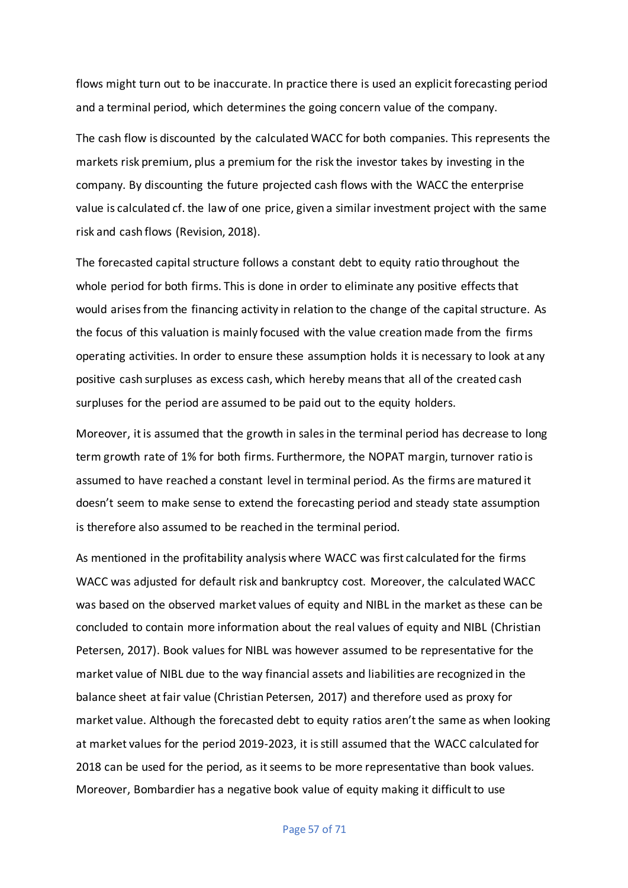flows might turn out to be inaccurate. In practice there is used an explicit forecasting period and a terminal period, which determines the going concern value of the company.

The cash flow is discounted by the calculated WACC for both companies. This represents the markets risk premium, plus a premium for the risk the investor takes by investing in the company. By discounting the future projected cash flows with the WACC the enterprise value is calculated cf. the law of one price, given a similar investment project with the same risk and cash flows (Revision, 2018).

The forecasted capital structure follows a constant debt to equity ratio throughout the whole period for both firms. This is done in order to eliminate any positive effects that would arises from the financing activity in relation to the change of the capital structure. As the focus of this valuation is mainly focused with the value creation made from the firms operating activities. In order to ensure these assumption holds it is necessary to look at any positive cash surpluses as excess cash, which hereby means that all of the created cash surpluses for the period are assumed to be paid out to the equity holders.

Moreover, it is assumed that the growth in sales in the terminal period has decrease to long term growth rate of 1% for both firms. Furthermore, the NOPAT margin, turnover ratio is assumed to have reached a constant level in terminal period. As the firms are matured it doesn't seem to make sense to extend the forecasting period and steady state assumption is therefore also assumed to be reached in the terminal period.

As mentioned in the profitability analysis where WACC was first calculated for the firms WACC was adjusted for default risk and bankruptcy cost. Moreover, the calculated WACC was based on the observed market values of equity and NIBL in the market as these can be concluded to contain more information about the real values of equity and NIBL (Christian Petersen, 2017). Book values for NIBL was however assumed to be representative for the market value of NIBL due to the way financial assets and liabilities are recognized in the balance sheet at fair value (Christian Petersen, 2017) and therefore used as proxy for market value. Although the forecasted debt to equity ratios aren't the same as when looking at market values for the period 2019-2023, it is still assumed that the WACC calculated for 2018 can be used for the period, as it seems to be more representative than book values. Moreover, Bombardier has a negative book value of equity making it difficult to use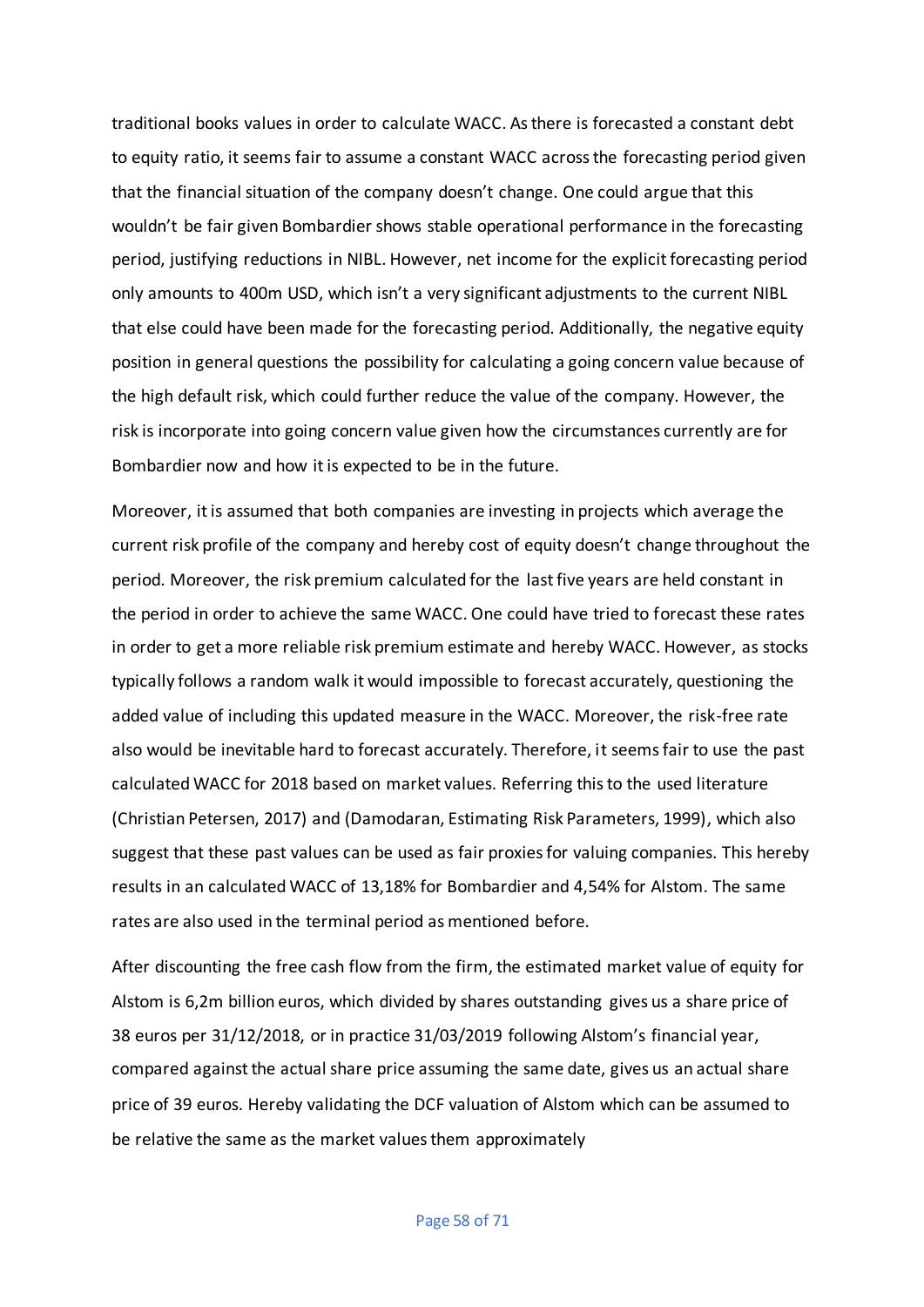traditional books values in order to calculate WACC. As there is forecasted a constant debt to equity ratio, it seems fair to assume a constant WACC across the forecasting period given that the financial situation of the company doesn't change. One could argue that this wouldn't be fair given Bombardier shows stable operational performance in the forecasting period, justifying reductions in NIBL. However, net income for the explicit forecasting period only amounts to 400m USD, which isn't a very significant adjustments to the current NIBL that else could have been made for the forecasting period. Additionally, the negative equity position in general questions the possibility for calculating a going concern value because of the high default risk, which could further reduce the value of the company. However, the risk is incorporate into going concern value given how the circumstances currently are for Bombardier now and how it is expected to be in the future.

Moreover, it is assumed that both companies are investing in projects which average the current risk profile of the company and hereby cost of equity doesn't change throughout the period. Moreover, the risk premium calculated for the last five years are held constant in the period in order to achieve the same WACC. One could have tried to forecast these rates in order to get a more reliable risk premium estimate and hereby WACC. However, as stocks typically follows a random walk it would impossible to forecast accurately, questioning the added value of including this updated measure in the WACC. Moreover, the risk-free rate also would be inevitable hard to forecast accurately. Therefore, it seems fair to use the past calculated WACC for 2018 based on market values. Referring this to the used literature (Christian Petersen, 2017) and (Damodaran, Estimating Risk Parameters, 1999), which also suggest that these past values can be used as fair proxies for valuing companies. This hereby results in an calculated WACC of 13,18% for Bombardier and 4,54% for Alstom. The same rates are also used in the terminal period as mentioned before.

After discounting the free cash flow from the firm, the estimated market value of equity for Alstom is 6,2m billion euros, which divided by shares outstanding gives us a share price of 38 euros per 31/12/2018, or in practice 31/03/2019 following Alstom's financial year, compared against the actual share price assuming the same date, gives us an actual share price of 39 euros. Hereby validating the DCF valuation of Alstom which can be assumed to be relative the same as the market values them approximately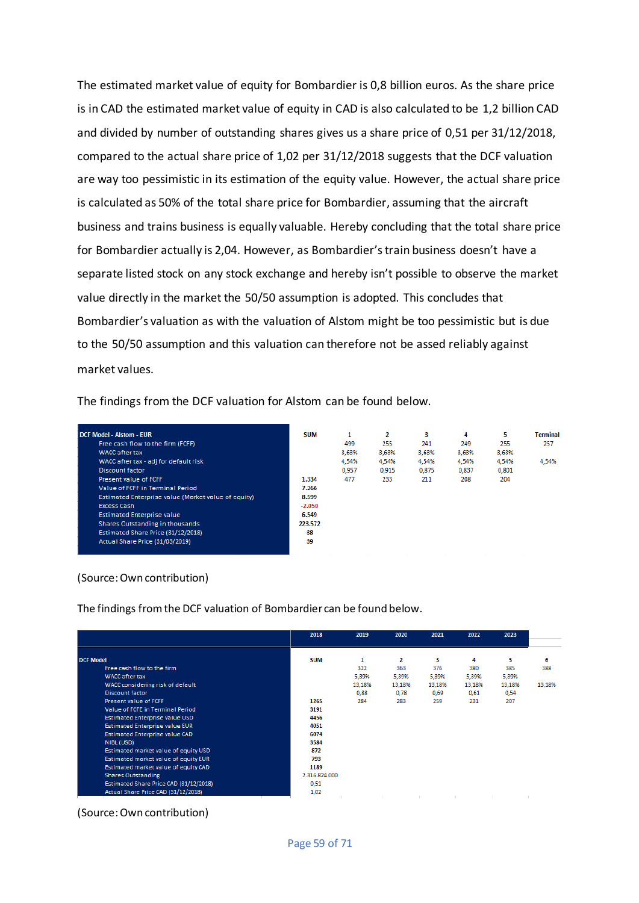The estimated market value of equity for Bombardier is 0,8 billion euros. As the share price is in CAD the estimated market value of equity in CAD is also calculated to be 1,2 billion CAD and divided by number of outstanding shares gives us a share price of 0,51 per 31/12/2018, compared to the actual share price of 1,02 per 31/12/2018 suggests that the DCF valuation are way too pessimistic in its estimation of the equity value. However, the actual share price is calculated as 50% of the total share price for Bombardier, assuming that the aircraft business and trains business is equally valuable. Hereby concluding that the total share price for Bombardier actually is 2,04. However, as Bombardier's train business doesn't have a separate listed stock on any stock exchange and hereby isn't possible to observe the market value directly in the market the 50/50 assumption is adopted. This concludes that Bombardier's valuation as with the valuation of Alstom might be too pessimistic but is due to the 50/50 assumption and this valuation can therefore not be assed reliably against market values.

The findings from the DCF valuation for Alstom can be found below.

| DCF Model - Alstom - EUR | SUM | 1 | 2 | 3 | 4 | 5 | Terminal |
|---|---|---|---|---|---|---|---|
| Free cash flow to the firm (FCFF) | | 499 | 255 | 241 | 249 | 255 | 257 |
| WACC after tax | | 3,63% | 3,63% | 3,63% | 3,63% | 3,63% | |
| WACC after tax - adj for default risk | | 4,54% | 4,54% | 4,54% | 4,54% | 4,54% | 4,54% |
| Discount factor | | 0,957 | 0,915 | 0,875 | 0,837 | 0,801 | |
| Present value of FCFF | 1.334 | 477 | 233 | 211 | 208 | 204 | |
| Value of FCFF in Terminal Period | 7.266 | | | | | | |
| Estimated Enterprise value (Market value of equity) | 8.599 | | | | | | |
| Excess Cash | -2.050 | | | | | | |
| Estimated Enterprise value | 6.549 | | | | | | |
| Shares Outstanding in thousands | 223.572 | | | | | | |
| Estimated Share Price (31/12/2018) | 38 | | | | | | |
| Actual Share Price (31/03/2019) | 39 | | | | | | |

(Source: Own contribution)

The findings from the DCF valuation of Bombardier can be found below.

| | 2018 | 2019 | 2020 | 2021 | 2022 | 2023 | |
|---|---|---|---|---|---|---|---|
| DCF Model | SUM | 1 | 2 | 3 | 4 | 5 | 6 |
| Free cash flow to the firm | | 322 | 363 | 376 | 380 | 385 | 388 |
| WACC after tax | | 5,39% | 5,39% | 5,39% | 5,39% | 5,39% | |
| WACC considering risk of default | | 13,18% | 13,18% | 13,18% | 13,18% | 13,18% | 13,18% |
| Discount factor | | 0,88 | 0,78 | 0,69 | 0,61 | 0,54 | |
| Present value of FCFF | 1265 | 284 | 283 | 259 | 231 | 207 | |
| Value of FCFE in Terminal Period | 3191 | | | | | | |
| Estimated Enterprise value USD | 4456 | | | | | | |
| Estimated Enterprise value EUR | 4051 | | | | | | |
| Estimated Enterprise value CAD | 6074 | | | | | | |
| NIBL (USD) | 3584 | | | | | | |
| Estimated market value of equity USD | 872 | | | | | | |
| Estimated market value of equity EUR | 793 | | | | | | |
| Estimated market value of equity CAD | 1189 | | | | | | |
| Shares Outstanding | 2.316.824.000 | | | | | | |
| Estimated Share Price CAD (31/12/2018) | 0,51 | | | | | | |
| Actual Share Price CAD (31/12/2018) | 1,02 | | | | | | |

(Source: Own contribution)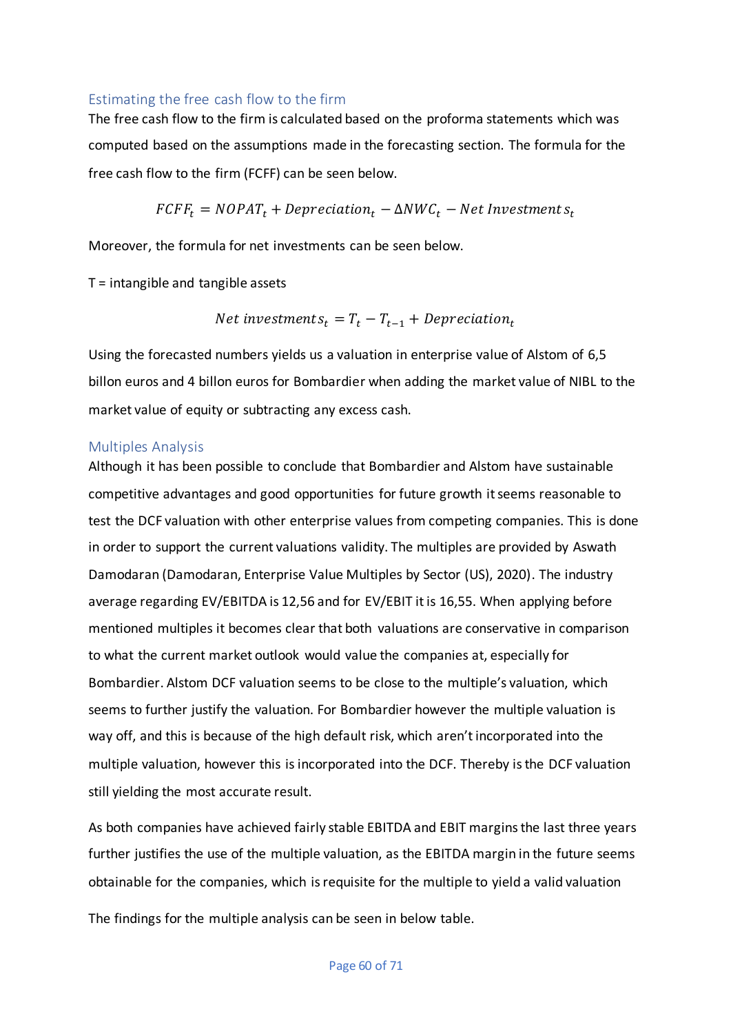### Estimating the free cash flow to the firm

The free cash flow to the firm is calculated based on the proforma statements which was computed based on the assumptions made in the forecasting section. The formula for the free cash flow to the firm (FCFF) can be seen below.

$$FCFF_t = NOPAT_t + Depreciation_t - \Delta NWC_t - Net\ Investments_t$$

Moreover, the formula for net investments can be seen below.

T = intangible and tangible assets

$$Net\ investments_t = T_t - T_{t-1} + Depreciation_t$$

Using the forecasted numbers yields us a valuation in enterprise value of Alstom of 6,5 billon euros and 4 billon euros for Bombardier when adding the market value of NIBL to the market value of equity or subtracting any excess cash.

### Multiples Analysis

Although it has been possible to conclude that Bombardier and Alstom have sustainable competitive advantages and good opportunities for future growth it seems reasonable to test the DCF valuation with other enterprise values from competing companies. This is done in order to support the current valuations validity. The multiples are provided by Aswath Damodaran (Damodaran, Enterprise Value Multiples by Sector (US), 2020). The industry average regarding EV/EBITDA is 12,56 and for EV/EBIT it is 16,55. When applying before mentioned multiples it becomes clear that both valuations are conservative in comparison to what the current market outlook would value the companies at, especially for Bombardier. Alstom DCF valuation seems to be close to the multiple's valuation, which seems to further justify the valuation. For Bombardier however the multiple valuation is way off, and this is because of the high default risk, which aren't incorporated into the multiple valuation, however this is incorporated into the DCF. Thereby is the DCF valuation still yielding the most accurate result.

As both companies have achieved fairly stable EBITDA and EBIT margins the last three years further justifies the use of the multiple valuation, as the EBITDA margin in the future seems obtainable for the companies, which is requisite for the multiple to yield a valid valuation

The findings for the multiple analysis can be seen in below table.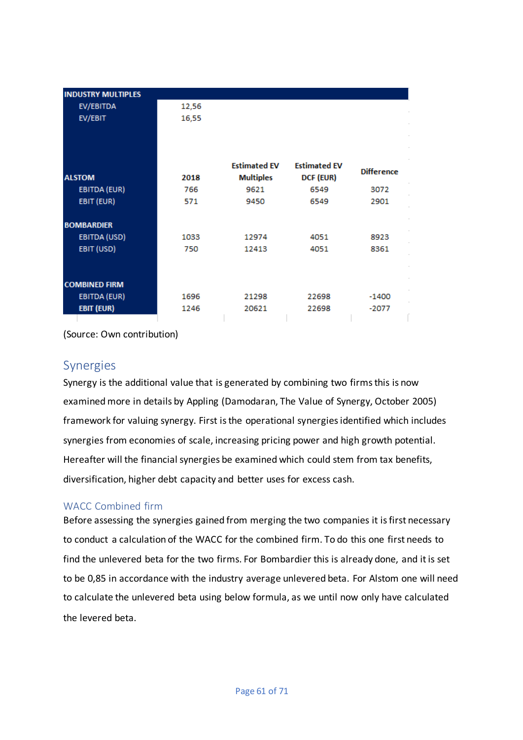| INDUSTRY MULTIPLES | | | | |
|---|---|---|---|---|
| EV/EBITDA | 12,56 | | | |
| EV/EBIT | 16,55 | | | |
| | | | | |
| **ALSTOM** | **2018** | **Estimated EV Multiples** | **Estimated EV DCF (EUR)** | **Difference** |
| EBITDA (EUR) | 766 | 9621 | 6549 | 3072 |
| EBIT (EUR) | 571 | 9450 | 6549 | 2901 |
| | | | | |
| **BOMBARDIER** | | | | |
| EBITDA (USD) | 1033 | 12974 | 4051 | 8923 |
| EBIT (USD) | 750 | 12413 | 4051 | 8361 |
| | | | | |
| **COMBINED FIRM** | | | | |
| EBITDA (EUR) | 1696 | 21298 | 22698 | -1400 |
| **EBIT (EUR)** | 1246 | 20621 | 22698 | -2077 |

(Source: Own contribution)

## Synergies

Synergy is the additional value that is generated by combining two firms this is now examined more in details by Appling (Damodaran, The Value of Synergy, October 2005) framework for valuing synergy. First is the operational synergies identified which includes synergies from economies of scale, increasing pricing power and high growth potential. Hereafter will the financial synergies be examined which could stem from tax benefits, diversification, higher debt capacity and better uses for excess cash.

### WACC Combined firm

Before assessing the synergies gained from merging the two companies it is first necessary to conduct a calculation of the WACC for the combined firm. To do this one first needs to find the unlevered beta for the two firms. For Bombardier this is already done, and it is set to be 0,85 in accordance with the industry average unlevered beta. For Alstom one will need to calculate the unlevered beta using below formula, as we until now only have calculated the levered beta.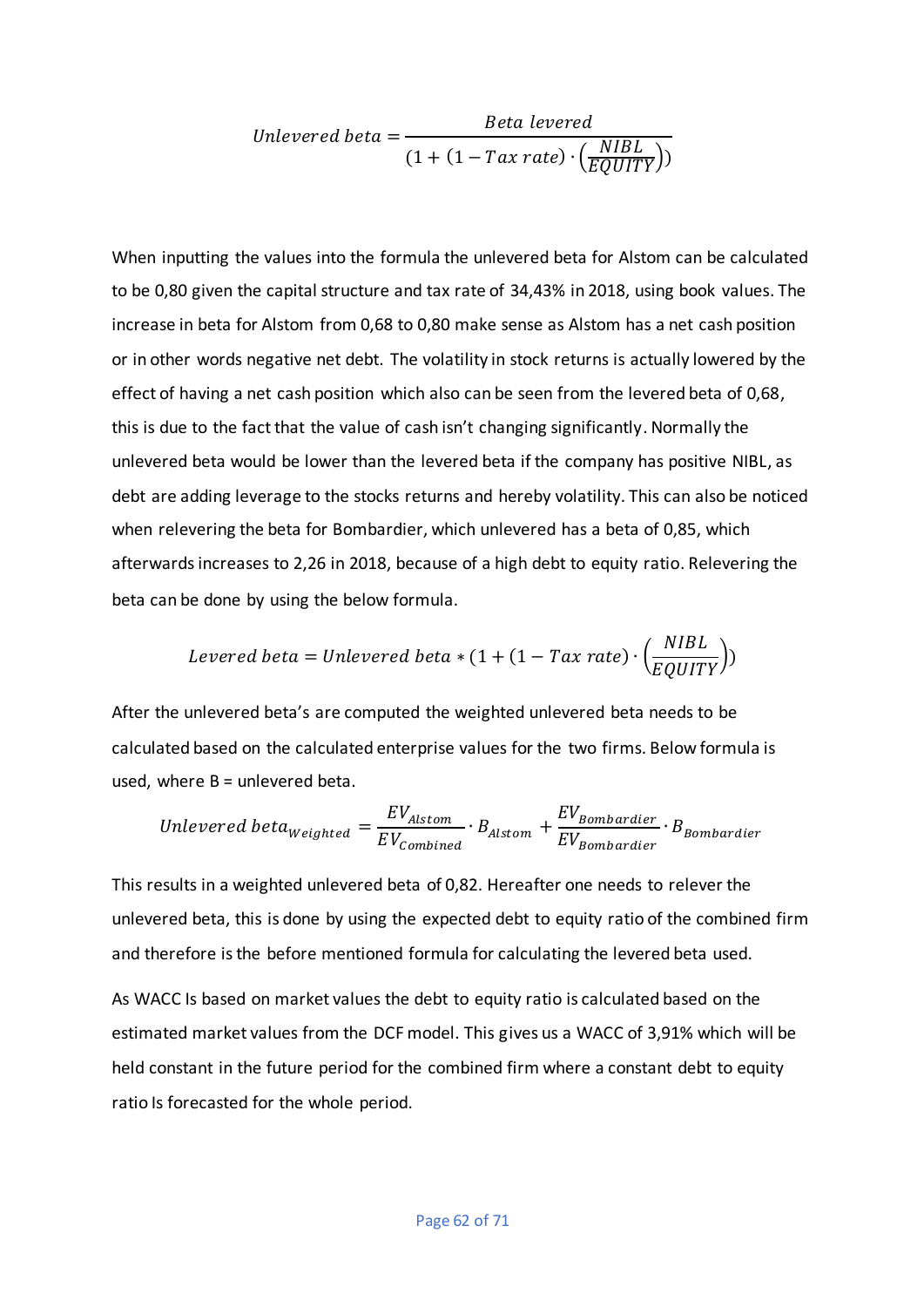$$Unlevered\ beta = \frac{Beta\ levered}{(1 + (1 - Tax\ rate) \cdot \left(\frac{NIBL}{EQUITY}\right))}$$

When inputting the values into the formula the unlevered beta for Alstom can be calculated to be 0,80 given the capital structure and tax rate of 34,43% in 2018, using book values. The increase in beta for Alstom from 0,68 to 0,80 make sense as Alstom has a net cash position or in other words negative net debt. The volatility in stock returns is actually lowered by the effect of having a net cash position which also can be seen from the levered beta of 0,68, this is due to the fact that the value of cash isn't changing significantly. Normally the unlevered beta would be lower than the levered beta if the company has positive NIBL, as debt are adding leverage to the stocks returns and hereby volatility. This can also be noticed when relevering the beta for Bombardier, which unlevered has a beta of 0,85, which afterwards increases to 2,26 in 2018, because of a high debt to equity ratio. Relevering the beta can be done by using the below formula.

$$Levered\ beta = Unlevered\ beta * (1 + (1 - Tax\ rate) \cdot \left(\frac{NIBL}{EQUITY}\right))$$

After the unlevered beta's are computed the weighted unlevered beta needs to be calculated based on the calculated enterprise values for the two firms. Below formula is used, where B = unlevered beta.

$$Unlevered\ beta_{Weighted} = \frac{EV_{Alstom}}{EV_{Combined}} \cdot B_{Alstom} + \frac{EV_{Bombardier}}{EV_{Bombardier}} \cdot B_{Bombardier}$$

This results in a weighted unlevered beta of 0,82. Hereafter one needs to relever the unlevered beta, this is done by using the expected debt to equity ratio of the combined firm and therefore is the before mentioned formula for calculating the levered beta used.

As WACC Is based on market values the debt to equity ratio is calculated based on the estimated market values from the DCF model. This gives us a WACC of 3,91% which will be held constant in the future period for the combined firm where a constant debt to equity ratio Is forecasted for the whole period.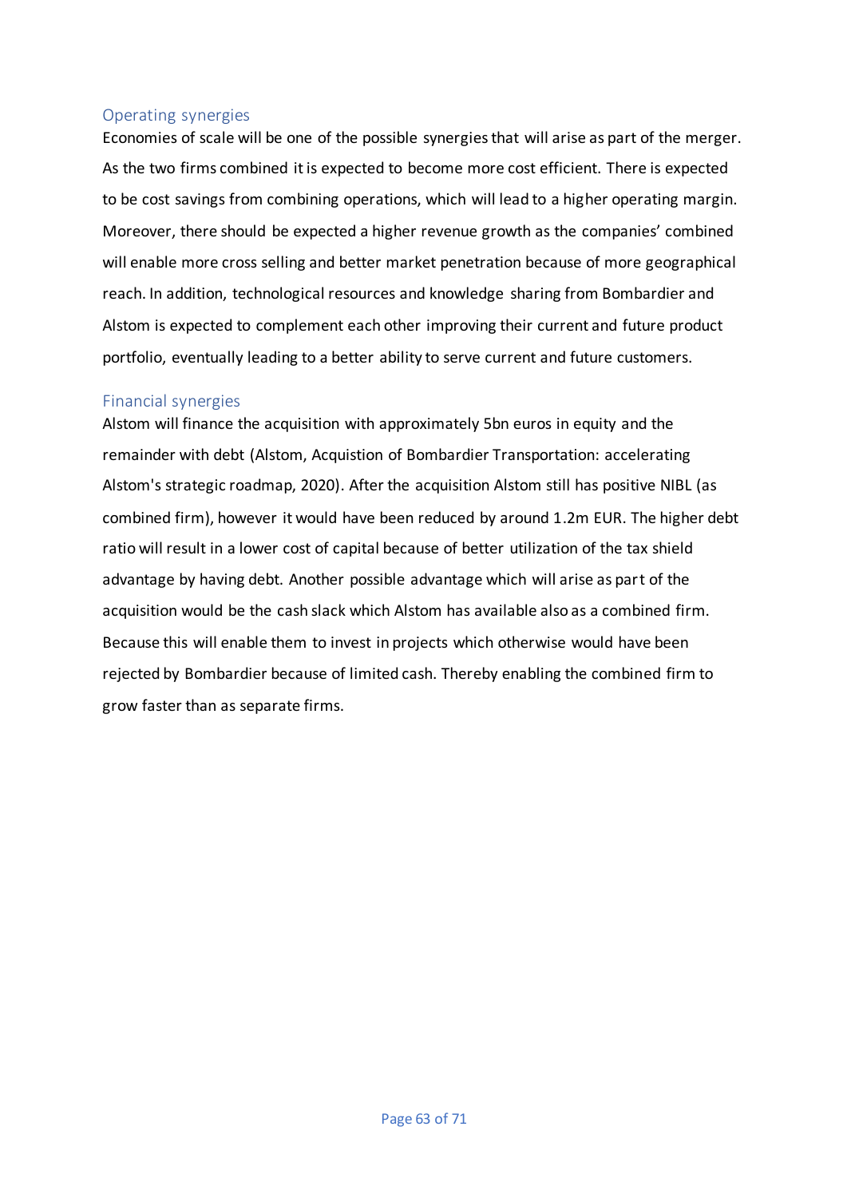### Operating synergies

Economies of scale will be one of the possible synergies that will arise as part of the merger. As the two firms combined it is expected to become more cost efficient. There is expected to be cost savings from combining operations, which will lead to a higher operating margin. Moreover, there should be expected a higher revenue growth as the companies' combined will enable more cross selling and better market penetration because of more geographical reach. In addition, technological resources and knowledge sharing from Bombardier and Alstom is expected to complement each other improving their current and future product portfolio, eventually leading to a better ability to serve current and future customers.

### Financial synergies

Alstom will finance the acquisition with approximately 5bn euros in equity and the remainder with debt (Alstom, Acquistion of Bombardier Transportation: accelerating Alstom's strategic roadmap, 2020). After the acquisition Alstom still has positive NIBL (as combined firm), however it would have been reduced by around 1.2m EUR. The higher debt ratio will result in a lower cost of capital because of better utilization of the tax shield advantage by having debt. Another possible advantage which will arise as part of the acquisition would be the cash slack which Alstom has available also as a combined firm. Because this will enable them to invest in projects which otherwise would have been rejected by Bombardier because of limited cash. Thereby enabling the combined firm to grow faster than as separate firms.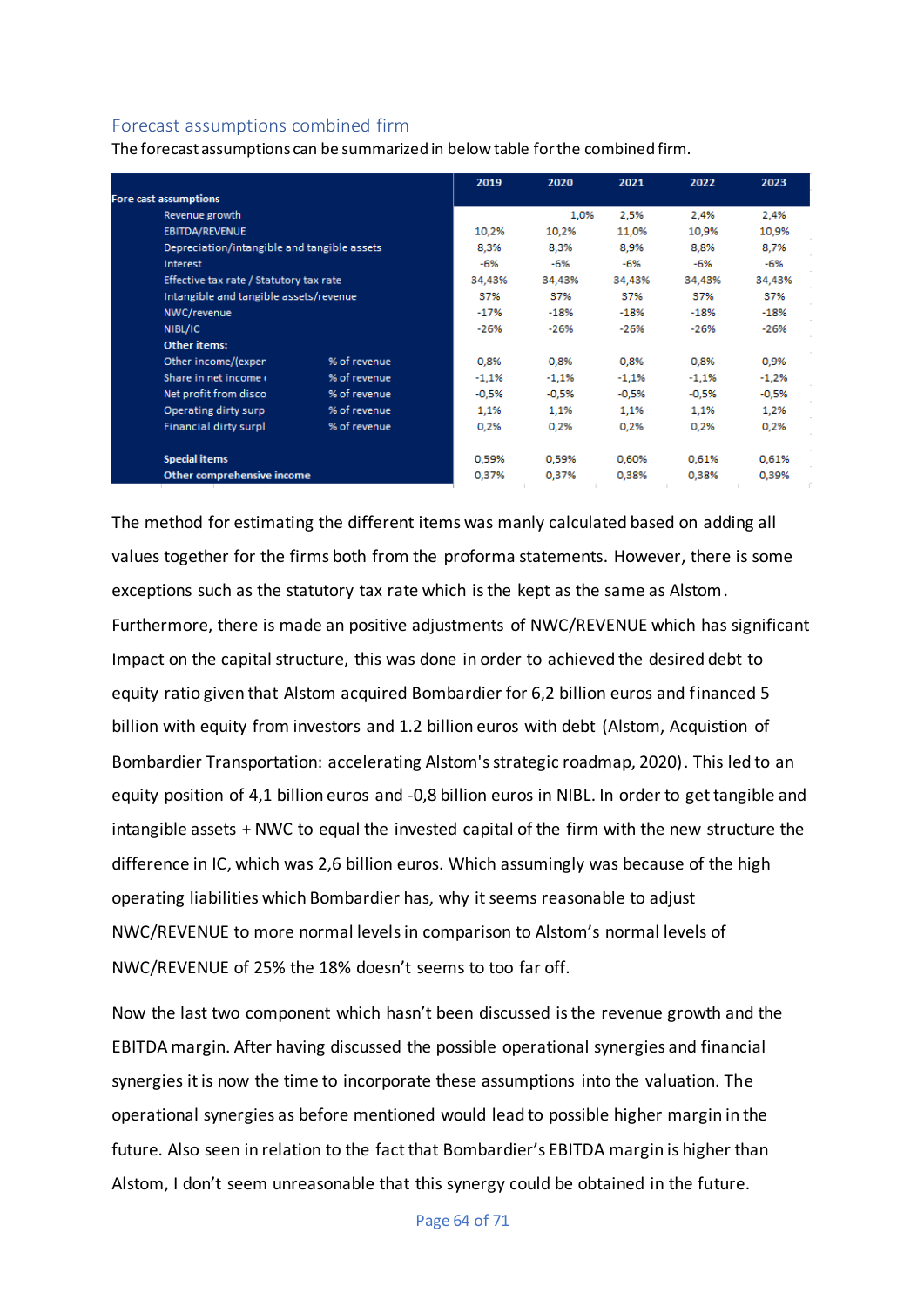## Forecast assumptions combined firm

The forecast assumptions can be summarized in below table for the combined firm.

| Fore cast assumptions | | 2019 | 2020 | 2021 | 2022 | 2023 |
|---|---|---|---|---|---|---|
| Revenue growth | | | 1,0% | 2,5% | 2,4% | 2,4% |
| EBITDA/REVENUE | | 10,2% | 10,2% | 11,0% | 10,9% | 10,9% |
| Depreciation/intangible and tangible assets | | 8,3% | 8,3% | 8,9% | 8,8% | 8,7% |
| Interest | | -6% | -6% | -6% | -6% | -6% |
| Effective tax rate / Statutory tax rate | | 34,43% | 34,43% | 34,43% | 34,43% | 34,43% |
| Intangible and tangible assets/revenue | | 37% | 37% | 37% | 37% | 37% |
| NWC/revenue | | -17% | -18% | -18% | -18% | -18% |
| NIBL/IC | | -26% | -26% | -26% | -26% | -26% |
| **Other items:** | | | | | | |
| Other income/(exper | % of revenue | 0,8% | 0,8% | 0,8% | 0,8% | 0,9% |
| Share in net income ( | % of revenue | -1,1% | -1,1% | -1,1% | -1,1% | -1,2% |
| Net profit from disco | % of revenue | -0,5% | -0,5% | -0,5% | -0,5% | -0,5% |
| Operating dirty surp | % of revenue | 1,1% | 1,1% | 1,1% | 1,1% | 1,2% |
| Financial dirty surpl | % of revenue | 0,2% | 0,2% | 0,2% | 0,2% | 0,2% |
| **Special items** | | 0,59% | 0,59% | 0,60% | 0,61% | 0,61% |
| **Other comprehensive income** | | 0,37% | 0,37% | 0,38% | 0,38% | 0,39% |

The method for estimating the different items was manly calculated based on adding all values together for the firms both from the proforma statements. However, there is some exceptions such as the statutory tax rate which is the kept as the same as Alstom. Furthermore, there is made an positive adjustments of NWC/REVENUE which has significant Impact on the capital structure, this was done in order to achieved the desired debt to equity ratio given that Alstom acquired Bombardier for 6,2 billion euros and financed 5 billion with equity from investors and 1.2 billion euros with debt (Alstom, Acquistion of Bombardier Transportation: accelerating Alstom's strategic roadmap, 2020). This led to an equity position of 4,1 billion euros and -0,8 billion euros in NIBL. In order to get tangible and intangible assets + NWC to equal the invested capital of the firm with the new structure the difference in IC, which was 2,6 billion euros. Which assumingly was because of the high operating liabilities which Bombardier has, why it seems reasonable to adjust NWC/REVENUE to more normal levels in comparison to Alstom's normal levels of NWC/REVENUE of 25% the 18% doesn't seems to too far off.

Now the last two component which hasn't been discussed is the revenue growth and the EBITDA margin. After having discussed the possible operational synergies and financial synergies it is now the time to incorporate these assumptions into the valuation. The operational synergies as before mentioned would lead to possible higher margin in the future. Also seen in relation to the fact that Bombardier's EBITDA margin is higher than Alstom, I don't seem unreasonable that this synergy could be obtained in the future.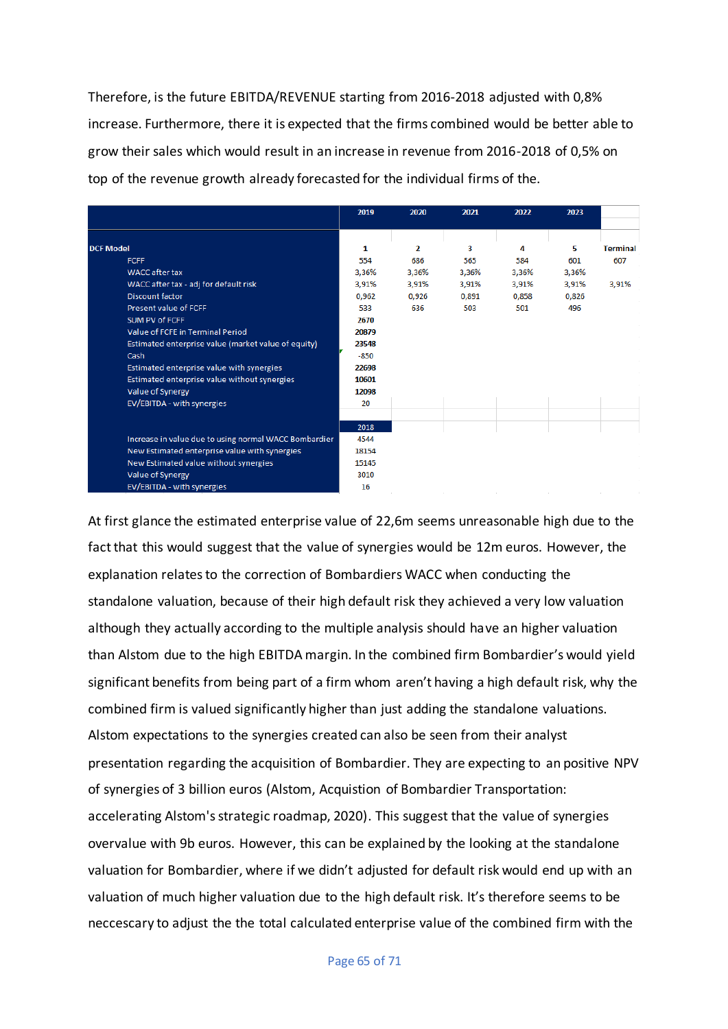Therefore, is the future EBITDA/REVENUE starting from 2016-2018 adjusted with 0,8% increase. Furthermore, there it is expected that the firms combined would be better able to grow their sales which would result in an increase in revenue from 2016-2018 of 0,5% on top of the revenue growth already forecasted for the individual firms of the.

| | 2019 | 2020 | 2021 | 2022 | 2023 | |
|---|---|---|---|---|---|---|
| **DCF Model** | 1 | 2 | 3 | 4 | 5 | Terminal |
| FCFF | 554 | 686 | 565 | 584 | 601 | 607 |
| WACC after tax | 3,36% | 3,36% | 3,36% | 3,36% | 3,36% | |
| WACC after tax - adj for default risk | 3,91% | 3,91% | 3,91% | 3,91% | 3,91% | 3,91% |
| Discount factor | 0,962 | 0,926 | 0,891 | 0,858 | 0,826 | |
| Present value of FCFF | 533 | 636 | 503 | 501 | 496 | |
| SUM PV of FCFF | 2670 | | | | | |
| Value of FCFE in Terminal Period | 20879 | | | | | |
| Estimated enterprise value (market value of equity) | 23548 | | | | | |
| Cash | -850 | | | | | |
| Estimated enterprise value with synergies | 22698 | | | | | |
| Estimated enterprise value without synergies | 10601 | | | | | |
| Value of Synergy | 12098 | | | | | |
| EV/EBITDA - with synergies | 20 | | | | | |
| | 2018 | | | | | |
| Increase in value due to using normal WACC Bombardier | 4544 | | | | | |
| New Estimated enterprise value with synergies | 18154 | | | | | |
| New Estimated value without synergies | 15145 | | | | | |
| Value of Synergy | 3010 | | | | | |
| EV/EBITDA - with synergies | 16 | | | | | |

At first glance the estimated enterprise value of 22,6m seems unreasonable high due to the fact that this would suggest that the value of synergies would be 12m euros. However, the explanation relates to the correction of Bombardiers WACC when conducting the standalone valuation, because of their high default risk they achieved a very low valuation although they actually according to the multiple analysis should have an higher valuation than Alstom due to the high EBITDA margin. In the combined firm Bombardier's would yield significant benefits from being part of a firm whom aren't having a high default risk, why the combined firm is valued significantly higher than just adding the standalone valuations. Alstom expectations to the synergies created can also be seen from their analyst presentation regarding the acquisition of Bombardier. They are expecting to an positive NPV of synergies of 3 billion euros (Alstom, Acquistion of Bombardier Transportation: accelerating Alstom's strategic roadmap, 2020). This suggest that the value of synergies overvalue with 9b euros. However, this can be explained by the looking at the standalone valuation for Bombardier, where if we didn't adjusted for default risk would end up with an valuation of much higher valuation due to the high default risk. It's therefore seems to be neccescary to adjust the the total calculated enterprise value of the combined firm with the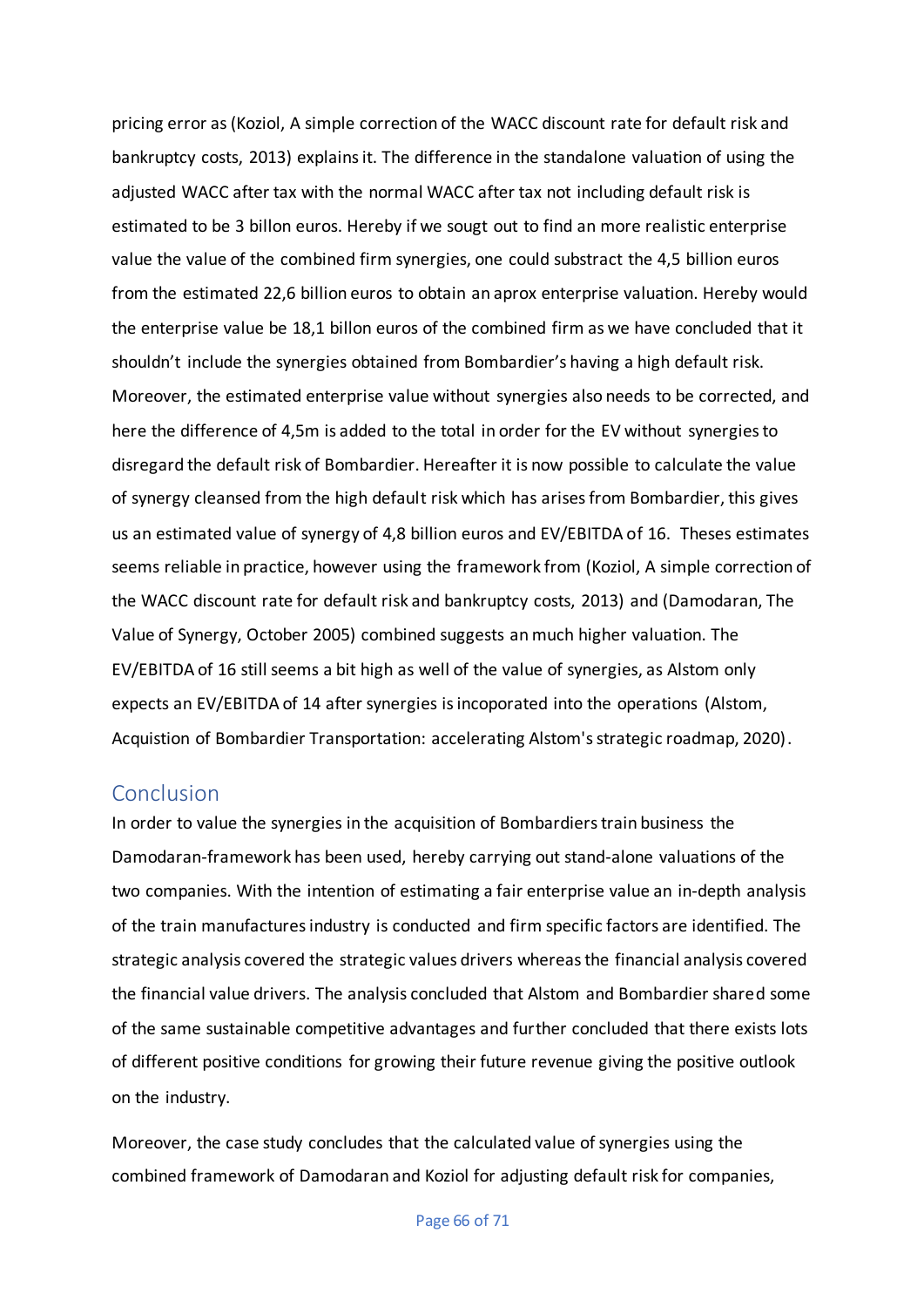pricing error as (Koziol, A simple correction of the WACC discount rate for default risk and bankruptcy costs, 2013) explains it. The difference in the standalone valuation of using the adjusted WACC after tax with the normal WACC after tax not including default risk is estimated to be 3 billon euros. Hereby if we sougt out to find an more realistic enterprise value the value of the combined firm synergies, one could substract the 4,5 billion euros from the estimated 22,6 billion euros to obtain an aprox enterprise valuation. Hereby would the enterprise value be 18,1 billon euros of the combined firm as we have concluded that it shouldn't include the synergies obtained from Bombardier's having a high default risk. Moreover, the estimated enterprise value without synergies also needs to be corrected, and here the difference of 4,5m is added to the total in order for the EV without synergies to disregard the default risk of Bombardier. Hereafter it is now possible to calculate the value of synergy cleansed from the high default risk which has arises from Bombardier, this gives us an estimated value of synergy of 4,8 billion euros and EV/EBITDA of 16. Theses estimates seems reliable in practice, however using the framework from (Koziol, A simple correction of the WACC discount rate for default risk and bankruptcy costs, 2013) and (Damodaran, The Value of Synergy, October 2005) combined suggests an much higher valuation. The EV/EBITDA of 16 still seems a bit high as well of the value of synergies, as Alstom only expects an EV/EBITDA of 14 after synergies is incoporated into the operations (Alstom, Acquistion of Bombardier Transportation: accelerating Alstom's strategic roadmap, 2020).

## Conclusion

In order to value the synergies in the acquisition of Bombardiers train business the Damodaran-framework has been used, hereby carrying out stand-alone valuations of the two companies. With the intention of estimating a fair enterprise value an in-depth analysis of the train manufactures industry is conducted and firm specific factors are identified. The strategic analysis covered the strategic values drivers whereas the financial analysis covered the financial value drivers. The analysis concluded that Alstom and Bombardier shared some of the same sustainable competitive advantages and further concluded that there exists lots of different positive conditions for growing their future revenue giving the positive outlook on the industry.

Moreover, the case study concludes that the calculated value of synergies using the combined framework of Damodaran and Koziol for adjusting default risk for companies,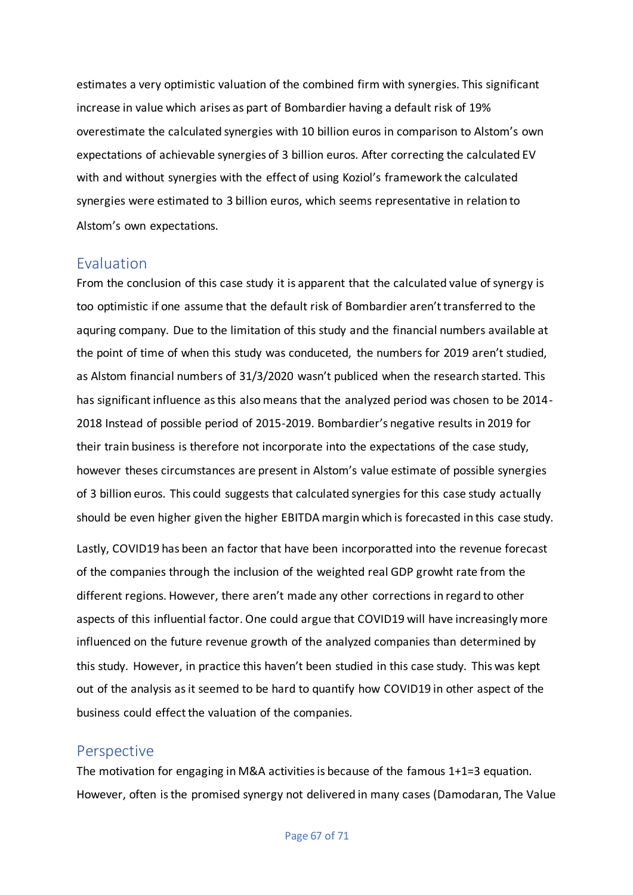estimates a very optimistic valuation of the combined firm with synergies. This significant increase in value which arises as part of Bombardier having a default risk of 19% overestimate the calculated synergies with 10 billion euros in comparison to Alstom's own expectations of achievable synergies of 3 billion euros. After correcting the calculated EV with and without synergies with the effect of using Koziol's framework the calculated synergies were estimated to 3 billion euros, which seems representative in relation to Alstom's own expectations.

## Evaluation

From the conclusion of this case study it is apparent that the calculated value of synergy is too optimistic if one assume that the default risk of Bombardier aren't transferred to the aquring company. Due to the limitation of this study and the financial numbers available at the point of time of when this study was conduceted, the numbers for 2019 aren't studied, as Alstom financial numbers of 31/3/2020 wasn't publiced when the research started. This has significant influence as this also means that the analyzed period was chosen to be 2014-2018 Instead of possible period of 2015-2019. Bombardier's negative results in 2019 for their train business is therefore not incorporate into the expectations of the case study, however theses circumstances are present in Alstom's value estimate of possible synergies of 3 billion euros. This could suggests that calculated synergies for this case study actually should be even higher given the higher EBITDA margin which is forecasted in this case study.

Lastly, COVID19 has been an factor that have been incorporatted into the revenue forecast of the companies through the inclusion of the weighted real GDP growht rate from the different regions. However, there aren't made any other corrections in regard to other aspects of this influential factor. One could argue that COVID19 will have increasingly more influenced on the future revenue growth of the analyzed companies than determined by this study. However, in practice this haven't been studied in this case study. This was kept out of the analysis as it seemed to be hard to quantify how COVID19 in other aspect of the business could effect the valuation of the companies.

## Perspective

The motivation for engaging in M&A activities is because of the famous 1+1=3 equation. However, often is the promised synergy not delivered in many cases (Damodaran, The Value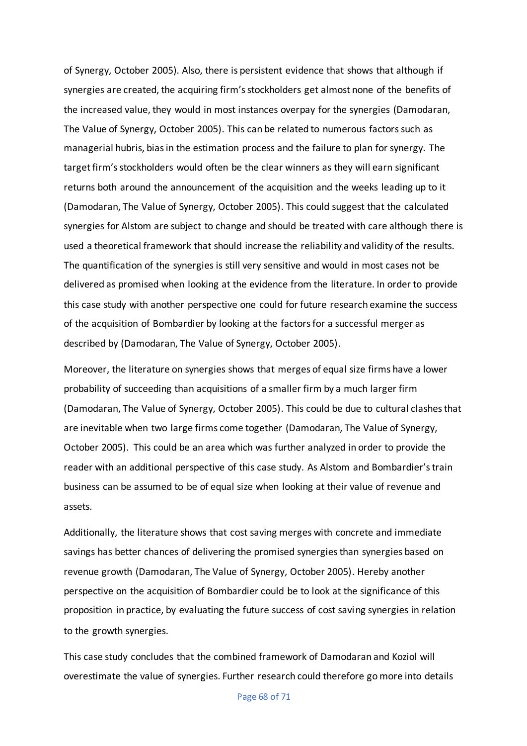of Synergy, October 2005). Also, there is persistent evidence that shows that although if synergies are created, the acquiring firm's stockholders get almost none of the benefits of the increased value, they would in most instances overpay for the synergies (Damodaran, The Value of Synergy, October 2005). This can be related to numerous factors such as managerial hubris, bias in the estimation process and the failure to plan for synergy. The target firm's stockholders would often be the clear winners as they will earn significant returns both around the announcement of the acquisition and the weeks leading up to it (Damodaran, The Value of Synergy, October 2005). This could suggest that the calculated synergies for Alstom are subject to change and should be treated with care although there is used a theoretical framework that should increase the reliability and validity of the results. The quantification of the synergies is still very sensitive and would in most cases not be delivered as promised when looking at the evidence from the literature. In order to provide this case study with another perspective one could for future research examine the success of the acquisition of Bombardier by looking at the factors for a successful merger as described by (Damodaran, The Value of Synergy, October 2005).

Moreover, the literature on synergies shows that merges of equal size firms have a lower probability of succeeding than acquisitions of a smaller firm by a much larger firm (Damodaran, The Value of Synergy, October 2005). This could be due to cultural clashes that are inevitable when two large firms come together (Damodaran, The Value of Synergy, October 2005). This could be an area which was further analyzed in order to provide the reader with an additional perspective of this case study. As Alstom and Bombardier's train business can be assumed to be of equal size when looking at their value of revenue and assets.

Additionally, the literature shows that cost saving merges with concrete and immediate savings has better chances of delivering the promised synergies than synergies based on revenue growth (Damodaran, The Value of Synergy, October 2005). Hereby another perspective on the acquisition of Bombardier could be to look at the significance of this proposition in practice, by evaluating the future success of cost saving synergies in relation to the growth synergies.

This case study concludes that the combined framework of Damodaran and Koziol will overestimate the value of synergies. Further research could therefore go more into details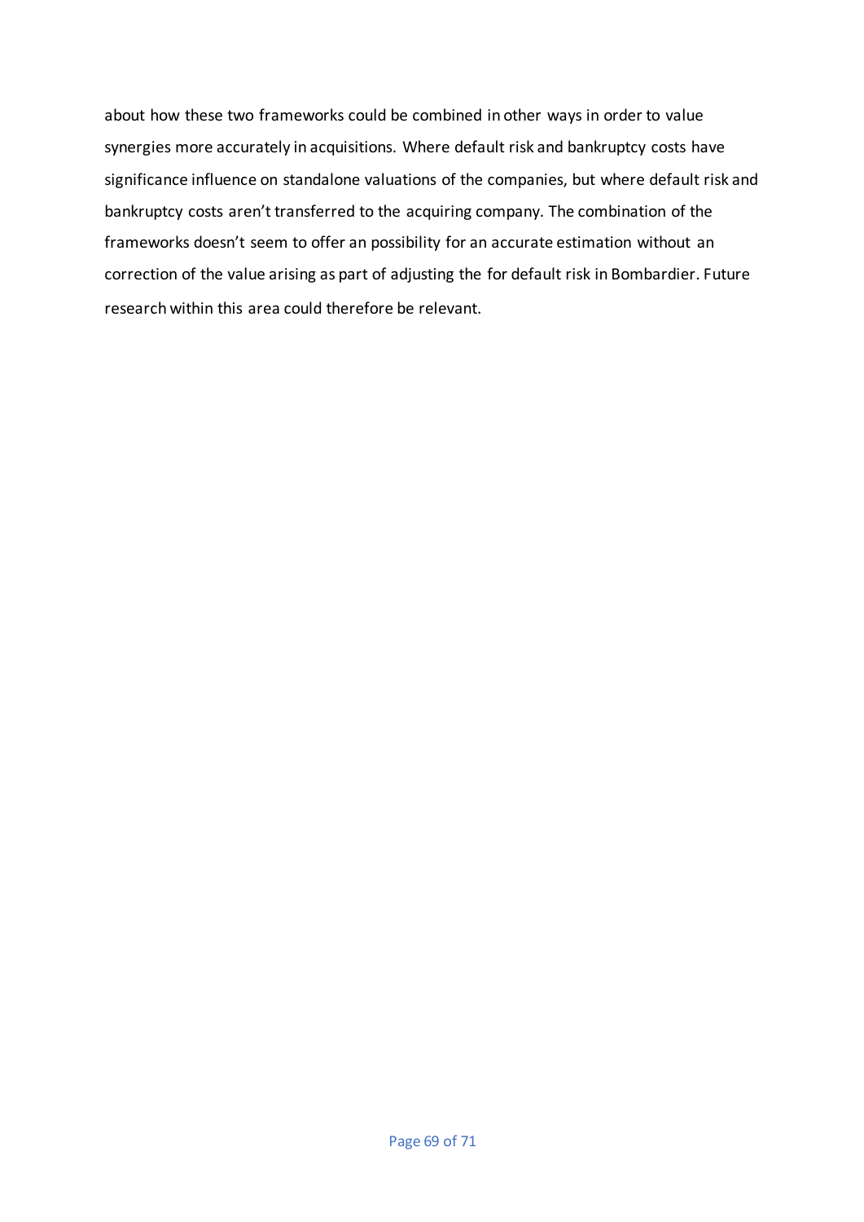about how these two frameworks could be combined in other ways in order to value synergies more accurately in acquisitions. Where default risk and bankruptcy costs have significance influence on standalone valuations of the companies, but where default risk and bankruptcy costs aren't transferred to the acquiring company. The combination of the frameworks doesn't seem to offer an possibility for an accurate estimation without an correction of the value arising as part of adjusting the for default risk in Bombardier. Future research within this area could therefore be relevant.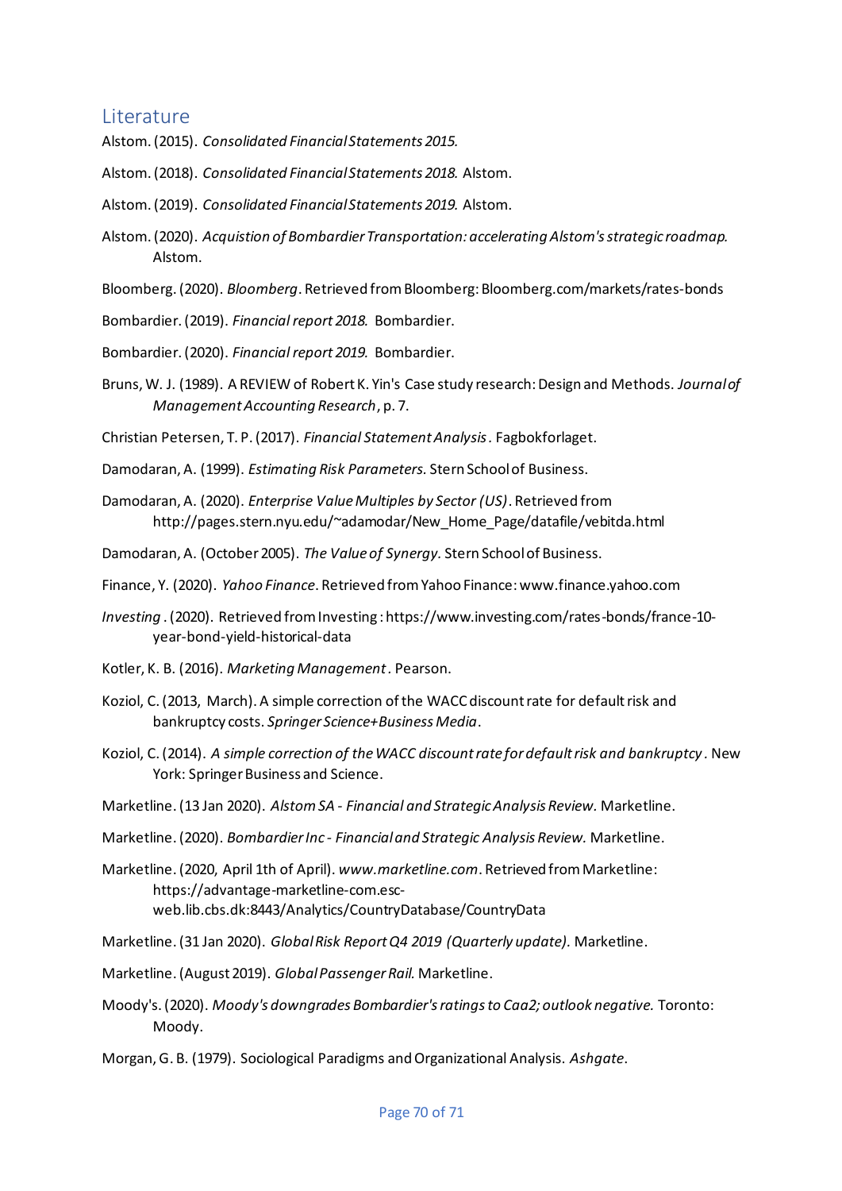## Literature

Alstom. (2015). *Consolidated Financial Statements 2015.*

Alstom. (2018). *Consolidated Financial Statements 2018.* Alstom.

Alstom. (2019). *Consolidated Financial Statements 2019.* Alstom.

Alstom. (2020). *Acquistion of Bombardier Transportation: accelerating Alstom's strategic roadmap.* Alstom.

Bloomberg. (2020). *Bloomberg*. Retrieved from Bloomberg: Bloomberg.com/markets/rates-bonds

Bombardier. (2019). *Financial report 2018.* Bombardier.

Bombardier. (2020). *Financial report 2019.* Bombardier.

Bruns, W. J. (1989). A REVIEW of Robert K. Yin's Case study research: Design and Methods. *Journal of Management Accounting Research*, p. 7.

Christian Petersen, T. P. (2017). *Financial Statement Analysis*. Fagbokforlaget.

Damodaran, A. (1999). *Estimating Risk Parameters.* Stern School of Business.

Damodaran, A. (2020). *Enterprise Value Multiples by Sector (US)*. Retrieved from http://pages.stern.nyu.edu/~adamodar/New_Home_Page/datafile/vebitda.html

Damodaran, A. (October 2005). *The Value of Synergy.* Stern School of Business.

Finance, Y. (2020). *Yahoo Finance*. Retrieved from Yahoo Finance: www.finance.yahoo.com

*Investing* . (2020). Retrieved from Investing : https://www.investing.com/rates-bonds/france-10-year-bond-yield-historical-data

Kotler, K. B. (2016). *Marketing Management*. Pearson.

Koziol, C. (2013, March). A simple correction of the WACC discount rate for default risk and bankruptcy costs. *Springer Science+Business Media*.

Koziol, C. (2014). *A simple correction of the WACC discount rate for default risk and bankruptcy*. New York: Springer Business and Science.

Marketline. (13 Jan 2020). *Alstom SA - Financial and Strategic Analysis Review.* Marketline.

Marketline. (2020). *Bombardier Inc - Financial and Strategic Analysis Review.* Marketline.

Marketline. (2020, April 1th of April). *www.marketline.com*. Retrieved from Marketline: https://advantage-marketline-com.esc-web.lib.cbs.dk:8443/Analytics/CountryDatabase/CountryData

Marketline. (31 Jan 2020). *Global Risk Report Q4 2019 (Quarterly update).* Marketline.

Marketline. (August 2019). *Global Passenger Rail.* Marketline.

Moody's. (2020). *Moody's downgrades Bombardier's ratings to Caa2; outlook negative.* Toronto: Moody.

Morgan, G. B. (1979). Sociological Paradigms and Organizational Analysis. *Ashgate*.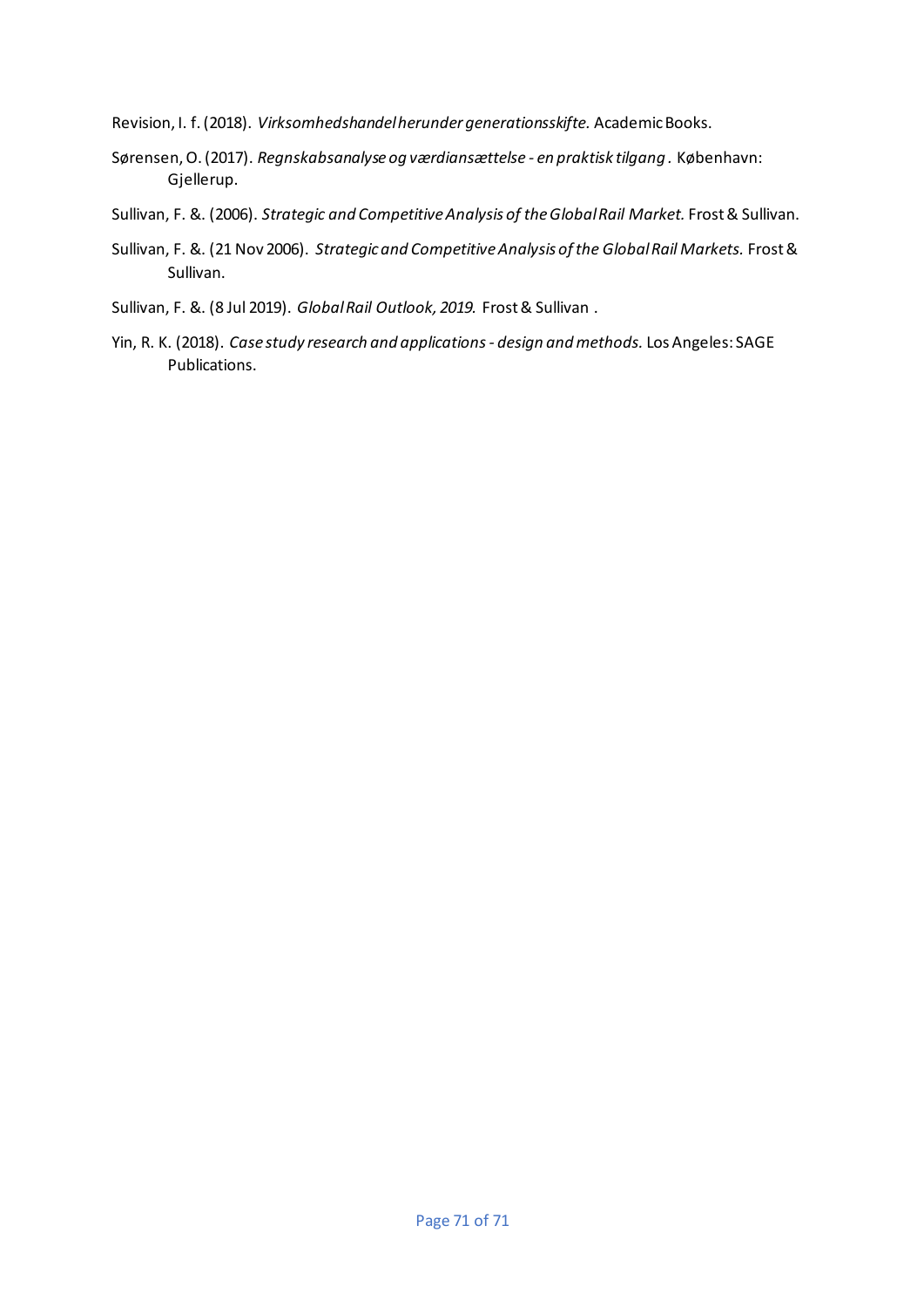Revision, I. f. (2018). *Virksomhedshandel herunder generationsskifte.* Academic Books.

Sørensen, O. (2017). *Regnskabsanalyse og værdiansættelse - en praktisk tilgang*. København: Gjellerup.

Sullivan, F. &. (2006). *Strategic and Competitive Analysis of the Global Rail Market.* Frost & Sullivan.

Sullivan, F. &. (21 Nov 2006). *Strategic and Competitive Analysis of the Global Rail Markets.* Frost & Sullivan.

Sullivan, F. &. (8 Jul 2019). *Global Rail Outlook, 2019.* Frost & Sullivan .

Yin, R. K. (2018). *Case study research and applications - design and methods.* Los Angeles: SAGE Publications.